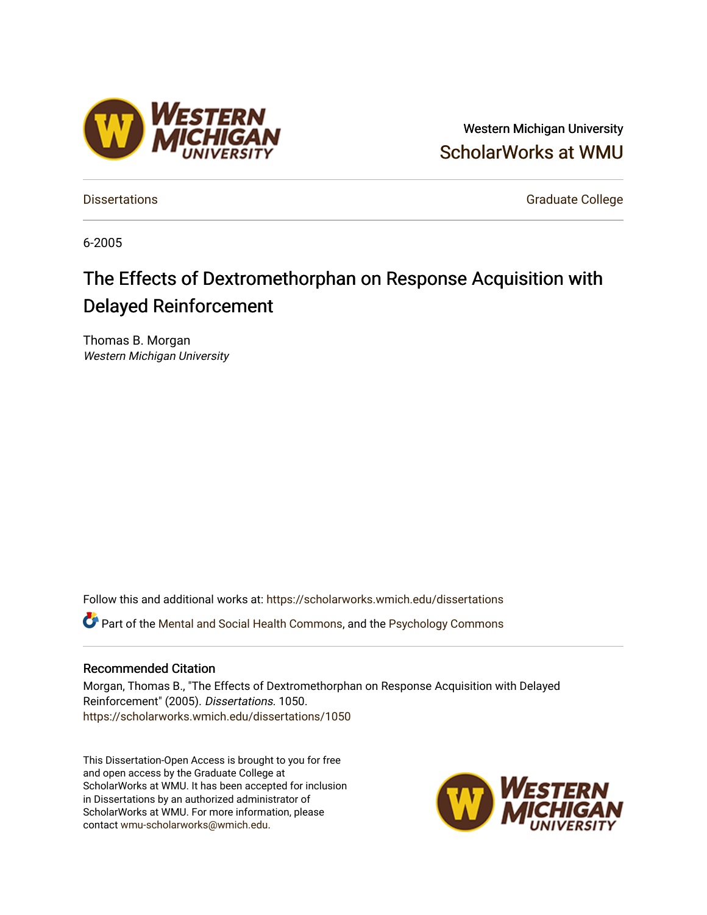Western Michigan University

ScholarWorks at WMU

Dissertations

Graduate College

6-2005

# The Effects of Dextromethorphan on Response Acquisition with Delayed Reinforcement

Thomas B. Morgan
*Western Michigan University*

Follow this and additional works at: https://scholarworks.wmich.edu/dissertations

Part of the Mental and Social Health Commons, and the Psychology Commons

## Recommended Citation

Morgan, Thomas B., "The Effects of Dextromethorphan on Response Acquisition with Delayed Reinforcement" (2005). *Dissertations*. 1050.
https://scholarworks.wmich.edu/dissertations/1050

This Dissertation-Open Access is brought to you for free and open access by the Graduate College at ScholarWorks at WMU. It has been accepted for inclusion in Dissertations by an authorized administrator of ScholarWorks at WMU. For more information, please contact wmu-scholarworks@wmich.edu.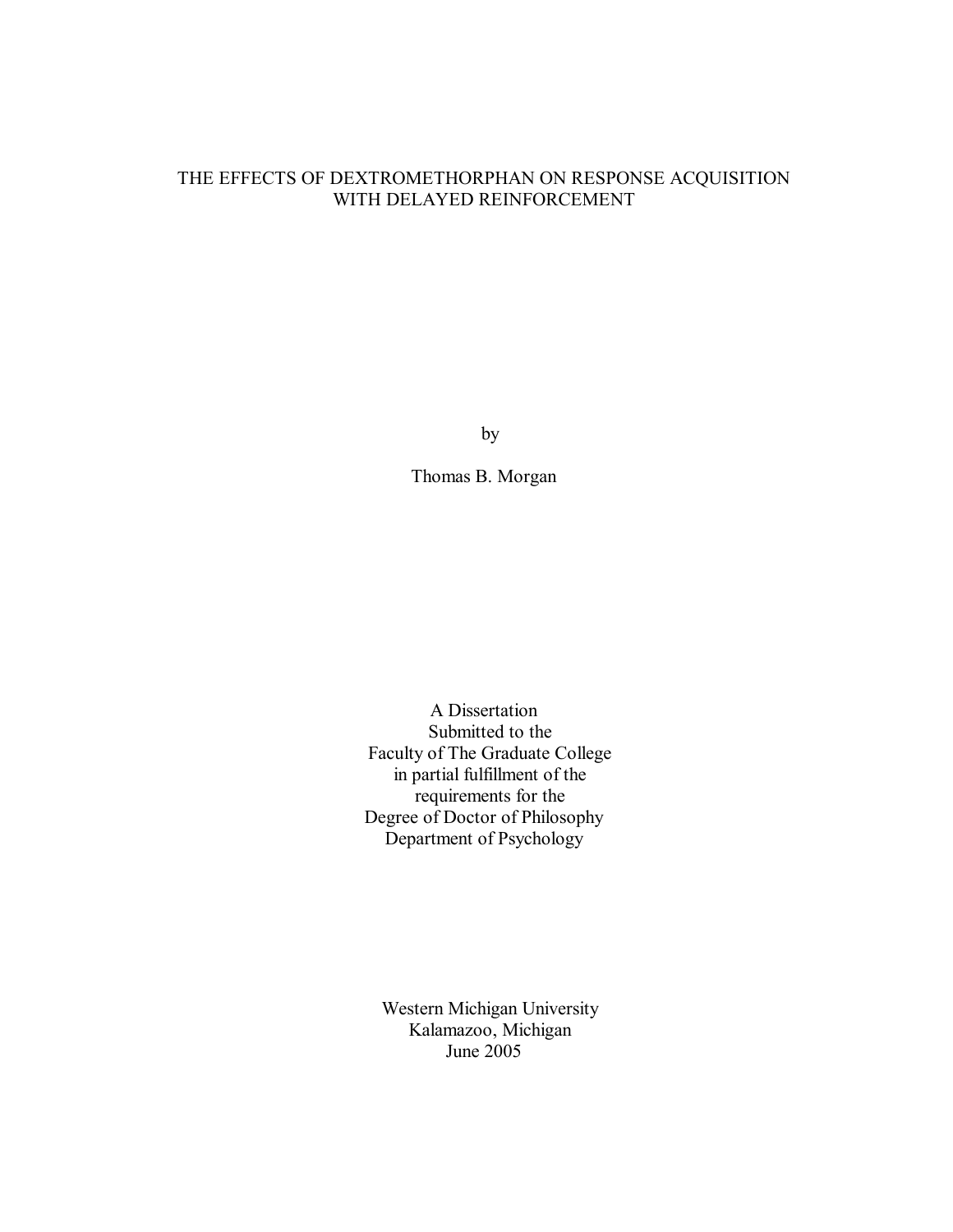# THE EFFECTS OF DEXTROMETHORPHAN ON RESPONSE ACQUISITION WITH DELAYED REINFORCEMENT

by

Thomas B. Morgan

A Dissertation
Submitted to the
Faculty of The Graduate College
in partial fulfillment of the
requirements for the
Degree of Doctor of Philosophy
Department of Psychology

Western Michigan University
Kalamazoo, Michigan
June 2005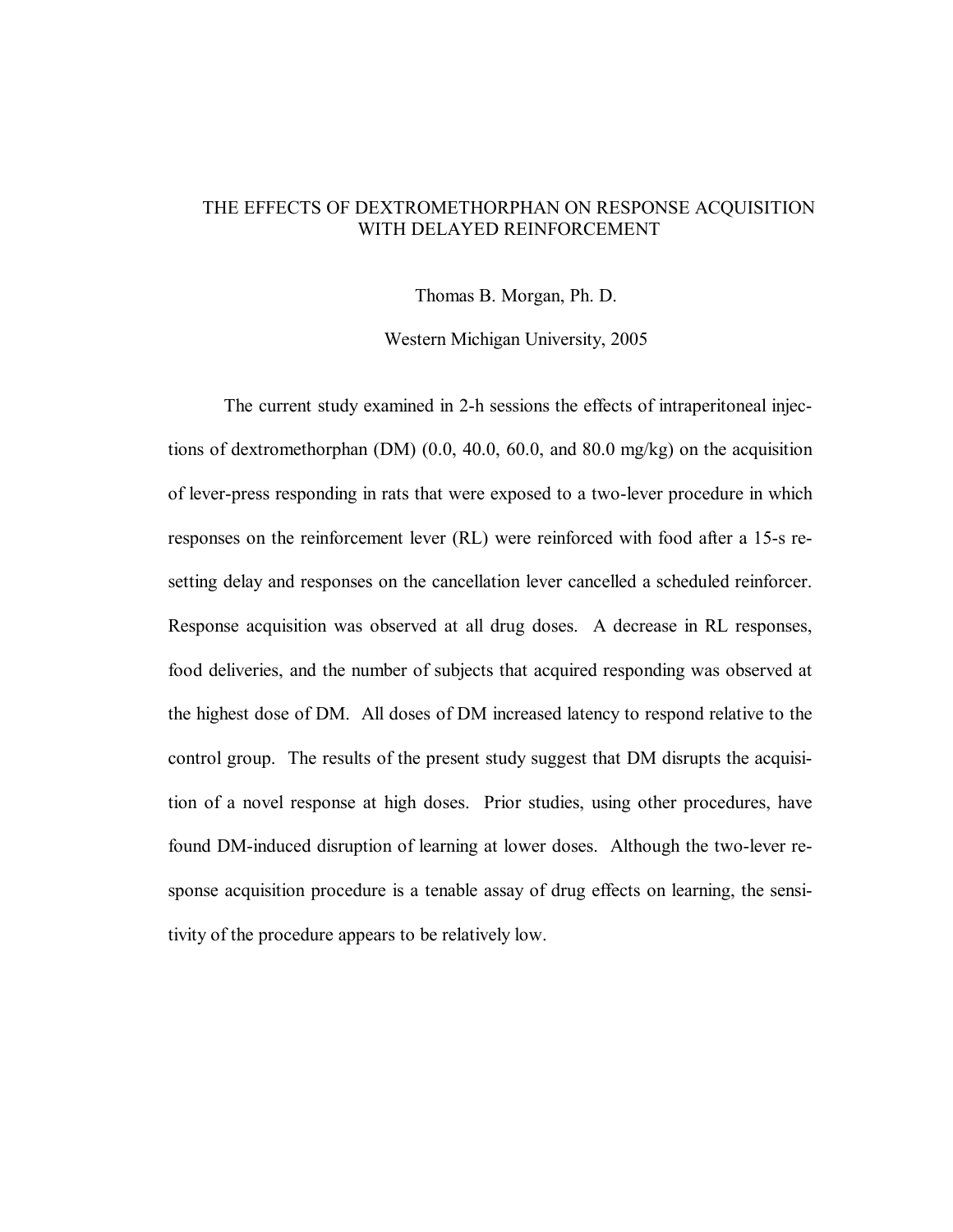# THE EFFECTS OF DEXTROMETHORPHAN ON RESPONSE ACQUISITION WITH DELAYED REINFORCEMENT

Thomas B. Morgan, Ph. D.

Western Michigan University, 2005

The current study examined in 2-h sessions the effects of intraperitoneal injections of dextromethorphan (DM) (0.0, 40.0, 60.0, and 80.0 mg/kg) on the acquisition of lever-press responding in rats that were exposed to a two-lever procedure in which responses on the reinforcement lever (RL) were reinforced with food after a 15-s resetting delay and responses on the cancellation lever cancelled a scheduled reinforcer. Response acquisition was observed at all drug doses. A decrease in RL responses, food deliveries, and the number of subjects that acquired responding was observed at the highest dose of DM. All doses of DM increased latency to respond relative to the control group. The results of the present study suggest that DM disrupts the acquisition of a novel response at high doses. Prior studies, using other procedures, have found DM-induced disruption of learning at lower doses. Although the two-lever response acquisition procedure is a tenable assay of drug effects on learning, the sensitivity of the procedure appears to be relatively low.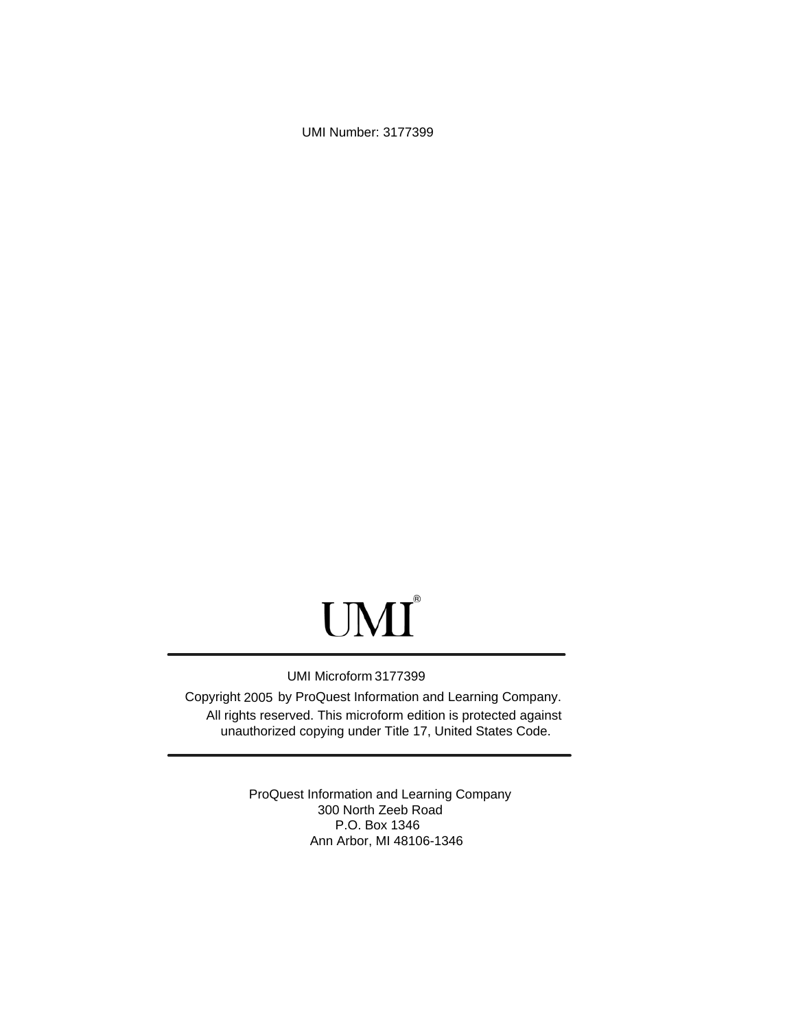UMI Number: 3177399

UMI®

UMI Microform 3177399

Copyright 2005 by ProQuest Information and Learning Company.
All rights reserved. This microform edition is protected against
unauthorized copying under Title 17, United States Code.

ProQuest Information and Learning Company
300 North Zeeb Road
P.O. Box 1346
Ann Arbor, MI 48106-1346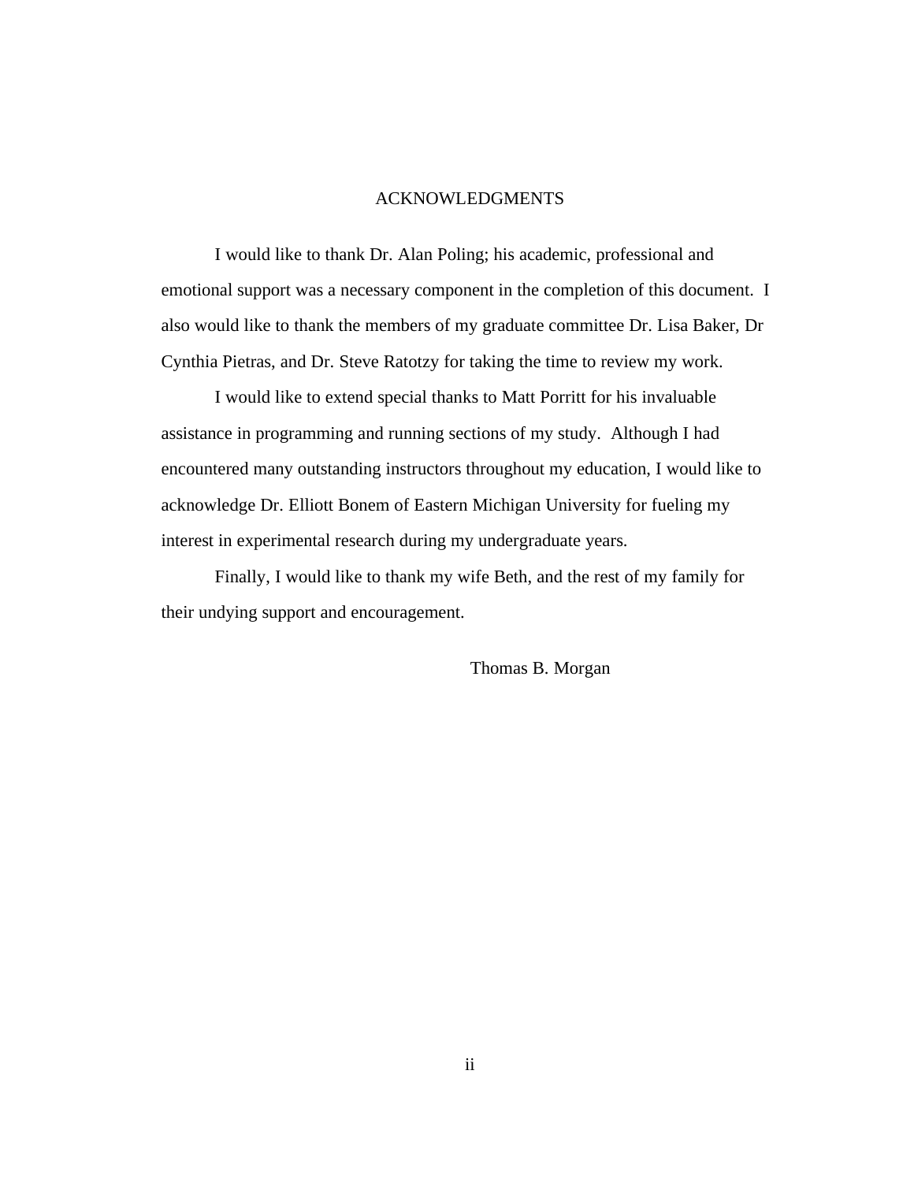# ACKNOWLEDGMENTS

I would like to thank Dr. Alan Poling; his academic, professional and emotional support was a necessary component in the completion of this document. I also would like to thank the members of my graduate committee Dr. Lisa Baker, Dr Cynthia Pietras, and Dr. Steve Ratotzy for taking the time to review my work.

I would like to extend special thanks to Matt Porritt for his invaluable assistance in programming and running sections of my study. Although I had encountered many outstanding instructors throughout my education, I would like to acknowledge Dr. Elliott Bonem of Eastern Michigan University for fueling my interest in experimental research during my undergraduate years.

Finally, I would like to thank my wife Beth, and the rest of my family for their undying support and encouragement.

Thomas B. Morgan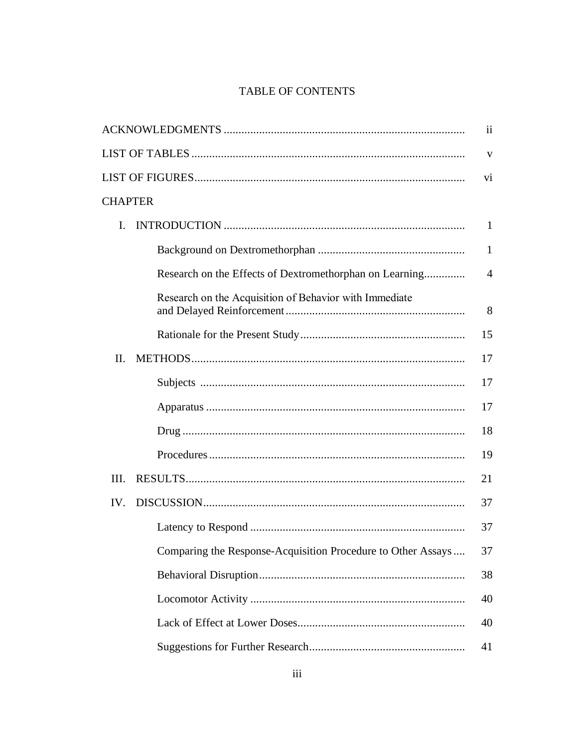# TABLE OF CONTENTS

| | Page |
|---|---|
| ACKNOWLEDGMENTS | ii |
| LIST OF TABLES | v |
| LIST OF FIGURES | vi |
| CHAPTER | |
| I. INTRODUCTION | 1 |
| Background on Dextromethorphan | 1 |
| Research on the Effects of Dextromethorphan on Learning | 4 |
| Research on the Acquisition of Behavior with Immediate and Delayed Reinforcement | 8 |
| Rationale for the Present Study | 15 |
| II. METHODS | 17 |
| Subjects | 17 |
| Apparatus | 17 |
| Drug | 18 |
| Procedures | 19 |
| III. RESULTS | 21 |
| IV. DISCUSSION | 37 |
| Latency to Respond | 37 |
| Comparing the Response-Acquisition Procedure to Other Assays | 37 |
| Behavioral Disruption | 38 |
| Locomotor Activity | 40 |
| Lack of Effect at Lower Doses | 40 |
| Suggestions for Further Research | 41 |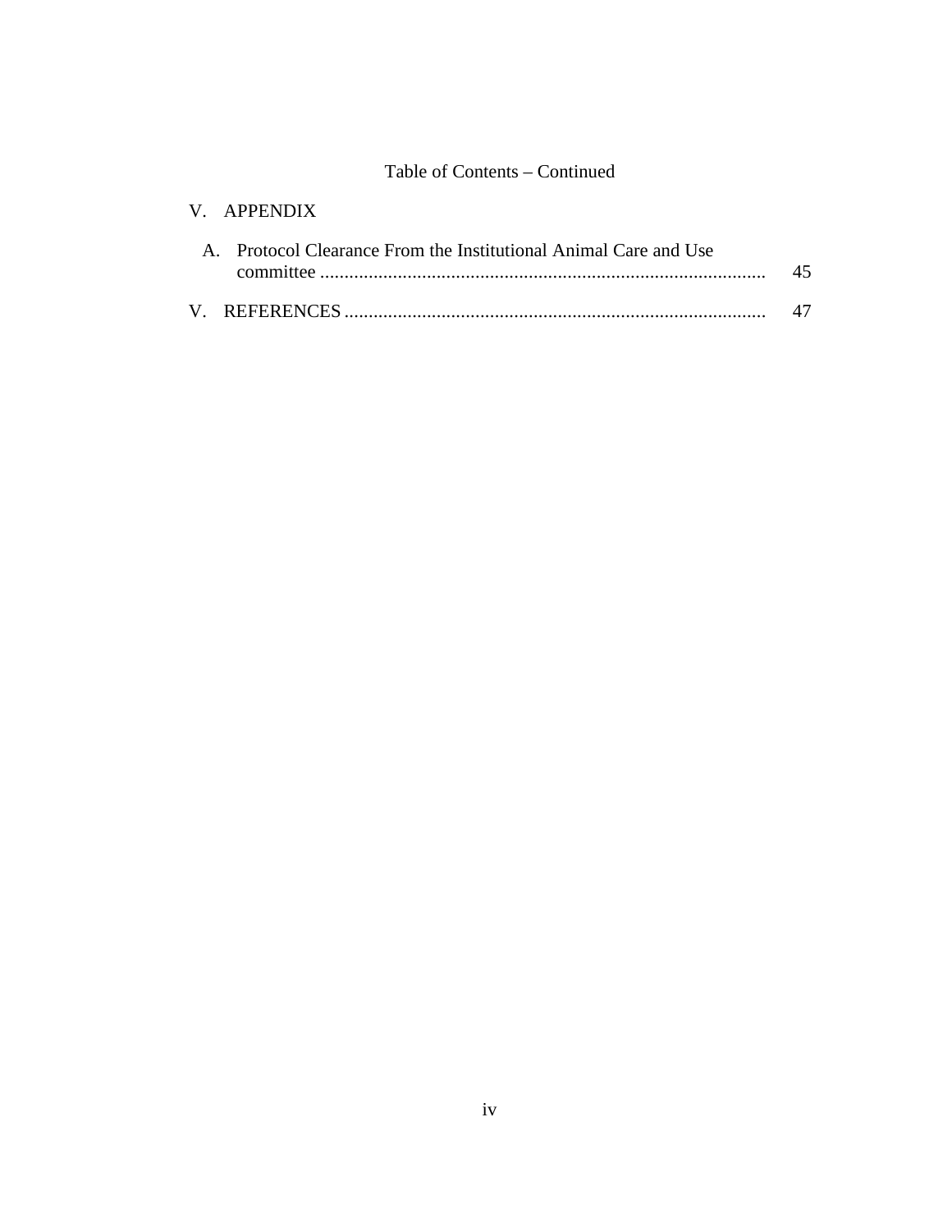Table of Contents – Continued

V. APPENDIX

A. Protocol Clearance From the Institutional Animal Care and Use committee ........................................................................................... 45

V. REFERENCES ...................................................................................... 47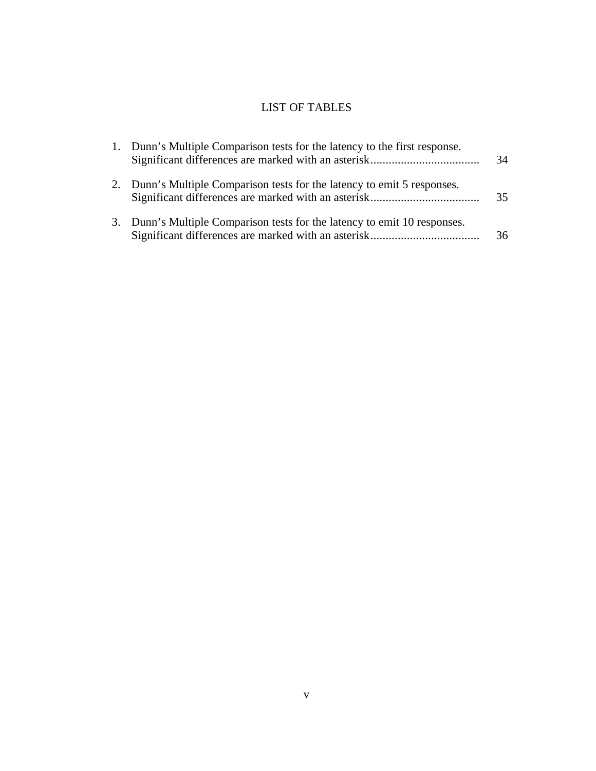# LIST OF TABLES

1. Dunn's Multiple Comparison tests for the latency to the first response. Significant differences are marked with an asterisk.................................... 34

2. Dunn's Multiple Comparison tests for the latency to emit 5 responses. Significant differences are marked with an asterisk.................................... 35

3. Dunn's Multiple Comparison tests for the latency to emit 10 responses. Significant differences are marked with an asterisk.................................... 36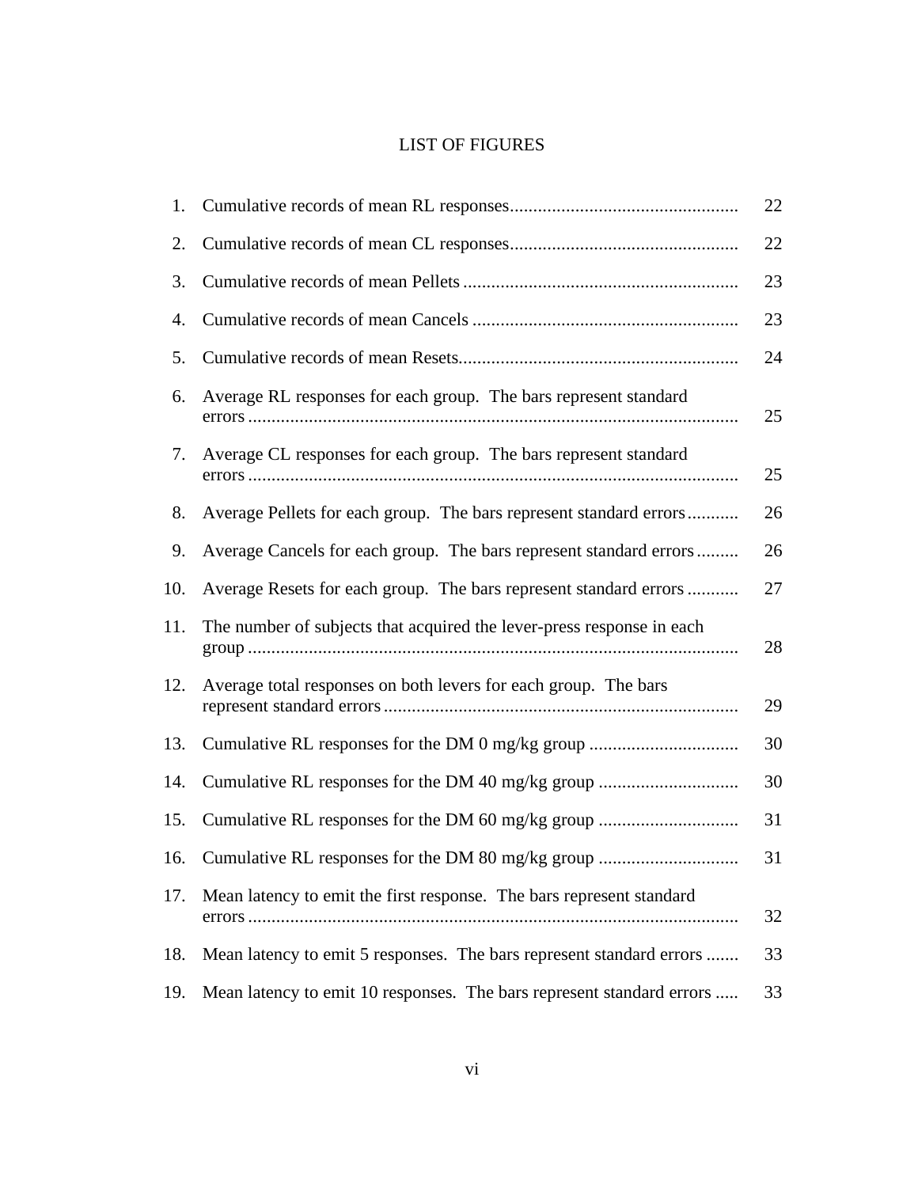# LIST OF FIGURES

| | | |
|---|---|---|
| 1. | Cumulative records of mean RL responses | 22 |
| 2. | Cumulative records of mean CL responses | 22 |
| 3. | Cumulative records of mean Pellets | 23 |
| 4. | Cumulative records of mean Cancels | 23 |
| 5. | Cumulative records of mean Resets | 24 |
| 6. | Average RL responses for each group. The bars represent standard errors | 25 |
| 7. | Average CL responses for each group. The bars represent standard errors | 25 |
| 8. | Average Pellets for each group. The bars represent standard errors | 26 |
| 9. | Average Cancels for each group. The bars represent standard errors | 26 |
| 10. | Average Resets for each group. The bars represent standard errors | 27 |
| 11. | The number of subjects that acquired the lever-press response in each group | 28 |
| 12. | Average total responses on both levers for each group. The bars represent standard errors | 29 |
| 13. | Cumulative RL responses for the DM 0 mg/kg group | 30 |
| 14. | Cumulative RL responses for the DM 40 mg/kg group | 30 |
| 15. | Cumulative RL responses for the DM 60 mg/kg group | 31 |
| 16. | Cumulative RL responses for the DM 80 mg/kg group | 31 |
| 17. | Mean latency to emit the first response. The bars represent standard errors | 32 |
| 18. | Mean latency to emit 5 responses. The bars represent standard errors | 33 |
| 19. | Mean latency to emit 10 responses. The bars represent standard errors | 33 |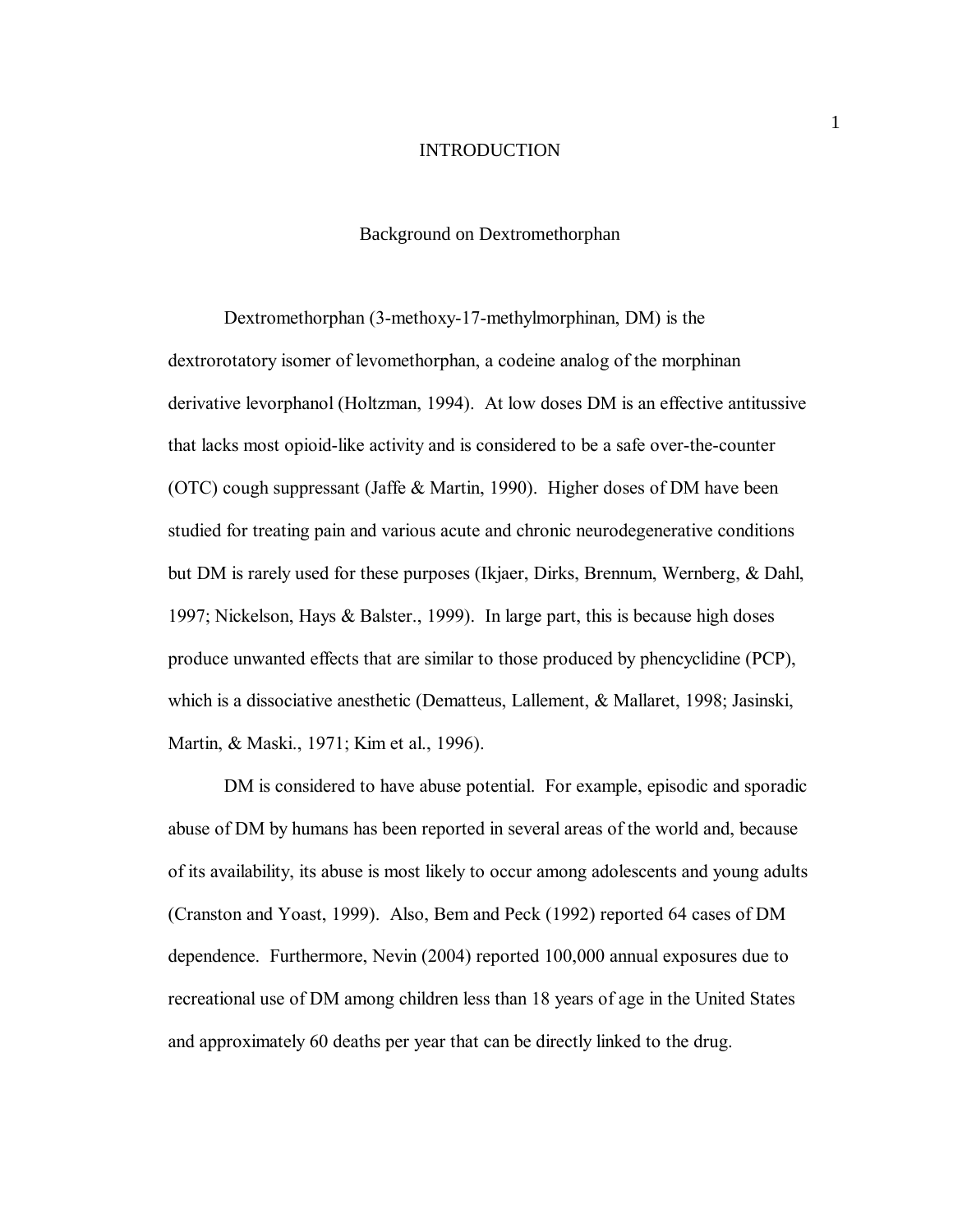# INTRODUCTION

## Background on Dextromethorphan

Dextromethorphan (3-methoxy-17-methylmorphinan, DM) is the dextrorotatory isomer of levomethorphan, a codeine analog of the morphinan derivative levorphanol (Holtzman, 1994). At low doses DM is an effective antitussive that lacks most opioid-like activity and is considered to be a safe over-the-counter (OTC) cough suppressant (Jaffe & Martin, 1990). Higher doses of DM have been studied for treating pain and various acute and chronic neurodegenerative conditions but DM is rarely used for these purposes (Ikjaer, Dirks, Brennum, Wernberg, & Dahl, 1997; Nickelson, Hays & Balster., 1999). In large part, this is because high doses produce unwanted effects that are similar to those produced by phencyclidine (PCP), which is a dissociative anesthetic (Dematteus, Lallement, & Mallaret, 1998; Jasinski, Martin, & Maski., 1971; Kim et al., 1996).

DM is considered to have abuse potential. For example, episodic and sporadic abuse of DM by humans has been reported in several areas of the world and, because of its availability, its abuse is most likely to occur among adolescents and young adults (Cranston and Yoast, 1999). Also, Bem and Peck (1992) reported 64 cases of DM dependence. Furthermore, Nevin (2004) reported 100,000 annual exposures due to recreational use of DM among children less than 18 years of age in the United States and approximately 60 deaths per year that can be directly linked to the drug.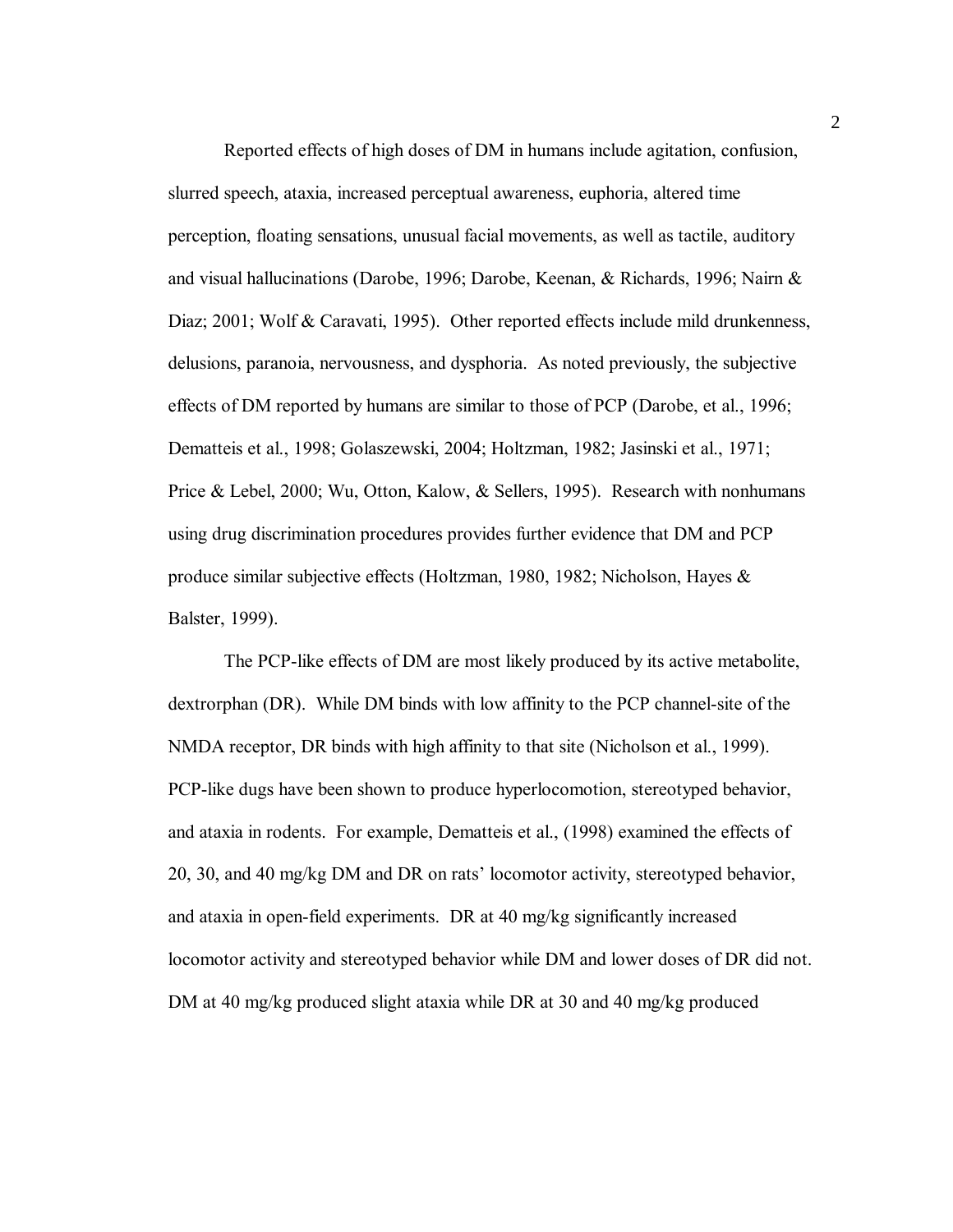Reported effects of high doses of DM in humans include agitation, confusion, slurred speech, ataxia, increased perceptual awareness, euphoria, altered time perception, floating sensations, unusual facial movements, as well as tactile, auditory and visual hallucinations (Darobe, 1996; Darobe, Keenan, & Richards, 1996; Nairn & Diaz; 2001; Wolf & Caravati, 1995). Other reported effects include mild drunkenness, delusions, paranoia, nervousness, and dysphoria. As noted previously, the subjective effects of DM reported by humans are similar to those of PCP (Darobe, et al., 1996; Dematteis et al., 1998; Golaszewski, 2004; Holtzman, 1982; Jasinski et al., 1971; Price & Lebel, 2000; Wu, Otton, Kalow, & Sellers, 1995). Research with nonhumans using drug discrimination procedures provides further evidence that DM and PCP produce similar subjective effects (Holtzman, 1980, 1982; Nicholson, Hayes & Balster, 1999).

The PCP-like effects of DM are most likely produced by its active metabolite, dextrorphan (DR). While DM binds with low affinity to the PCP channel-site of the NMDA receptor, DR binds with high affinity to that site (Nicholson et al., 1999). PCP-like dugs have been shown to produce hyperlocomotion, stereotyped behavior, and ataxia in rodents. For example, Dematteis et al., (1998) examined the effects of 20, 30, and 40 mg/kg DM and DR on rats' locomotor activity, stereotyped behavior, and ataxia in open-field experiments. DR at 40 mg/kg significantly increased locomotor activity and stereotyped behavior while DM and lower doses of DR did not. DM at 40 mg/kg produced slight ataxia while DR at 30 and 40 mg/kg produced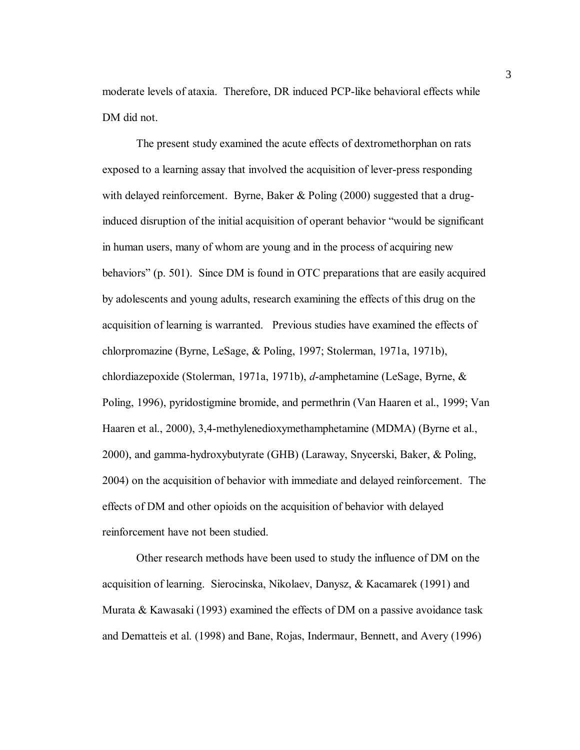moderate levels of ataxia. Therefore, DR induced PCP-like behavioral effects while DM did not.

The present study examined the acute effects of dextromethorphan on rats exposed to a learning assay that involved the acquisition of lever-press responding with delayed reinforcement. Byrne, Baker & Poling (2000) suggested that a drug-induced disruption of the initial acquisition of operant behavior "would be significant in human users, many of whom are young and in the process of acquiring new behaviors" (p. 501). Since DM is found in OTC preparations that are easily acquired by adolescents and young adults, research examining the effects of this drug on the acquisition of learning is warranted. Previous studies have examined the effects of chlorpromazine (Byrne, LeSage, & Poling, 1997; Stolerman, 1971a, 1971b), chlordiazepoxide (Stolerman, 1971a, 1971b), *d*-amphetamine (LeSage, Byrne, & Poling, 1996), pyridostigmine bromide, and permethrin (Van Haaren et al., 1999; Van Haaren et al., 2000), 3,4-methylenedioxymethamphetamine (MDMA) (Byrne et al., 2000), and gamma-hydroxybutyrate (GHB) (Laraway, Snycerski, Baker, & Poling, 2004) on the acquisition of behavior with immediate and delayed reinforcement. The effects of DM and other opioids on the acquisition of behavior with delayed reinforcement have not been studied.

Other research methods have been used to study the influence of DM on the acquisition of learning. Sierocinska, Nikolaev, Danysz, & Kacamarek (1991) and Murata & Kawasaki (1993) examined the effects of DM on a passive avoidance task and Dematteis et al. (1998) and Bane, Rojas, Indermaur, Bennett, and Avery (1996)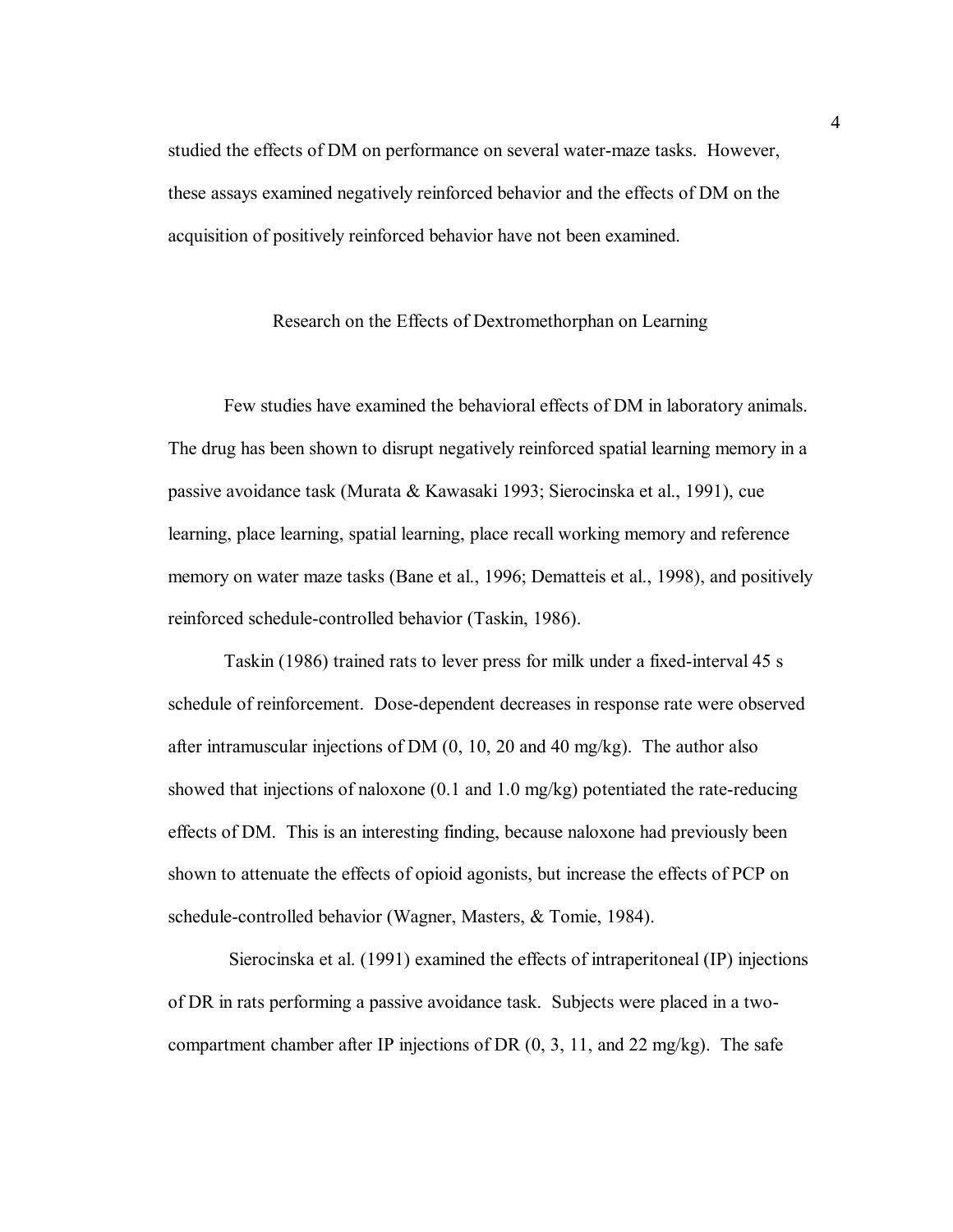studied the effects of DM on performance on several water-maze tasks. However, these assays examined negatively reinforced behavior and the effects of DM on the acquisition of positively reinforced behavior have not been examined.

## Research on the Effects of Dextromethorphan on Learning

Few studies have examined the behavioral effects of DM in laboratory animals. The drug has been shown to disrupt negatively reinforced spatial learning memory in a passive avoidance task (Murata & Kawasaki 1993; Sierocinska et al., 1991), cue learning, place learning, spatial learning, place recall working memory and reference memory on water maze tasks (Bane et al., 1996; Dematteis et al., 1998), and positively reinforced schedule-controlled behavior (Taskin, 1986).

Taskin (1986) trained rats to lever press for milk under a fixed-interval 45 s schedule of reinforcement. Dose-dependent decreases in response rate were observed after intramuscular injections of DM (0, 10, 20 and 40 mg/kg). The author also showed that injections of naloxone (0.1 and 1.0 mg/kg) potentiated the rate-reducing effects of DM. This is an interesting finding, because naloxone had previously been shown to attenuate the effects of opioid agonists, but increase the effects of PCP on schedule-controlled behavior (Wagner, Masters, & Tomie, 1984).

Sierocinska et al. (1991) examined the effects of intraperitoneal (IP) injections of DR in rats performing a passive avoidance task. Subjects were placed in a two-compartment chamber after IP injections of DR (0, 3, 11, and 22 mg/kg). The safe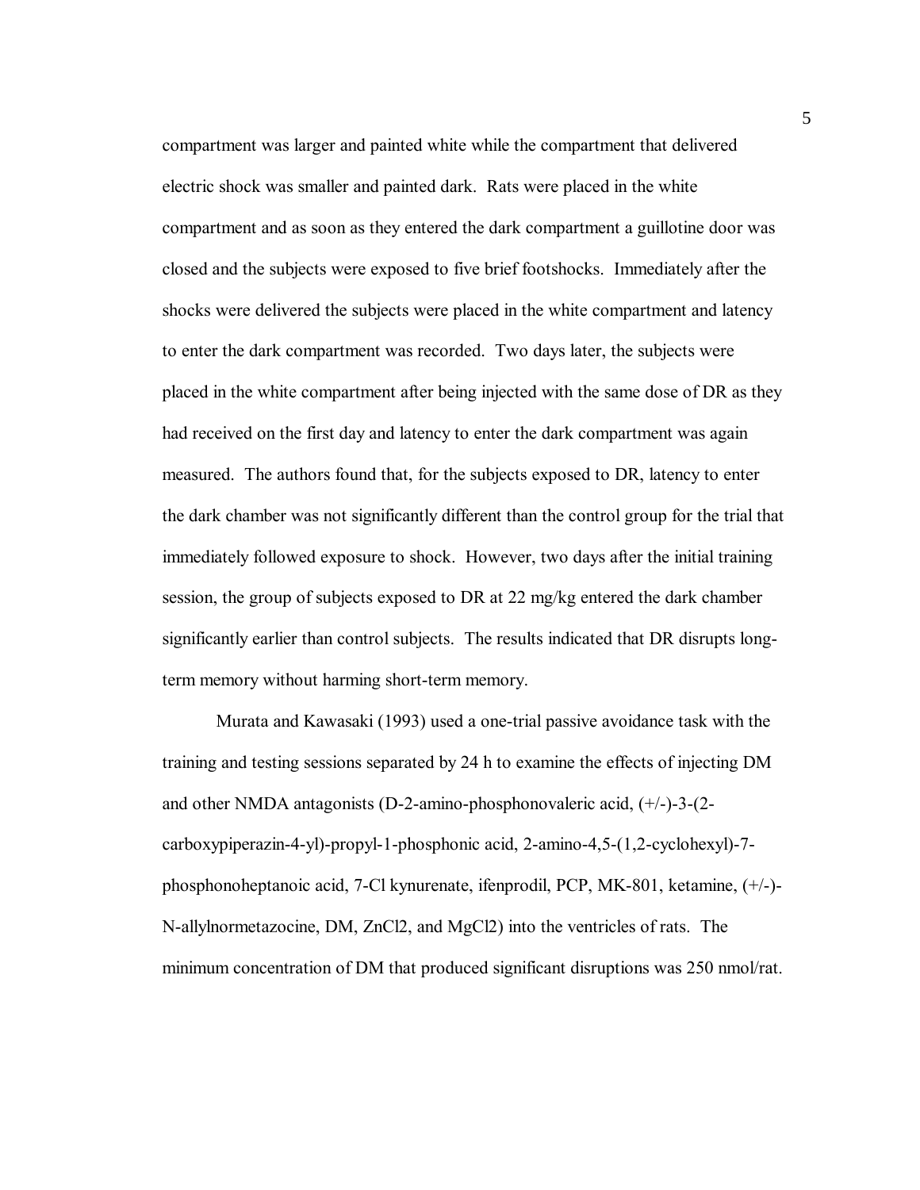compartment was larger and painted white while the compartment that delivered electric shock was smaller and painted dark. Rats were placed in the white compartment and as soon as they entered the dark compartment a guillotine door was closed and the subjects were exposed to five brief footshocks. Immediately after the shocks were delivered the subjects were placed in the white compartment and latency to enter the dark compartment was recorded. Two days later, the subjects were placed in the white compartment after being injected with the same dose of DR as they had received on the first day and latency to enter the dark compartment was again measured. The authors found that, for the subjects exposed to DR, latency to enter the dark chamber was not significantly different than the control group for the trial that immediately followed exposure to shock. However, two days after the initial training session, the group of subjects exposed to DR at 22 mg/kg entered the dark chamber significantly earlier than control subjects. The results indicated that DR disrupts long-term memory without harming short-term memory.

Murata and Kawasaki (1993) used a one-trial passive avoidance task with the training and testing sessions separated by 24 h to examine the effects of injecting DM and other NMDA antagonists (D-2-amino-phosphonovaleric acid, (+/-)-3-(2-carboxypiperazin-4-yl)-propyl-1-phosphonic acid, 2-amino-4,5-(1,2-cyclohexyl)-7-phosphonoheptanoic acid, 7-Cl kynurenate, ifenprodil, PCP, MK-801, ketamine, (+/-)-N-allylnormetazocine, DM, $ZnCl_2$, and $MgCl_2$) into the ventricles of rats. The minimum concentration of DM that produced significant disruptions was 250 nmol/rat.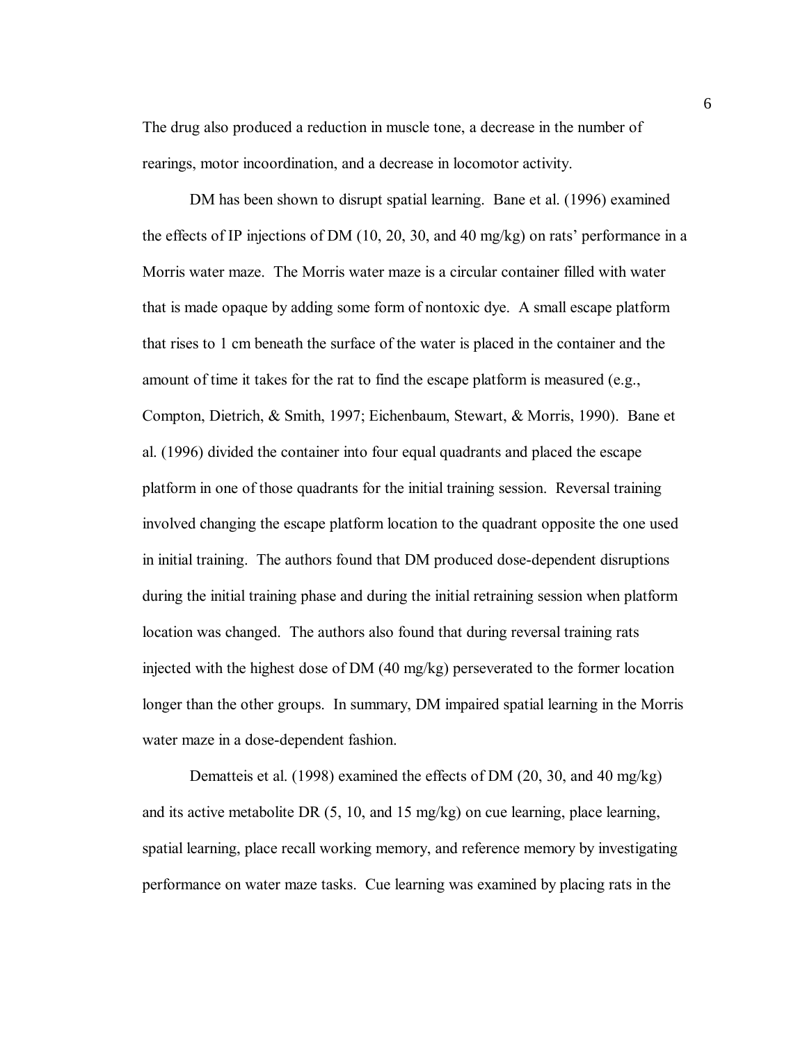The drug also produced a reduction in muscle tone, a decrease in the number of rearings, motor incoordination, and a decrease in locomotor activity.

DM has been shown to disrupt spatial learning. Bane et al. (1996) examined the effects of IP injections of DM (10, 20, 30, and 40 mg/kg) on rats' performance in a Morris water maze. The Morris water maze is a circular container filled with water that is made opaque by adding some form of nontoxic dye. A small escape platform that rises to 1 cm beneath the surface of the water is placed in the container and the amount of time it takes for the rat to find the escape platform is measured (e.g., Compton, Dietrich, & Smith, 1997; Eichenbaum, Stewart, & Morris, 1990). Bane et al. (1996) divided the container into four equal quadrants and placed the escape platform in one of those quadrants for the initial training session. Reversal training involved changing the escape platform location to the quadrant opposite the one used in initial training. The authors found that DM produced dose-dependent disruptions during the initial training phase and during the initial retraining session when platform location was changed. The authors also found that during reversal training rats injected with the highest dose of DM (40 mg/kg) perseverated to the former location longer than the other groups. In summary, DM impaired spatial learning in the Morris water maze in a dose-dependent fashion.

Dematteis et al. (1998) examined the effects of DM (20, 30, and 40 mg/kg) and its active metabolite DR (5, 10, and 15 mg/kg) on cue learning, place learning, spatial learning, place recall working memory, and reference memory by investigating performance on water maze tasks. Cue learning was examined by placing rats in the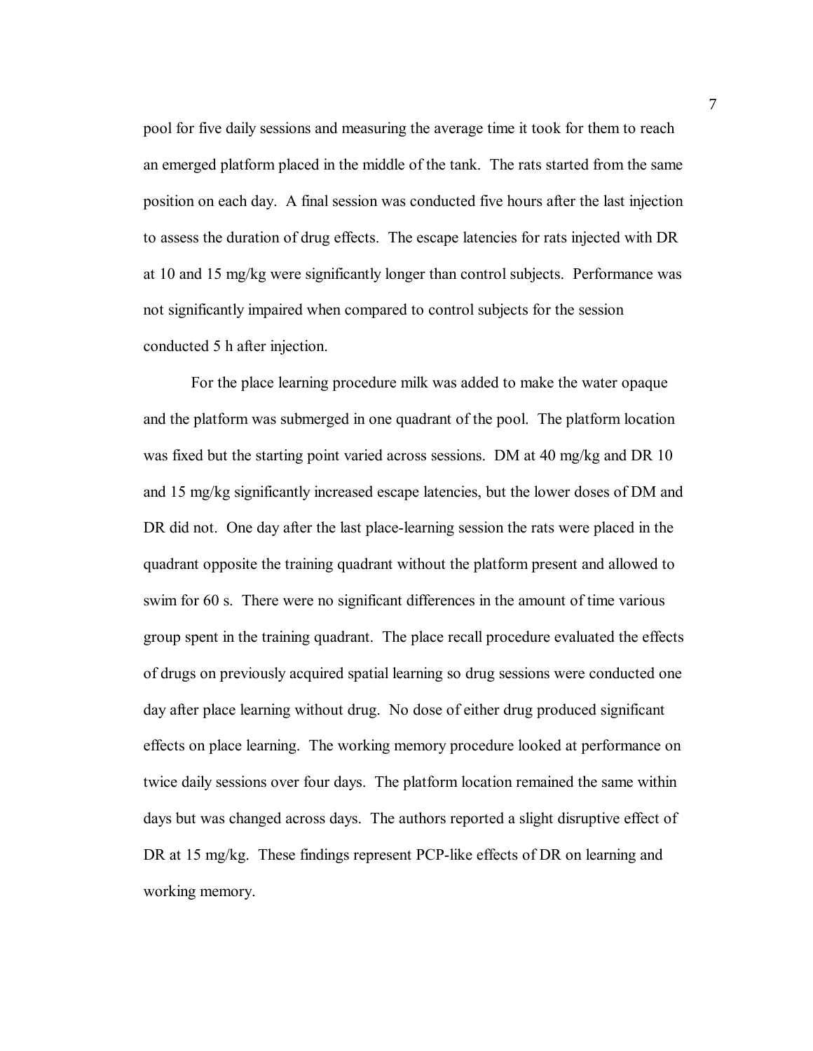pool for five daily sessions and measuring the average time it took for them to reach an emerged platform placed in the middle of the tank. The rats started from the same position on each day. A final session was conducted five hours after the last injection to assess the duration of drug effects. The escape latencies for rats injected with DR at 10 and 15 mg/kg were significantly longer than control subjects. Performance was not significantly impaired when compared to control subjects for the session conducted 5 h after injection.

For the place learning procedure milk was added to make the water opaque and the platform was submerged in one quadrant of the pool. The platform location was fixed but the starting point varied across sessions. DM at 40 mg/kg and DR 10 and 15 mg/kg significantly increased escape latencies, but the lower doses of DM and DR did not. One day after the last place-learning session the rats were placed in the quadrant opposite the training quadrant without the platform present and allowed to swim for 60 s. There were no significant differences in the amount of time various group spent in the training quadrant. The place recall procedure evaluated the effects of drugs on previously acquired spatial learning so drug sessions were conducted one day after place learning without drug. No dose of either drug produced significant effects on place learning. The working memory procedure looked at performance on twice daily sessions over four days. The platform location remained the same within days but was changed across days. The authors reported a slight disruptive effect of DR at 15 mg/kg. These findings represent PCP-like effects of DR on learning and working memory.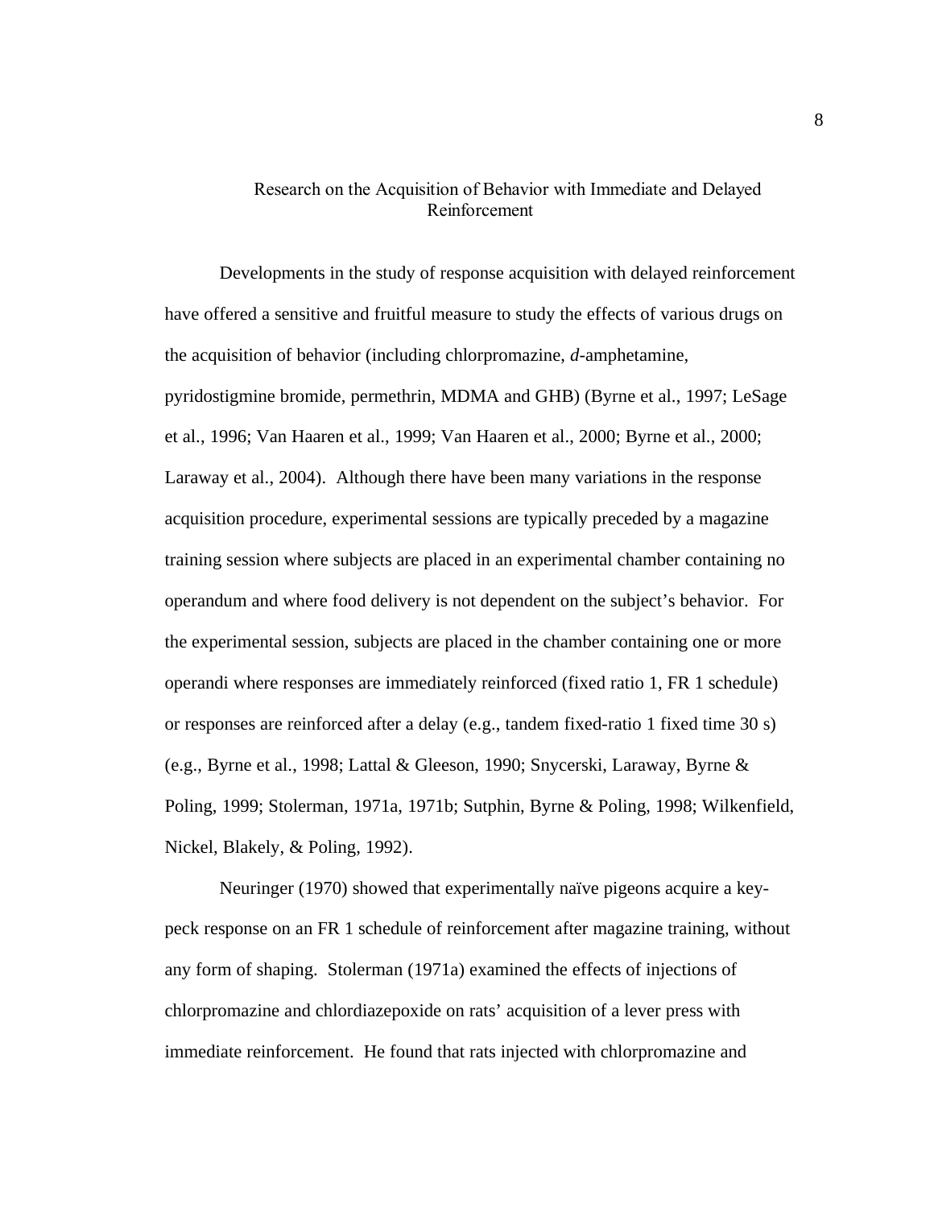## Research on the Acquisition of Behavior with Immediate and Delayed Reinforcement

Developments in the study of response acquisition with delayed reinforcement have offered a sensitive and fruitful measure to study the effects of various drugs on the acquisition of behavior (including chlorpromazine, *d*-amphetamine, pyridostigmine bromide, permethrin, MDMA and GHB) (Byrne et al., 1997; LeSage et al., 1996; Van Haaren et al., 1999; Van Haaren et al., 2000; Byrne et al., 2000; Laraway et al., 2004). Although there have been many variations in the response acquisition procedure, experimental sessions are typically preceded by a magazine training session where subjects are placed in an experimental chamber containing no operandum and where food delivery is not dependent on the subject's behavior. For the experimental session, subjects are placed in the chamber containing one or more operandi where responses are immediately reinforced (fixed ratio 1, FR 1 schedule) or responses are reinforced after a delay (e.g., tandem fixed-ratio 1 fixed time 30 s) (e.g., Byrne et al., 1998; Lattal & Gleeson, 1990; Snycerski, Laraway, Byrne & Poling, 1999; Stolerman, 1971a, 1971b; Sutphin, Byrne & Poling, 1998; Wilkenfield, Nickel, Blakely, & Poling, 1992).

Neuringer (1970) showed that experimentally naïve pigeons acquire a key-peck response on an FR 1 schedule of reinforcement after magazine training, without any form of shaping. Stolerman (1971a) examined the effects of injections of chlorpromazine and chlordiazepoxide on rats' acquisition of a lever press with immediate reinforcement. He found that rats injected with chlorpromazine and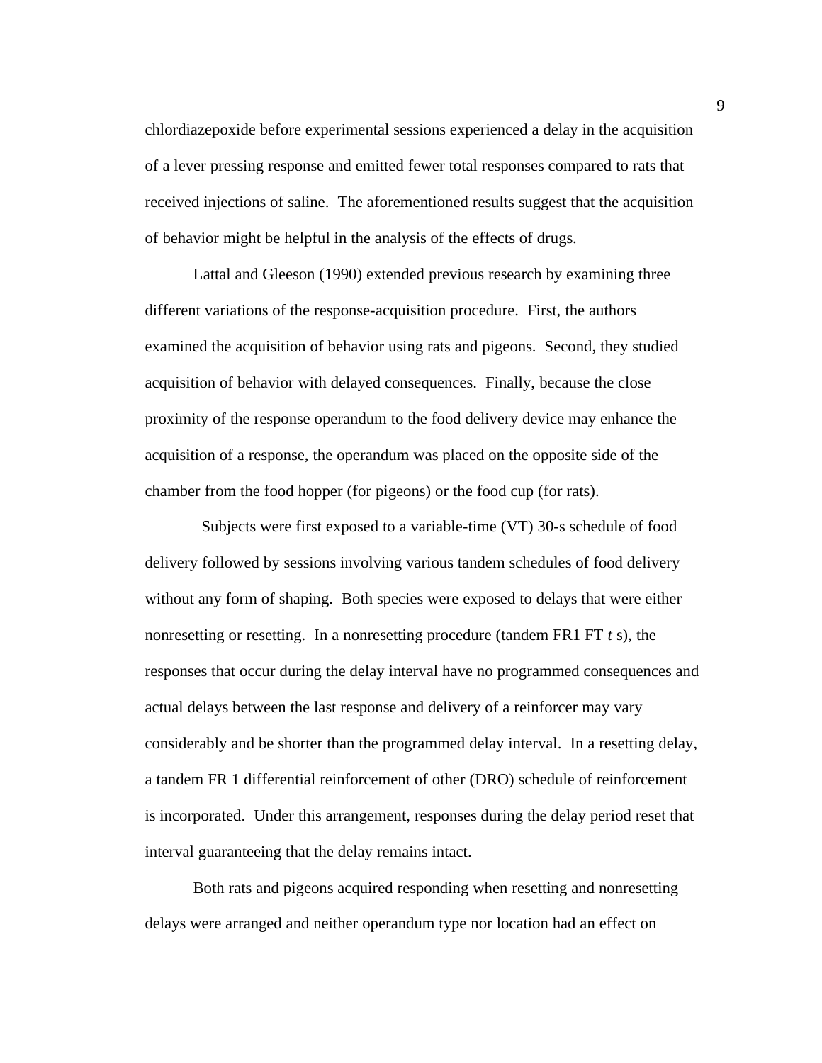chlordiazepoxide before experimental sessions experienced a delay in the acquisition of a lever pressing response and emitted fewer total responses compared to rats that received injections of saline. The aforementioned results suggest that the acquisition of behavior might be helpful in the analysis of the effects of drugs.

Lattal and Gleeson (1990) extended previous research by examining three different variations of the response-acquisition procedure. First, the authors examined the acquisition of behavior using rats and pigeons. Second, they studied acquisition of behavior with delayed consequences. Finally, because the close proximity of the response operandum to the food delivery device may enhance the acquisition of a response, the operandum was placed on the opposite side of the chamber from the food hopper (for pigeons) or the food cup (for rats).

Subjects were first exposed to a variable-time (VT) 30-s schedule of food delivery followed by sessions involving various tandem schedules of food delivery without any form of shaping. Both species were exposed to delays that were either nonresetting or resetting. In a nonresetting procedure (tandem FR1 FT *t* s), the responses that occur during the delay interval have no programmed consequences and actual delays between the last response and delivery of a reinforcer may vary considerably and be shorter than the programmed delay interval. In a resetting delay, a tandem FR 1 differential reinforcement of other (DRO) schedule of reinforcement is incorporated. Under this arrangement, responses during the delay period reset that interval guaranteeing that the delay remains intact.

Both rats and pigeons acquired responding when resetting and nonresetting delays were arranged and neither operandum type nor location had an effect on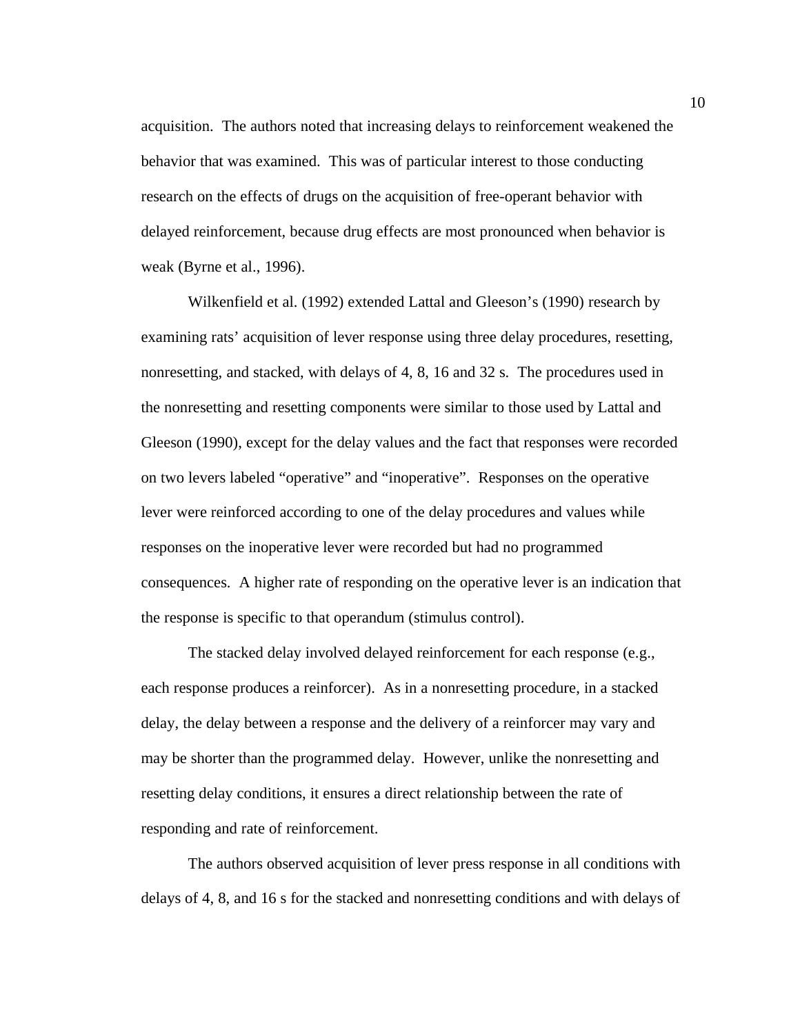acquisition. The authors noted that increasing delays to reinforcement weakened the behavior that was examined. This was of particular interest to those conducting research on the effects of drugs on the acquisition of free-operant behavior with delayed reinforcement, because drug effects are most pronounced when behavior is weak (Byrne et al., 1996).

Wilkenfield et al. (1992) extended Lattal and Gleeson's (1990) research by examining rats' acquisition of lever response using three delay procedures, resetting, nonresetting, and stacked, with delays of 4, 8, 16 and 32 s. The procedures used in the nonresetting and resetting components were similar to those used by Lattal and Gleeson (1990), except for the delay values and the fact that responses were recorded on two levers labeled "operative" and "inoperative". Responses on the operative lever were reinforced according to one of the delay procedures and values while responses on the inoperative lever were recorded but had no programmed consequences. A higher rate of responding on the operative lever is an indication that the response is specific to that operandum (stimulus control).

The stacked delay involved delayed reinforcement for each response (e.g., each response produces a reinforcer). As in a nonresetting procedure, in a stacked delay, the delay between a response and the delivery of a reinforcer may vary and may be shorter than the programmed delay. However, unlike the nonresetting and resetting delay conditions, it ensures a direct relationship between the rate of responding and rate of reinforcement.

The authors observed acquisition of lever press response in all conditions with delays of 4, 8, and 16 s for the stacked and nonresetting conditions and with delays of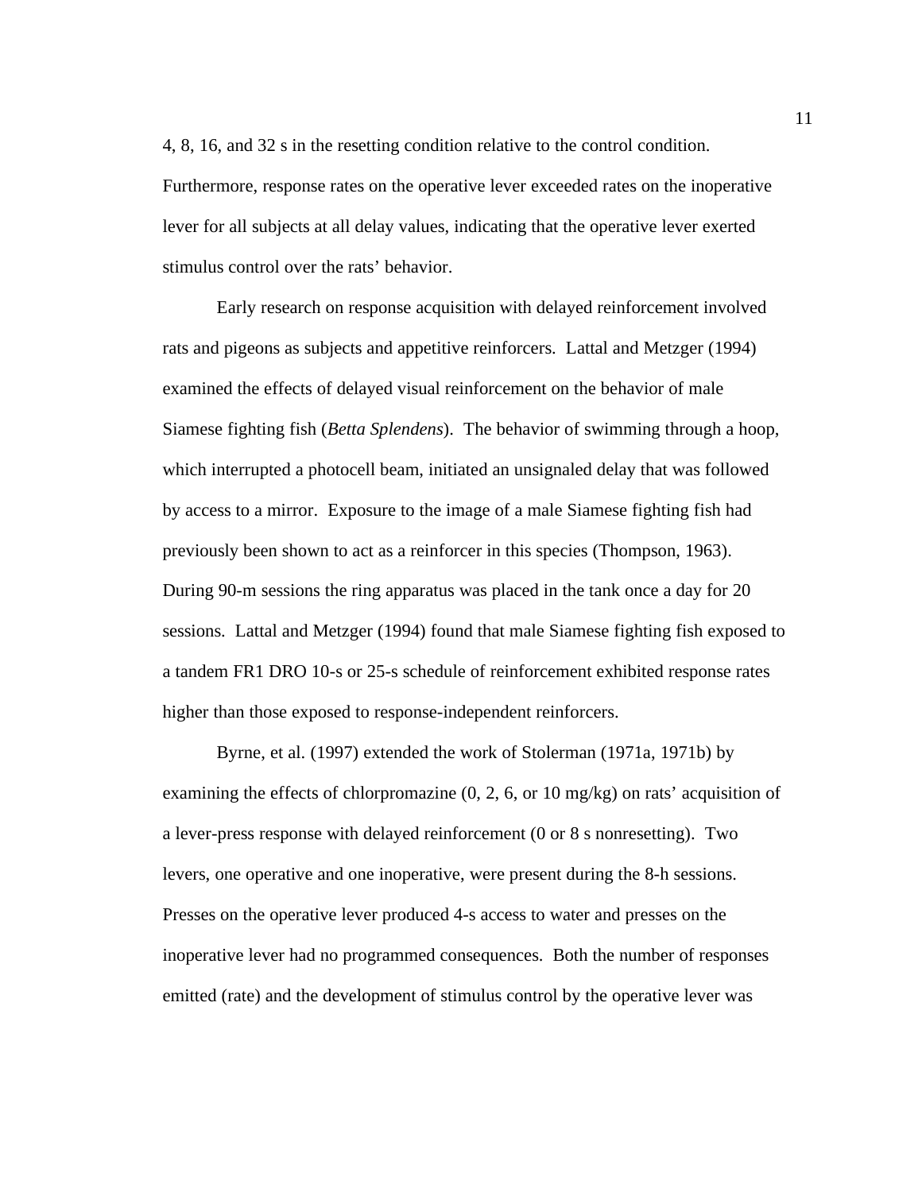4, 8, 16, and 32 s in the resetting condition relative to the control condition. Furthermore, response rates on the operative lever exceeded rates on the inoperative lever for all subjects at all delay values, indicating that the operative lever exerted stimulus control over the rats' behavior.

Early research on response acquisition with delayed reinforcement involved rats and pigeons as subjects and appetitive reinforcers. Lattal and Metzger (1994) examined the effects of delayed visual reinforcement on the behavior of male Siamese fighting fish (*Betta Splendens*). The behavior of swimming through a hoop, which interrupted a photocell beam, initiated an unsignaled delay that was followed by access to a mirror. Exposure to the image of a male Siamese fighting fish had previously been shown to act as a reinforcer in this species (Thompson, 1963). During 90-m sessions the ring apparatus was placed in the tank once a day for 20 sessions. Lattal and Metzger (1994) found that male Siamese fighting fish exposed to a tandem FR1 DRO 10-s or 25-s schedule of reinforcement exhibited response rates higher than those exposed to response-independent reinforcers.

Byrne, et al. (1997) extended the work of Stolerman (1971a, 1971b) by examining the effects of chlorpromazine (0, 2, 6, or 10 mg/kg) on rats' acquisition of a lever-press response with delayed reinforcement (0 or 8 s nonresetting). Two levers, one operative and one inoperative, were present during the 8-h sessions. Presses on the operative lever produced 4-s access to water and presses on the inoperative lever had no programmed consequences. Both the number of responses emitted (rate) and the development of stimulus control by the operative lever was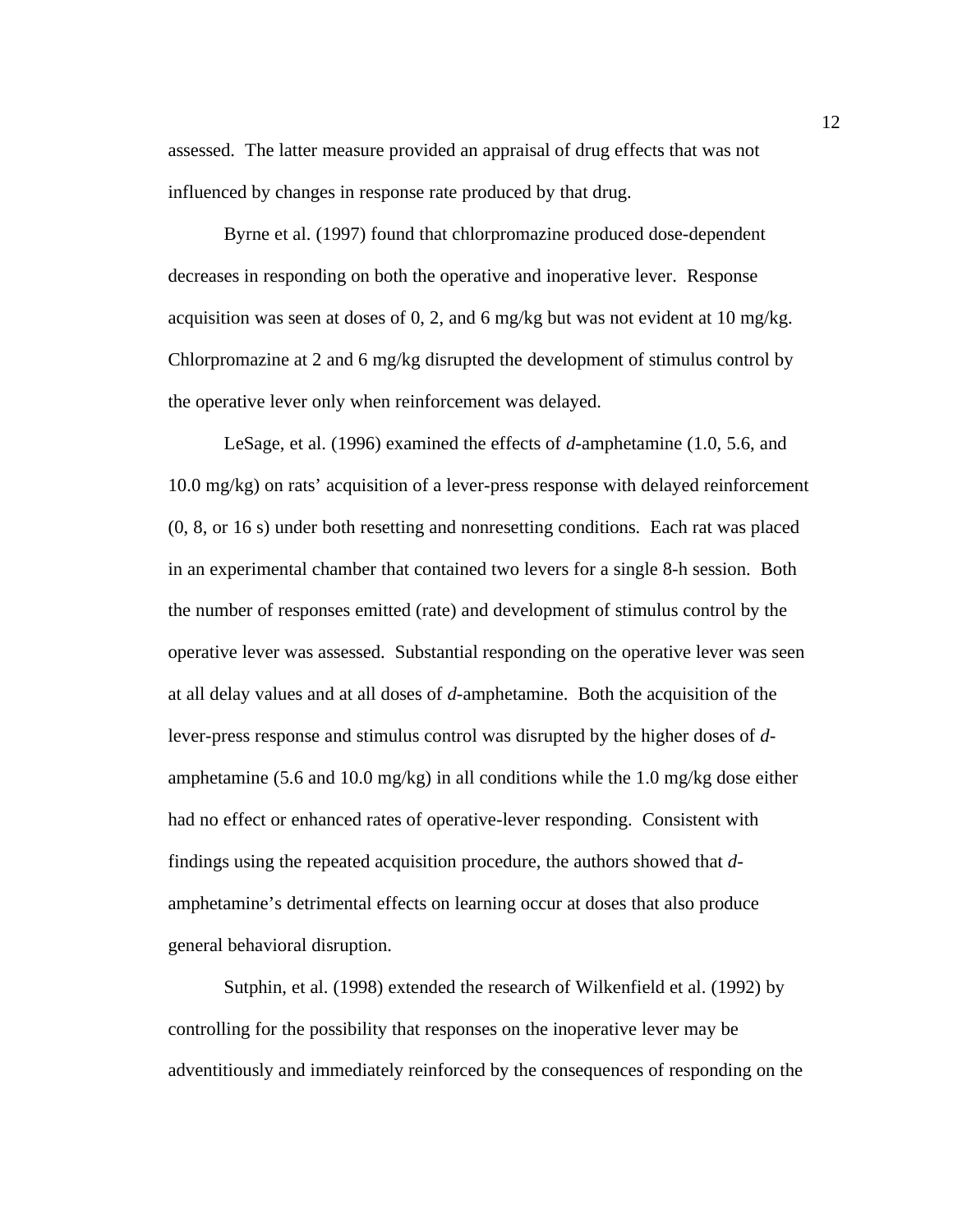assessed. The latter measure provided an appraisal of drug effects that was not influenced by changes in response rate produced by that drug.

Byrne et al. (1997) found that chlorpromazine produced dose-dependent decreases in responding on both the operative and inoperative lever. Response acquisition was seen at doses of 0, 2, and 6 mg/kg but was not evident at 10 mg/kg. Chlorpromazine at 2 and 6 mg/kg disrupted the development of stimulus control by the operative lever only when reinforcement was delayed.

LeSage, et al. (1996) examined the effects of *d*-amphetamine (1.0, 5.6, and 10.0 mg/kg) on rats' acquisition of a lever-press response with delayed reinforcement (0, 8, or 16 s) under both resetting and nonresetting conditions. Each rat was placed in an experimental chamber that contained two levers for a single 8-h session. Both the number of responses emitted (rate) and development of stimulus control by the operative lever was assessed. Substantial responding on the operative lever was seen at all delay values and at all doses of *d*-amphetamine. Both the acquisition of the lever-press response and stimulus control was disrupted by the higher doses of *d*-amphetamine (5.6 and 10.0 mg/kg) in all conditions while the 1.0 mg/kg dose either had no effect or enhanced rates of operative-lever responding. Consistent with findings using the repeated acquisition procedure, the authors showed that *d*-amphetamine's detrimental effects on learning occur at doses that also produce general behavioral disruption.

Sutphin, et al. (1998) extended the research of Wilkenfield et al. (1992) by controlling for the possibility that responses on the inoperative lever may be adventitiously and immediately reinforced by the consequences of responding on the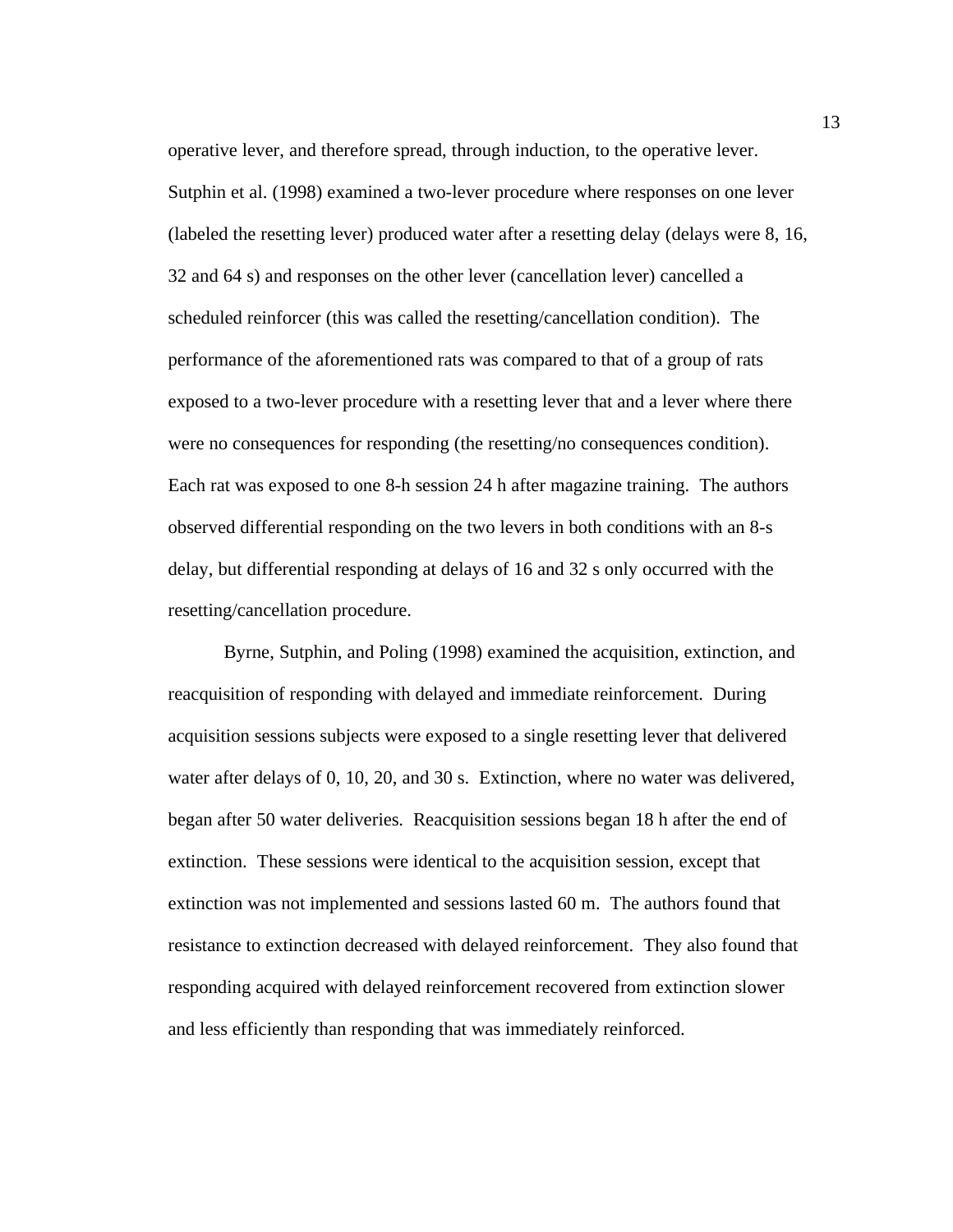operative lever, and therefore spread, through induction, to the operative lever. Sutphin et al. (1998) examined a two-lever procedure where responses on one lever (labeled the resetting lever) produced water after a resetting delay (delays were 8, 16, 32 and 64 s) and responses on the other lever (cancellation lever) cancelled a scheduled reinforcer (this was called the resetting/cancellation condition). The performance of the aforementioned rats was compared to that of a group of rats exposed to a two-lever procedure with a resetting lever that and a lever where there were no consequences for responding (the resetting/no consequences condition). Each rat was exposed to one 8-h session 24 h after magazine training. The authors observed differential responding on the two levers in both conditions with an 8-s delay, but differential responding at delays of 16 and 32 s only occurred with the resetting/cancellation procedure.

Byrne, Sutphin, and Poling (1998) examined the acquisition, extinction, and reacquisition of responding with delayed and immediate reinforcement. During acquisition sessions subjects were exposed to a single resetting lever that delivered water after delays of 0, 10, 20, and 30 s. Extinction, where no water was delivered, began after 50 water deliveries. Reacquisition sessions began 18 h after the end of extinction. These sessions were identical to the acquisition session, except that extinction was not implemented and sessions lasted 60 m. The authors found that resistance to extinction decreased with delayed reinforcement. They also found that responding acquired with delayed reinforcement recovered from extinction slower and less efficiently than responding that was immediately reinforced.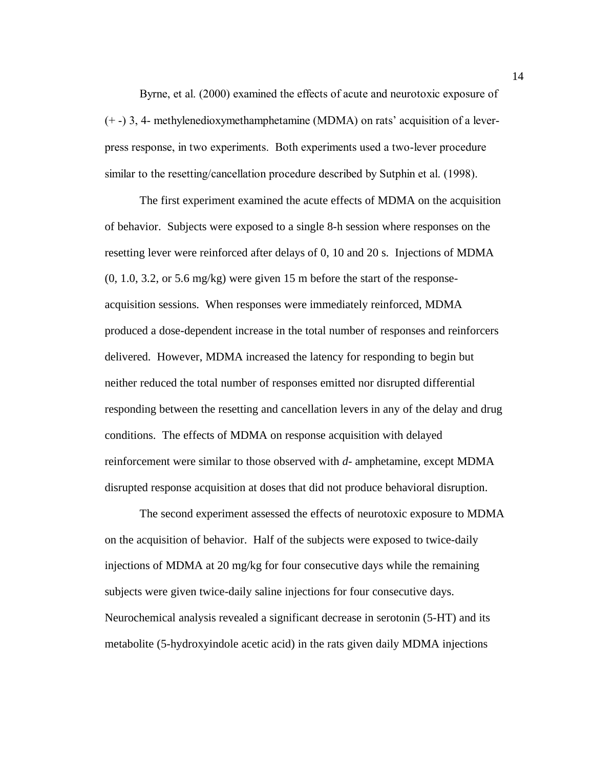Byrne, et al. (2000) examined the effects of acute and neurotoxic exposure of (+ -) 3, 4- methylenedioxymethamphetamine (MDMA) on rats' acquisition of a lever-press response, in two experiments. Both experiments used a two-lever procedure similar to the resetting/cancellation procedure described by Sutphin et al. (1998).

The first experiment examined the acute effects of MDMA on the acquisition of behavior. Subjects were exposed to a single 8-h session where responses on the resetting lever were reinforced after delays of 0, 10 and 20 s. Injections of MDMA (0, 1.0, 3.2, or 5.6 mg/kg) were given 15 m before the start of the response-acquisition sessions. When responses were immediately reinforced, MDMA produced a dose-dependent increase in the total number of responses and reinforcers delivered. However, MDMA increased the latency for responding to begin but neither reduced the total number of responses emitted nor disrupted differential responding between the resetting and cancellation levers in any of the delay and drug conditions. The effects of MDMA on response acquisition with delayed reinforcement were similar to those observed with *d*- amphetamine, except MDMA disrupted response acquisition at doses that did not produce behavioral disruption.

The second experiment assessed the effects of neurotoxic exposure to MDMA on the acquisition of behavior. Half of the subjects were exposed to twice-daily injections of MDMA at 20 mg/kg for four consecutive days while the remaining subjects were given twice-daily saline injections for four consecutive days. Neurochemical analysis revealed a significant decrease in serotonin (5-HT) and its metabolite (5-hydroxyindole acetic acid) in the rats given daily MDMA injections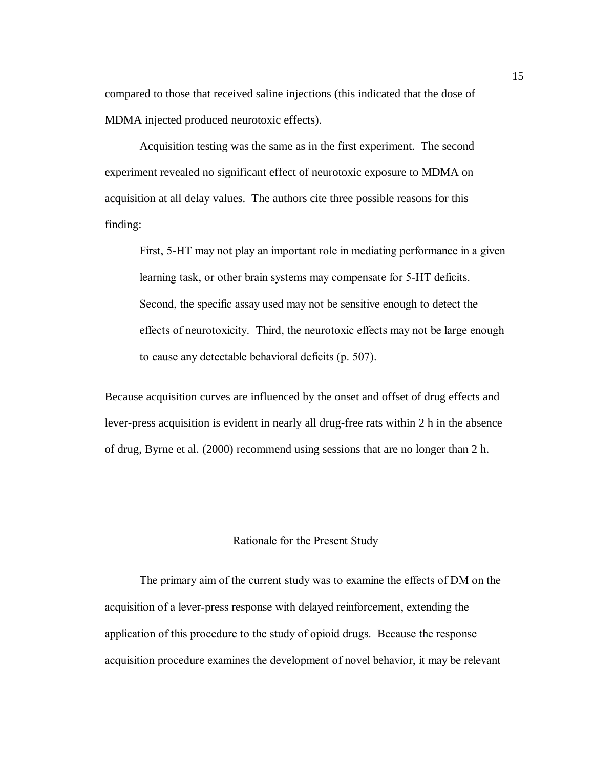compared to those that received saline injections (this indicated that the dose of MDMA injected produced neurotoxic effects).

Acquisition testing was the same as in the first experiment. The second experiment revealed no significant effect of neurotoxic exposure to MDMA on acquisition at all delay values. The authors cite three possible reasons for this finding:

> First, 5-HT may not play an important role in mediating performance in a given learning task, or other brain systems may compensate for 5-HT deficits. Second, the specific assay used may not be sensitive enough to detect the effects of neurotoxicity. Third, the neurotoxic effects may not be large enough to cause any detectable behavioral deficits (p. 507).

Because acquisition curves are influenced by the onset and offset of drug effects and lever-press acquisition is evident in nearly all drug-free rats within 2 h in the absence of drug, Byrne et al. (2000) recommend using sessions that are no longer than 2 h.

## Rationale for the Present Study

The primary aim of the current study was to examine the effects of DM on the acquisition of a lever-press response with delayed reinforcement, extending the application of this procedure to the study of opioid drugs. Because the response acquisition procedure examines the development of novel behavior, it may be relevant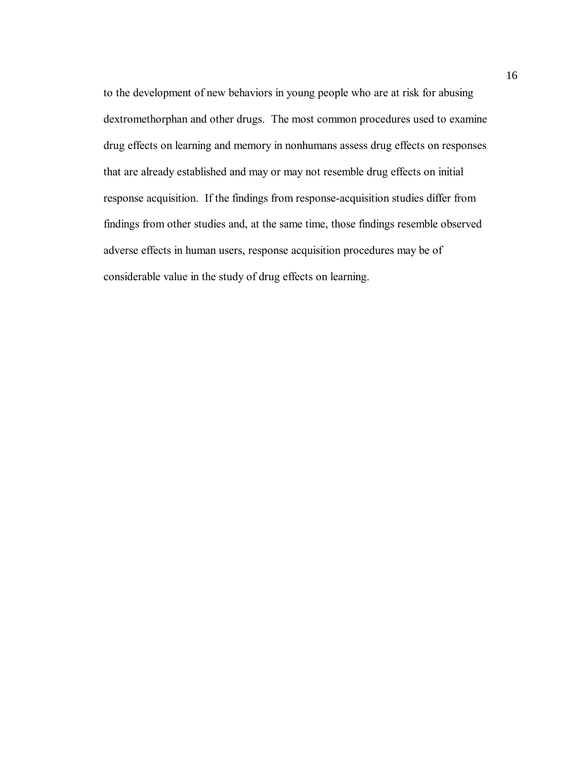to the development of new behaviors in young people who are at risk for abusing dextromethorphan and other drugs. The most common procedures used to examine drug effects on learning and memory in nonhumans assess drug effects on responses that are already established and may or may not resemble drug effects on initial response acquisition. If the findings from response-acquisition studies differ from findings from other studies and, at the same time, those findings resemble observed adverse effects in human users, response acquisition procedures may be of considerable value in the study of drug effects on learning.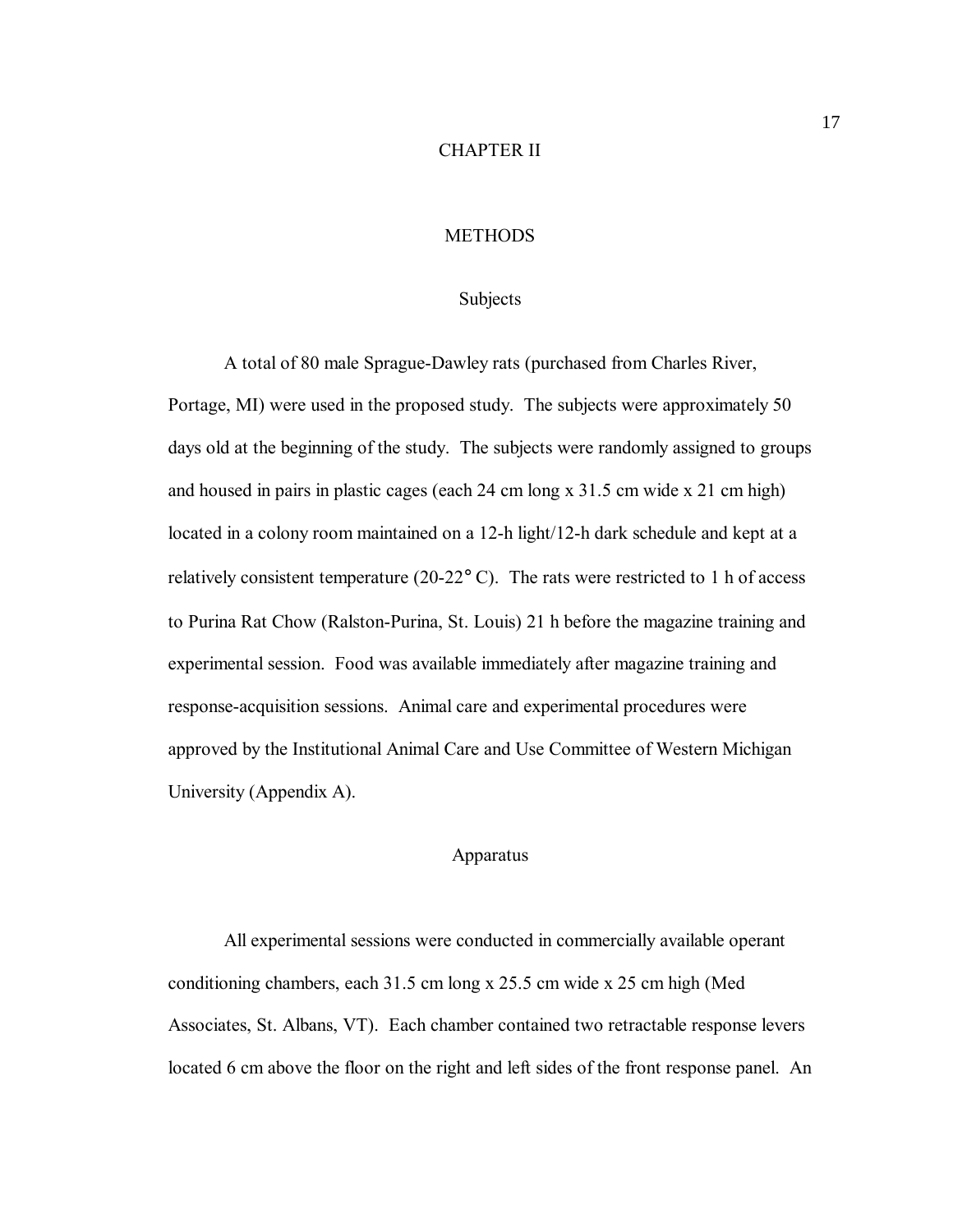# CHAPTER II

# METHODS

## Subjects

A total of 80 male Sprague-Dawley rats (purchased from Charles River, Portage, MI) were used in the proposed study. The subjects were approximately 50 days old at the beginning of the study. The subjects were randomly assigned to groups and housed in pairs in plastic cages (each 24 cm long x 31.5 cm wide x 21 cm high) located in a colony room maintained on a 12-h light/12-h dark schedule and kept at a relatively consistent temperature (20-22° C). The rats were restricted to 1 h of access to Purina Rat Chow (Ralston-Purina, St. Louis) 21 h before the magazine training and experimental session. Food was available immediately after magazine training and response-acquisition sessions. Animal care and experimental procedures were approved by the Institutional Animal Care and Use Committee of Western Michigan University (Appendix A).

## Apparatus

All experimental sessions were conducted in commercially available operant conditioning chambers, each 31.5 cm long x 25.5 cm wide x 25 cm high (Med Associates, St. Albans, VT). Each chamber contained two retractable response levers located 6 cm above the floor on the right and left sides of the front response panel. An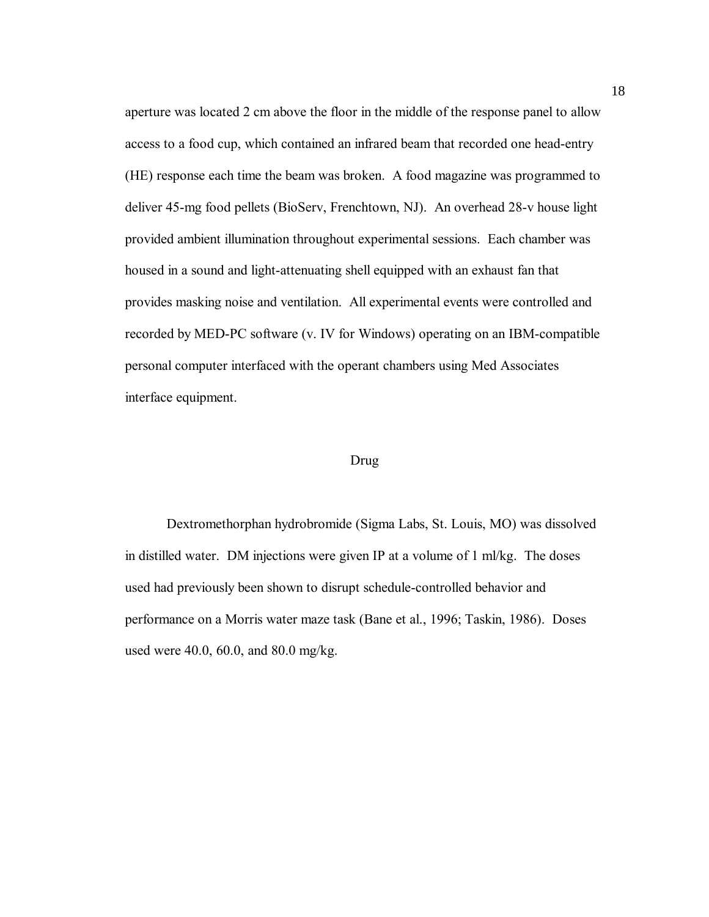aperture was located 2 cm above the floor in the middle of the response panel to allow access to a food cup, which contained an infrared beam that recorded one head-entry (HE) response each time the beam was broken. A food magazine was programmed to deliver 45-mg food pellets (BioServ, Frenchtown, NJ). An overhead 28-v house light provided ambient illumination throughout experimental sessions. Each chamber was housed in a sound and light-attenuating shell equipped with an exhaust fan that provides masking noise and ventilation. All experimental events were controlled and recorded by MED-PC software (v. IV for Windows) operating on an IBM-compatible personal computer interfaced with the operant chambers using Med Associates interface equipment.

## Drug

Dextromethorphan hydrobromide (Sigma Labs, St. Louis, MO) was dissolved in distilled water. DM injections were given IP at a volume of 1 ml/kg. The doses used had previously been shown to disrupt schedule-controlled behavior and performance on a Morris water maze task (Bane et al., 1996; Taskin, 1986). Doses used were 40.0, 60.0, and 80.0 mg/kg.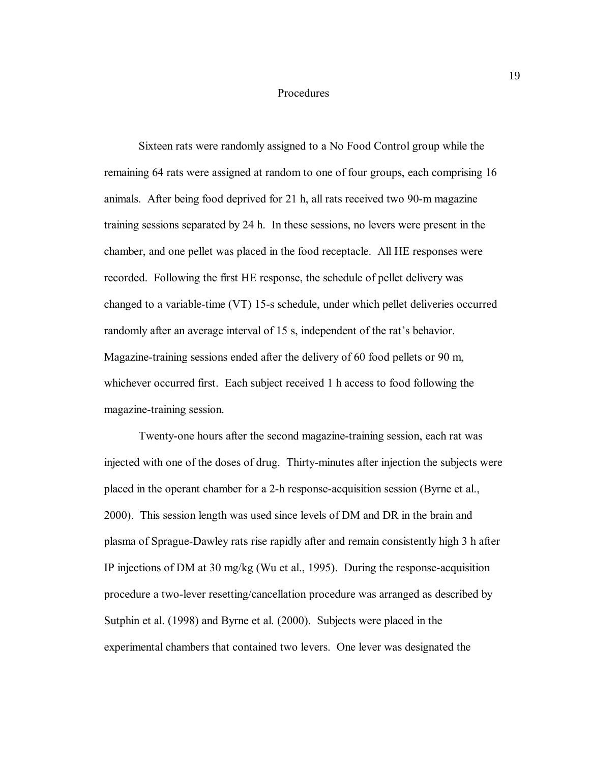## Procedures

Sixteen rats were randomly assigned to a No Food Control group while the remaining 64 rats were assigned at random to one of four groups, each comprising 16 animals. After being food deprived for 21 h, all rats received two 90-m magazine training sessions separated by 24 h. In these sessions, no levers were present in the chamber, and one pellet was placed in the food receptacle. All HE responses were recorded. Following the first HE response, the schedule of pellet delivery was changed to a variable-time (VT) 15-s schedule, under which pellet deliveries occurred randomly after an average interval of 15 s, independent of the rat's behavior. Magazine-training sessions ended after the delivery of 60 food pellets or 90 m, whichever occurred first. Each subject received 1 h access to food following the magazine-training session.

Twenty-one hours after the second magazine-training session, each rat was injected with one of the doses of drug. Thirty-minutes after injection the subjects were placed in the operant chamber for a 2-h response-acquisition session (Byrne et al., 2000). This session length was used since levels of DM and DR in the brain and plasma of Sprague-Dawley rats rise rapidly after and remain consistently high 3 h after IP injections of DM at 30 mg/kg (Wu et al., 1995). During the response-acquisition procedure a two-lever resetting/cancellation procedure was arranged as described by Sutphin et al. (1998) and Byrne et al. (2000). Subjects were placed in the experimental chambers that contained two levers. One lever was designated the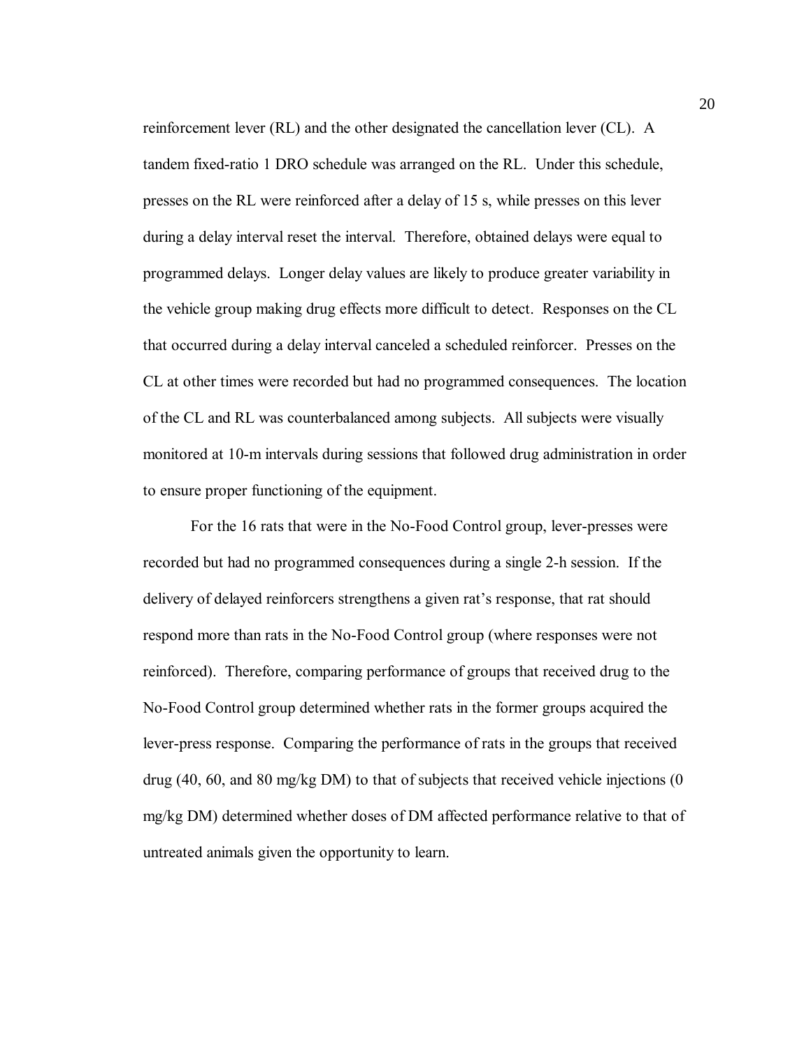reinforcement lever (RL) and the other designated the cancellation lever (CL). A tandem fixed-ratio 1 DRO schedule was arranged on the RL. Under this schedule, presses on the RL were reinforced after a delay of 15 s, while presses on this lever during a delay interval reset the interval. Therefore, obtained delays were equal to programmed delays. Longer delay values are likely to produce greater variability in the vehicle group making drug effects more difficult to detect. Responses on the CL that occurred during a delay interval canceled a scheduled reinforcer. Presses on the CL at other times were recorded but had no programmed consequences. The location of the CL and RL was counterbalanced among subjects. All subjects were visually monitored at 10-m intervals during sessions that followed drug administration in order to ensure proper functioning of the equipment.

For the 16 rats that were in the No-Food Control group, lever-presses were recorded but had no programmed consequences during a single 2-h session. If the delivery of delayed reinforcers strengthens a given rat's response, that rat should respond more than rats in the No-Food Control group (where responses were not reinforced). Therefore, comparing performance of groups that received drug to the No-Food Control group determined whether rats in the former groups acquired the lever-press response. Comparing the performance of rats in the groups that received drug (40, 60, and 80 mg/kg DM) to that of subjects that received vehicle injections (0 mg/kg DM) determined whether doses of DM affected performance relative to that of untreated animals given the opportunity to learn.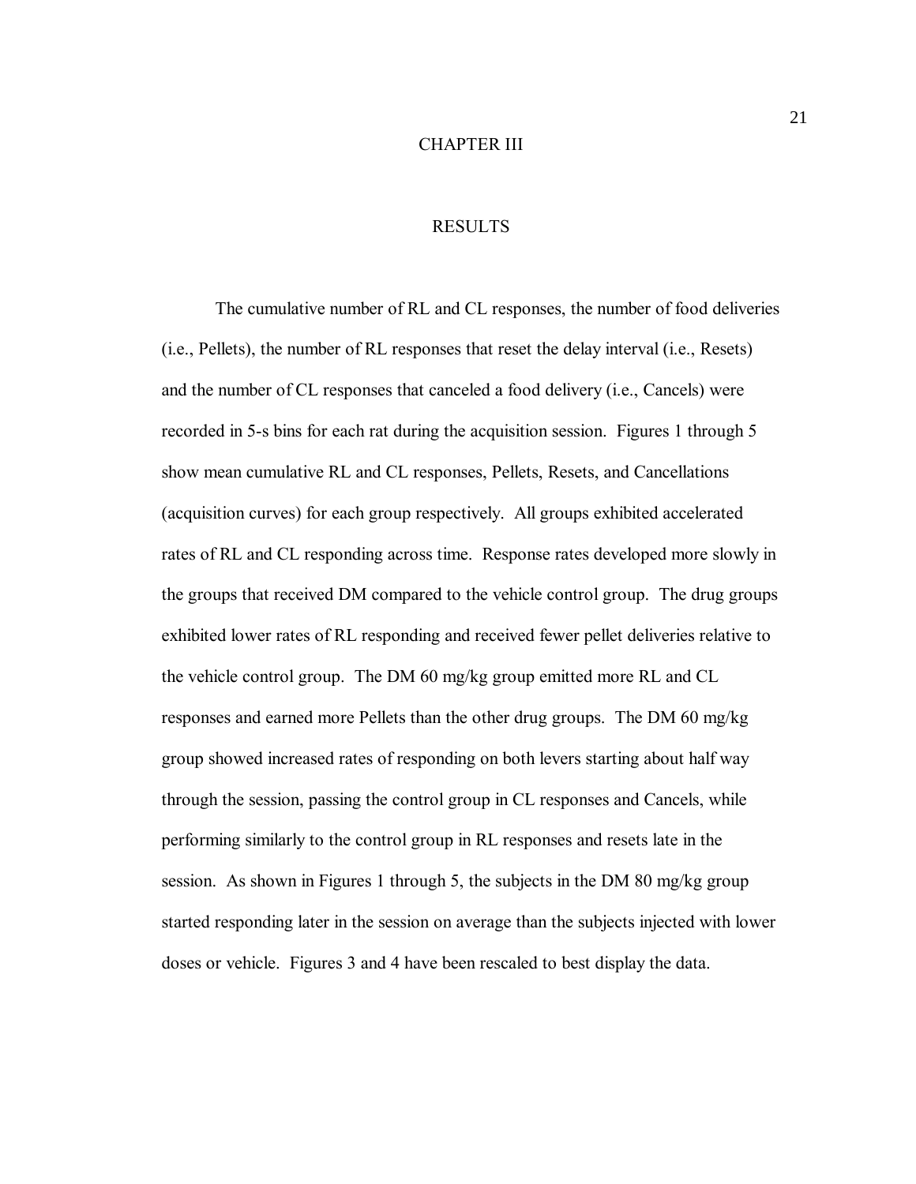# CHAPTER III

## RESULTS

The cumulative number of RL and CL responses, the number of food deliveries (i.e., Pellets), the number of RL responses that reset the delay interval (i.e., Resets) and the number of CL responses that canceled a food delivery (i.e., Cancels) were recorded in 5-s bins for each rat during the acquisition session. Figures 1 through 5 show mean cumulative RL and CL responses, Pellets, Resets, and Cancellations (acquisition curves) for each group respectively. All groups exhibited accelerated rates of RL and CL responding across time. Response rates developed more slowly in the groups that received DM compared to the vehicle control group. The drug groups exhibited lower rates of RL responding and received fewer pellet deliveries relative to the vehicle control group. The DM 60 mg/kg group emitted more RL and CL responses and earned more Pellets than the other drug groups. The DM 60 mg/kg group showed increased rates of responding on both levers starting about half way through the session, passing the control group in CL responses and Cancels, while performing similarly to the control group in RL responses and resets late in the session. As shown in Figures 1 through 5, the subjects in the DM 80 mg/kg group started responding later in the session on average than the subjects injected with lower doses or vehicle. Figures 3 and 4 have been rescaled to best display the data.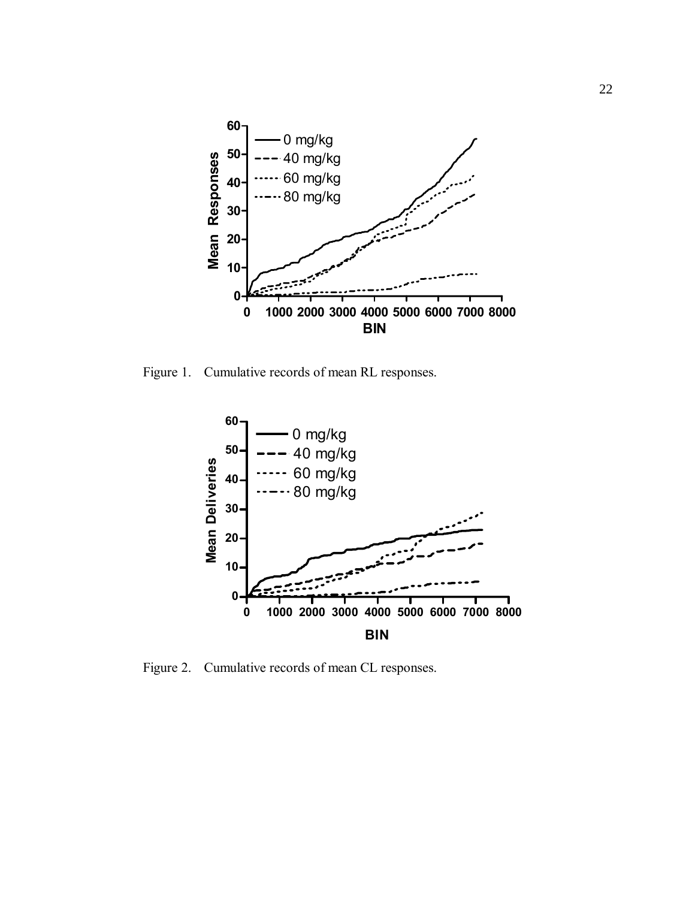Figure 1. Cumulative records of mean RL responses.

Figure 2. Cumulative records of mean CL responses.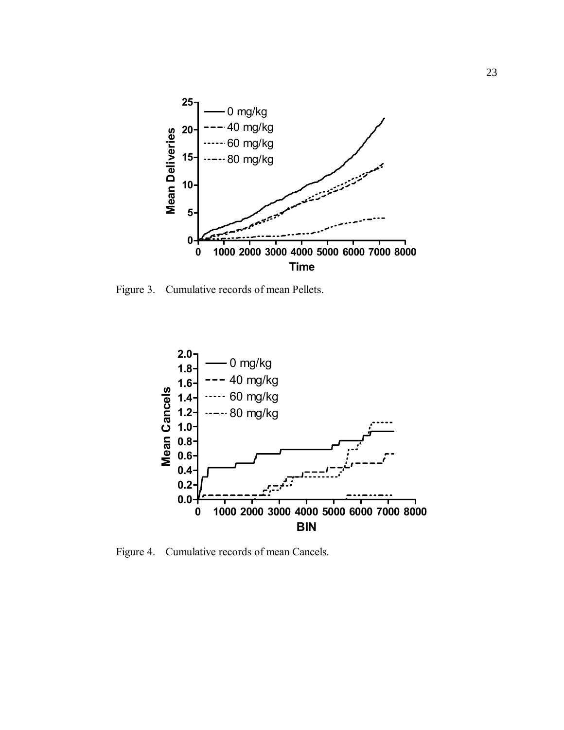Figure 3. Cumulative records of mean Pellets.

Figure 4. Cumulative records of mean Cancels.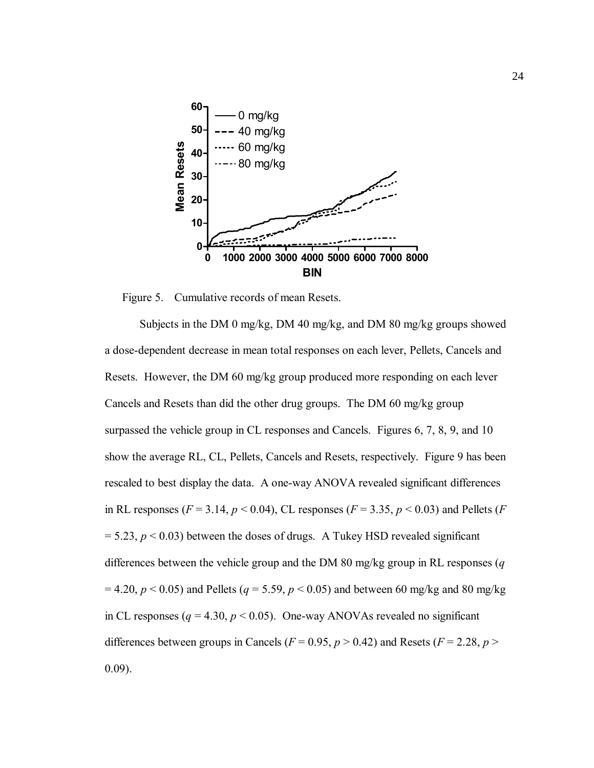Figure 5. Cumulative records of mean Resets.

Subjects in the DM 0 mg/kg, DM 40 mg/kg, and DM 80 mg/kg groups showed a dose-dependent decrease in mean total responses on each lever, Pellets, Cancels and Resets. However, the DM 60 mg/kg group produced more responding on each lever Cancels and Resets than did the other drug groups. The DM 60 mg/kg group surpassed the vehicle group in CL responses and Cancels. Figures 6, 7, 8, 9, and 10 show the average RL, CL, Pellets, Cancels and Resets, respectively. Figure 9 has been rescaled to best display the data. A one-way ANOVA revealed significant differences in RL responses ($F = 3.14$, $p < 0.04$), CL responses ($F = 3.35$, $p < 0.03$) and Pellets ($F = 5.23$, $p < 0.03$) between the doses of drugs. A Tukey HSD revealed significant differences between the vehicle group and the DM 80 mg/kg group in RL responses ($q = 4.20$, $p < 0.05$) and Pellets ($q = 5.59$, $p < 0.05$) and between 60 mg/kg and 80 mg/kg in CL responses ($q = 4.30$, $p < 0.05$). One-way ANOVAs revealed no significant differences between groups in Cancels ($F = 0.95$, $p > 0.42$) and Resets ($F = 2.28$, $p > 0.09$).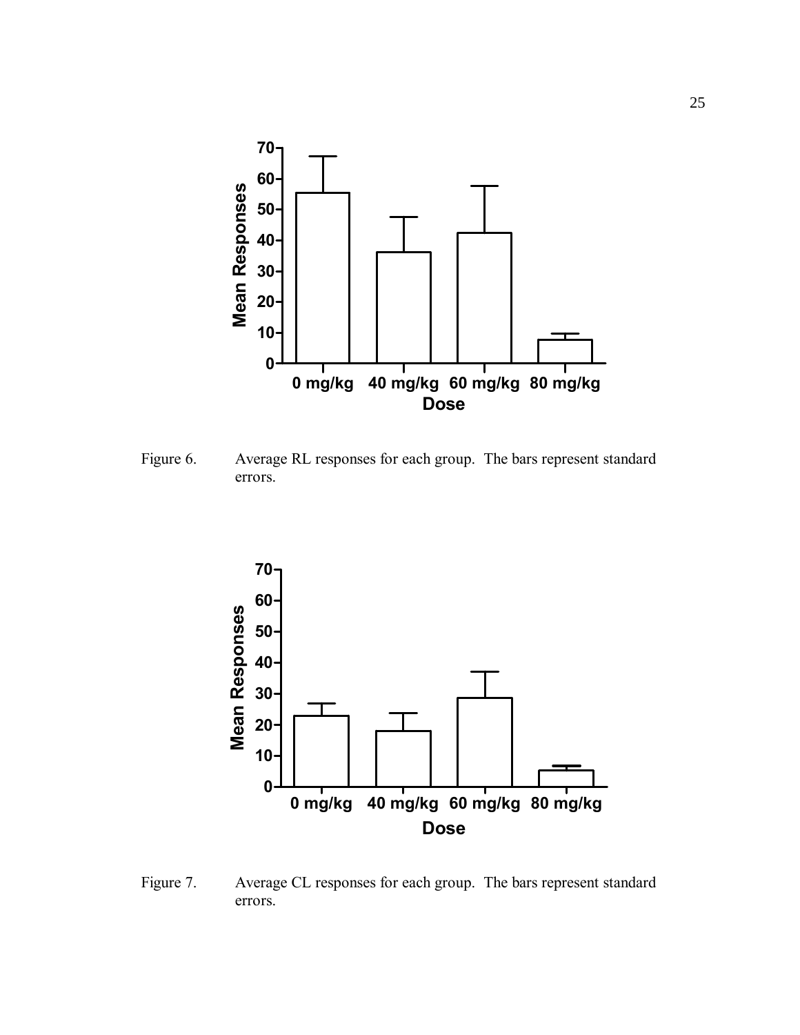Figure 6. Average RL responses for each group. The bars represent standard errors.

Figure 7. Average CL responses for each group. The bars represent standard errors.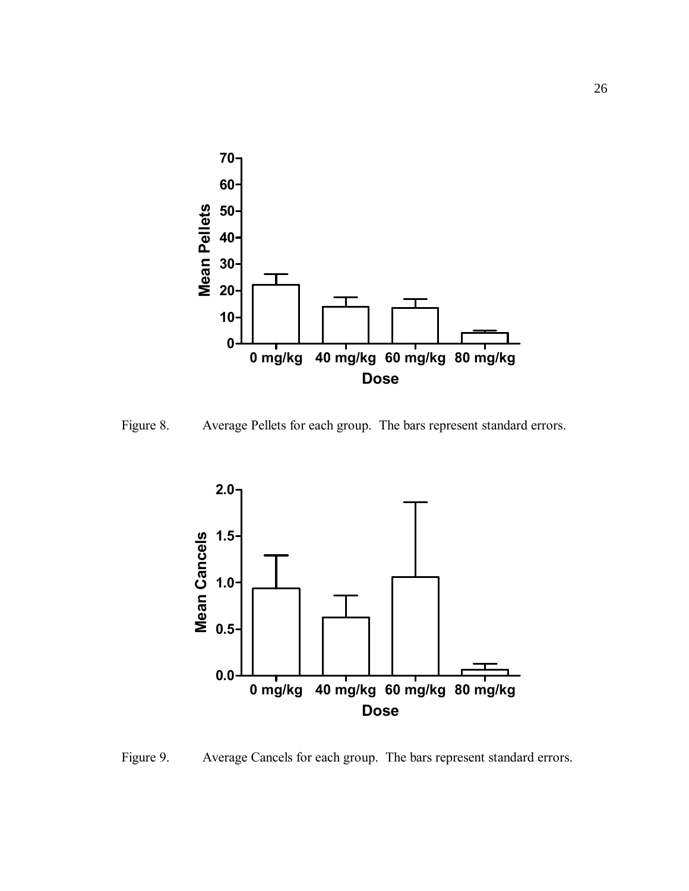Figure 8. Average Pellets for each group. The bars represent standard errors.

Figure 9. Average Cancels for each group. The bars represent standard errors.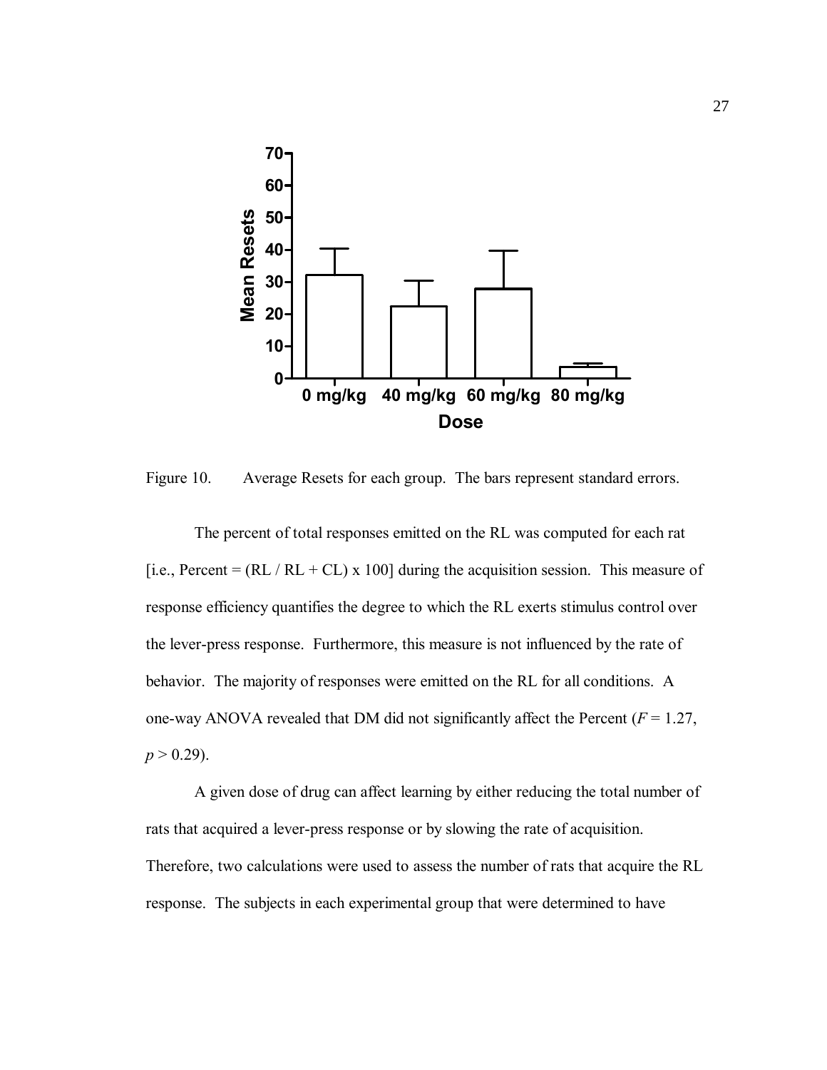Figure 10. Average Resets for each group. The bars represent standard errors.

The percent of total responses emitted on the RL was computed for each rat [i.e., Percent = (RL / RL + CL) x 100] during the acquisition session. This measure of response efficiency quantifies the degree to which the RL exerts stimulus control over the lever-press response. Furthermore, this measure is not influenced by the rate of behavior. The majority of responses were emitted on the RL for all conditions. A one-way ANOVA revealed that DM did not significantly affect the Percent ($F = 1.27$, $p > 0.29$).

A given dose of drug can affect learning by either reducing the total number of rats that acquired a lever-press response or by slowing the rate of acquisition. Therefore, two calculations were used to assess the number of rats that acquire the RL response. The subjects in each experimental group that were determined to have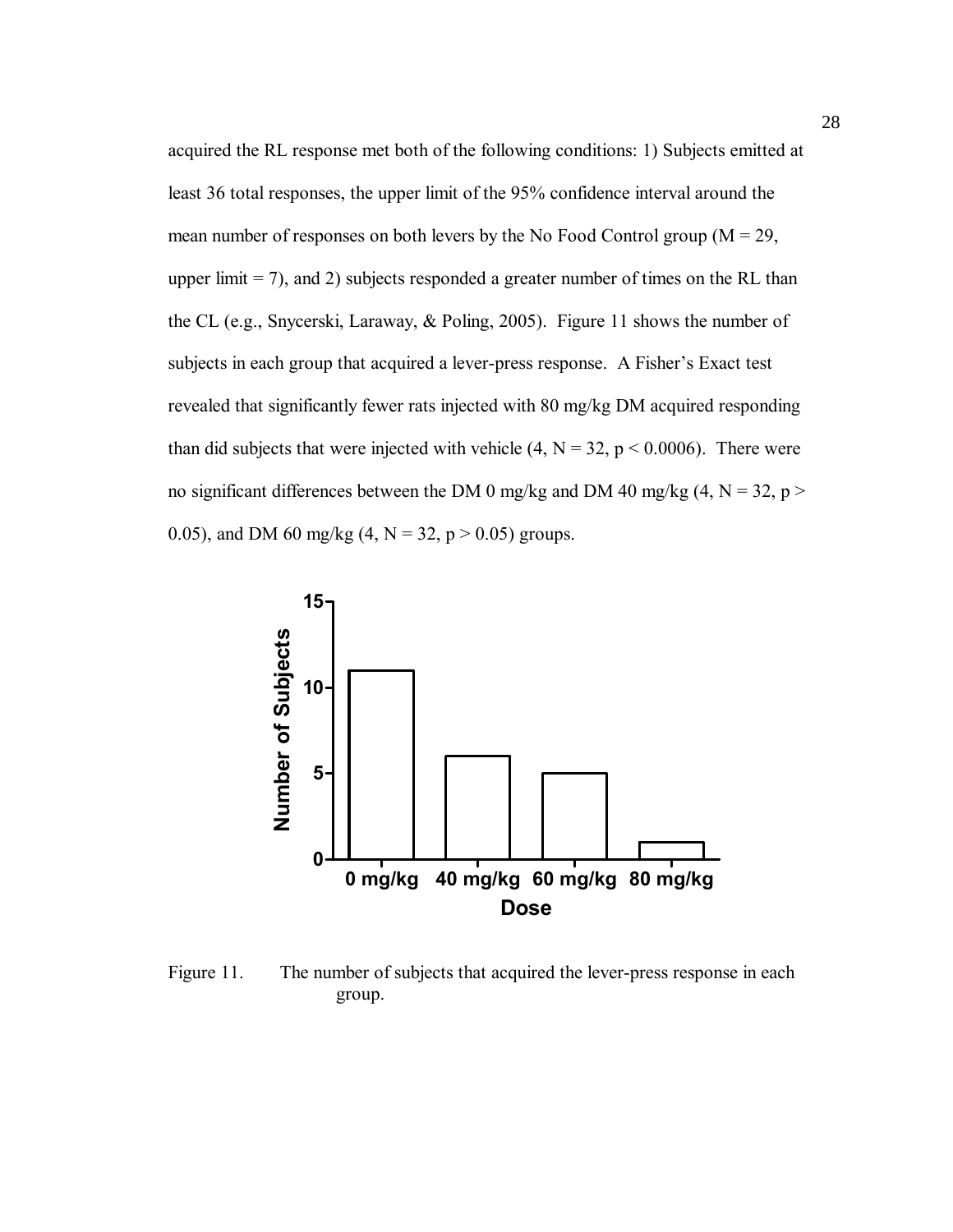acquired the RL response met both of the following conditions: 1) Subjects emitted at least 36 total responses, the upper limit of the 95% confidence interval around the mean number of responses on both levers by the No Food Control group ($M = 29$, upper limit $= 7$), and 2) subjects responded a greater number of times on the RL than the CL (e.g., Snycerski, Laraway, & Poling, 2005). Figure 11 shows the number of subjects in each group that acquired a lever-press response. A Fisher's Exact test revealed that significantly fewer rats injected with 80 mg/kg DM acquired responding than did subjects that were injected with vehicle ($4$, $N = 32$, $p < 0.0006$). There were no significant differences between the DM 0 mg/kg and DM 40 mg/kg ($4$, $N = 32$, $p > 0.05$), and DM 60 mg/kg ($4$, $N = 32$, $p > 0.05$) groups.

Figure 11. The number of subjects that acquired the lever-press response in each group.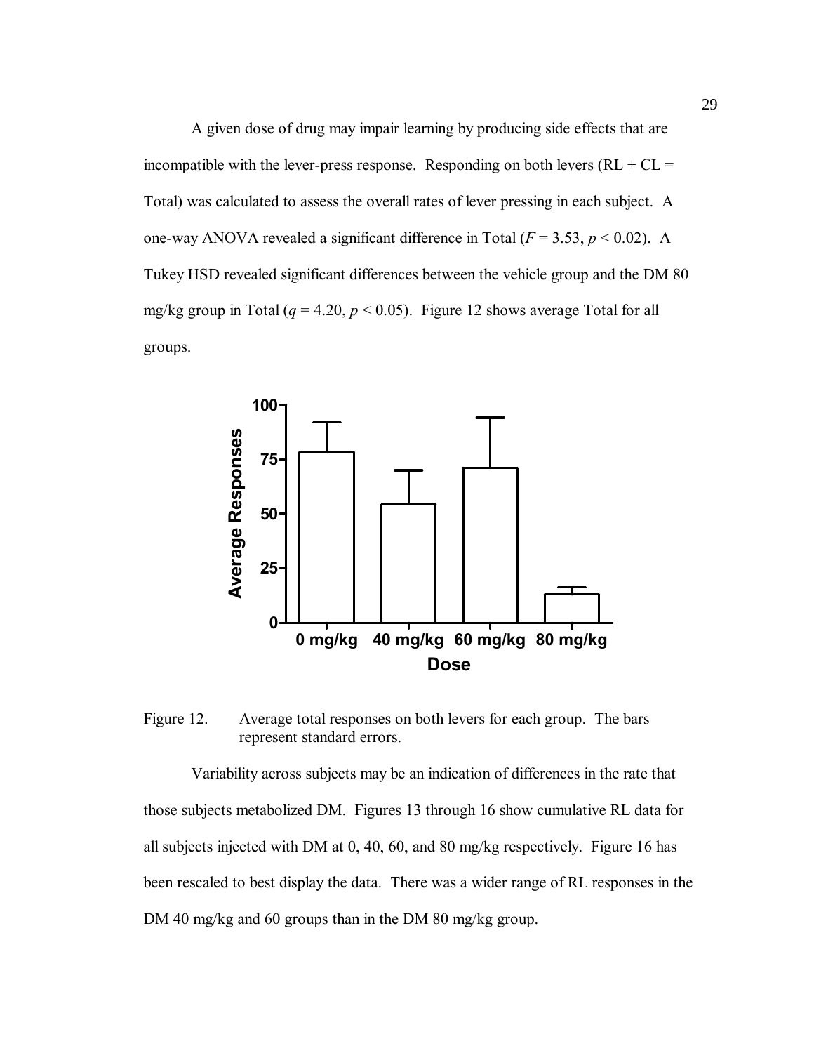A given dose of drug may impair learning by producing side effects that are incompatible with the lever-press response. Responding on both levers (RL + CL = Total) was calculated to assess the overall rates of lever pressing in each subject. A one-way ANOVA revealed a significant difference in Total ($F = 3.53$, $p < 0.02$). A Tukey HSD revealed significant differences between the vehicle group and the DM 80 mg/kg group in Total ($q = 4.20$, $p < 0.05$). Figure 12 shows average Total for all groups.

Figure 12. Average total responses on both levers for each group. The bars represent standard errors.

Variability across subjects may be an indication of differences in the rate that those subjects metabolized DM. Figures 13 through 16 show cumulative RL data for all subjects injected with DM at 0, 40, 60, and 80 mg/kg respectively. Figure 16 has been rescaled to best display the data. There was a wider range of RL responses in the DM 40 mg/kg and 60 groups than in the DM 80 mg/kg group.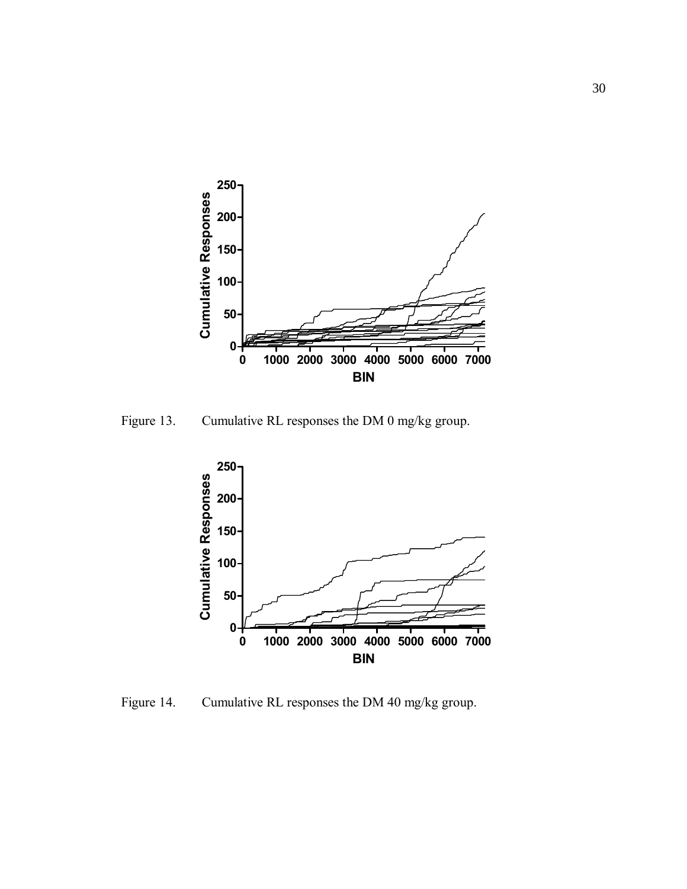Figure 13. Cumulative RL responses the DM 0 mg/kg group.

Figure 14. Cumulative RL responses the DM 40 mg/kg group.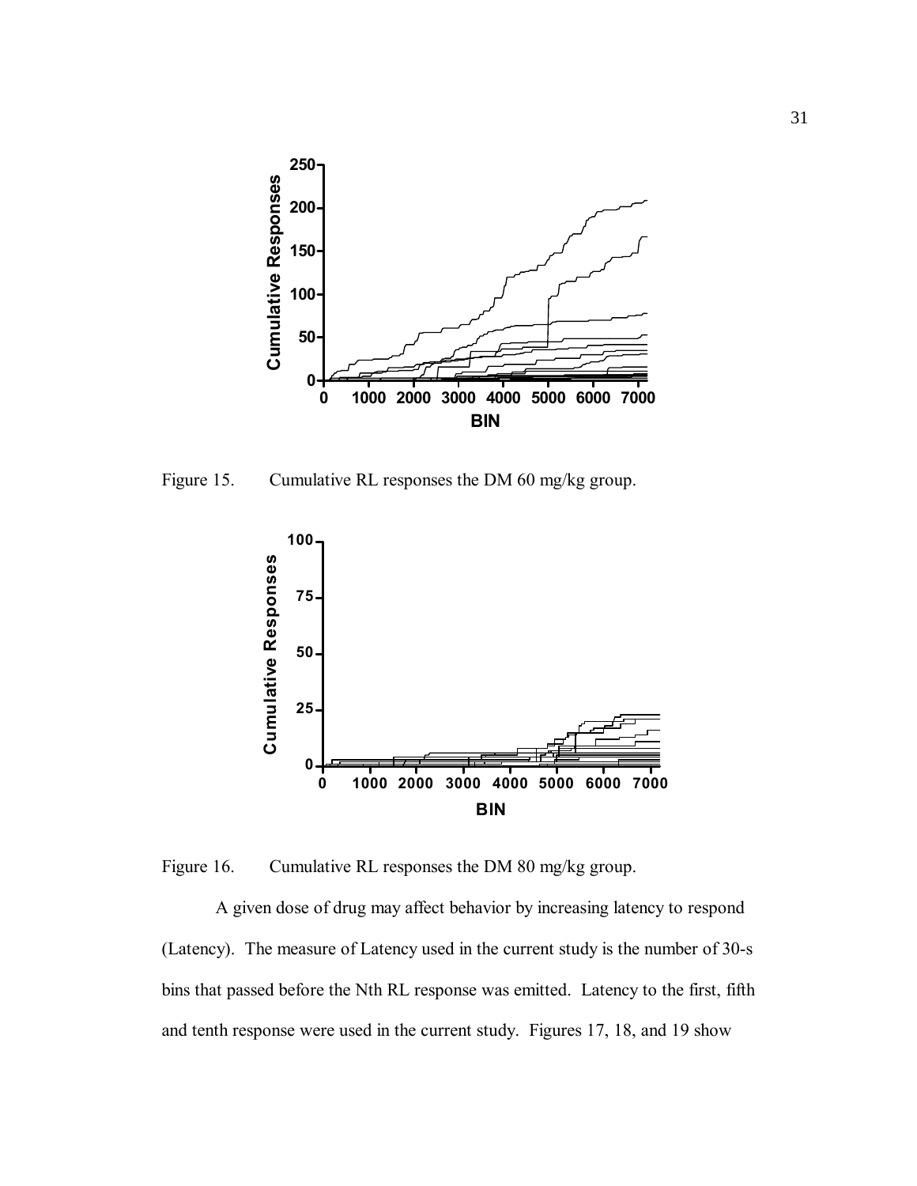Figure 15. Cumulative RL responses the DM 60 mg/kg group.

Figure 16. Cumulative RL responses the DM 80 mg/kg group.

A given dose of drug may affect behavior by increasing latency to respond (Latency). The measure of Latency used in the current study is the number of 30-s bins that passed before the Nth RL response was emitted. Latency to the first, fifth and tenth response were used in the current study. Figures 17, 18, and 19 show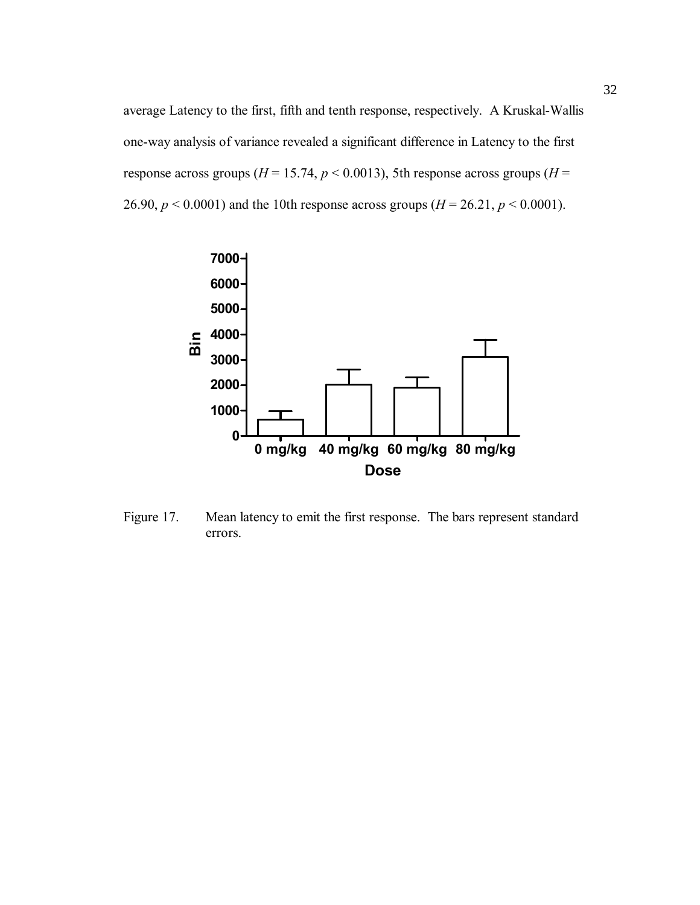average Latency to the first, fifth and tenth response, respectively. A Kruskal-Wallis one-way analysis of variance revealed a significant difference in Latency to the first response across groups ($H$ = 15.74, $p < 0.0013$), 5th response across groups ($H$ = 26.90, $p < 0.0001$) and the 10th response across groups ($H$ = 26.21, $p < 0.0001$).

Figure 17. Mean latency to emit the first response. The bars represent standard errors.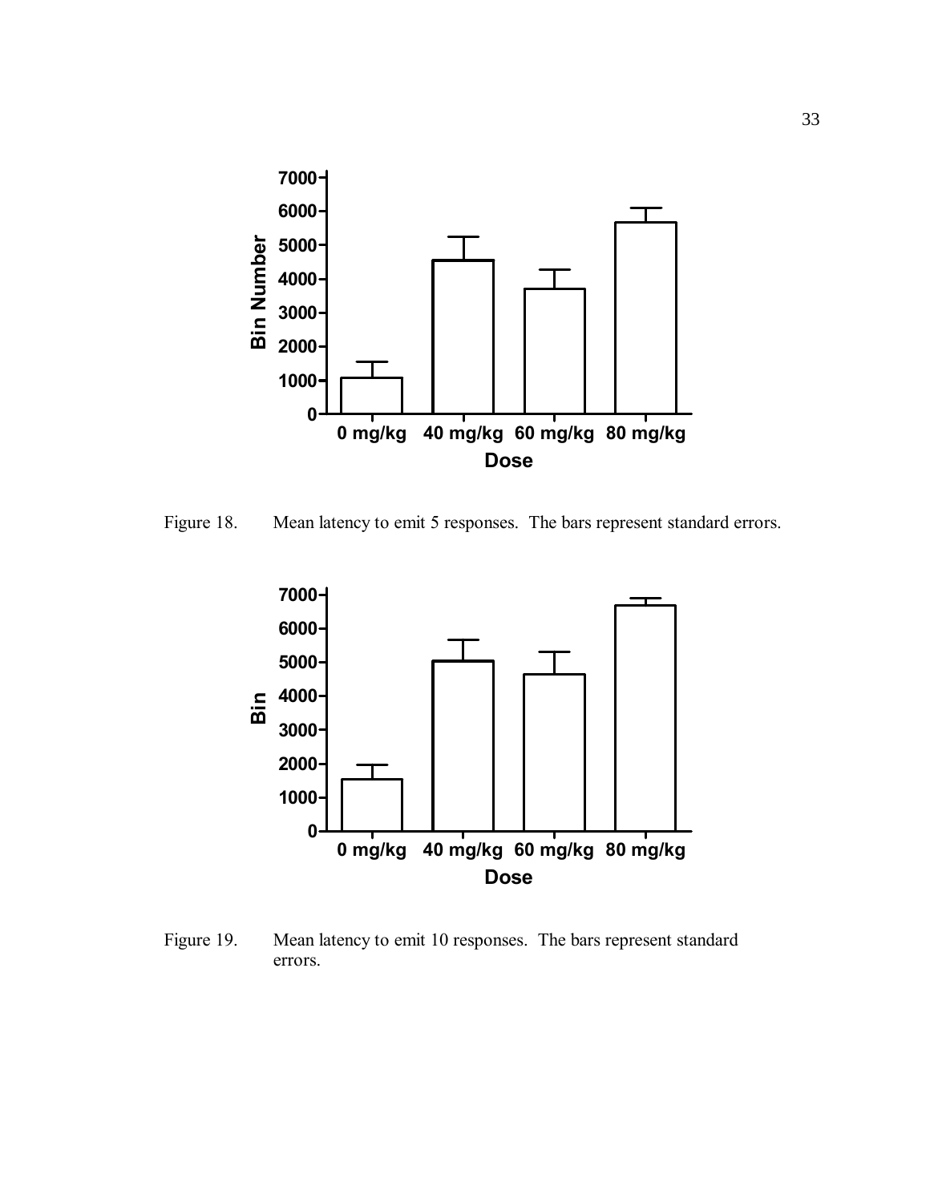Figure 18. Mean latency to emit 5 responses. The bars represent standard errors.

Figure 19. Mean latency to emit 10 responses. The bars represent standard errors.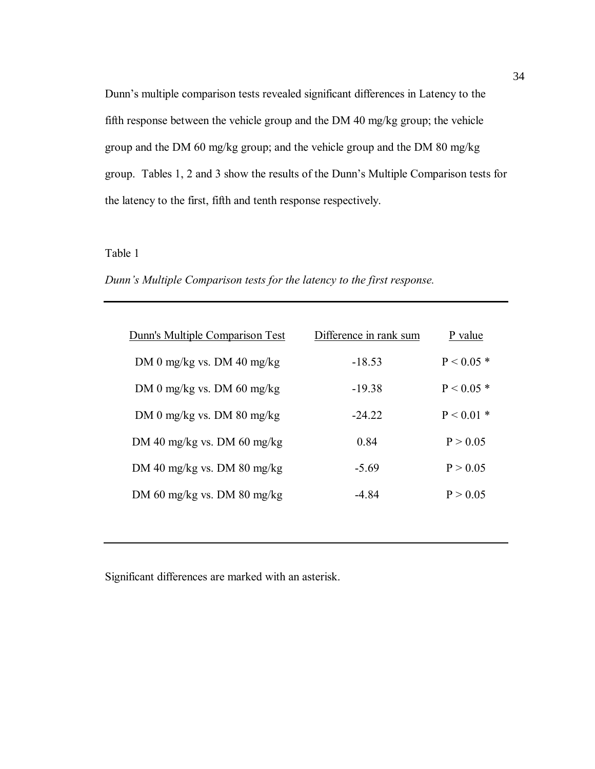Dunn's multiple comparison tests revealed significant differences in Latency to the fifth response between the vehicle group and the DM 40 mg/kg group; the vehicle group and the DM 60 mg/kg group; and the vehicle group and the DM 80 mg/kg group. Tables 1, 2 and 3 show the results of the Dunn's Multiple Comparison tests for the latency to the first, fifth and tenth response respectively.

Table 1

*Dunn's Multiple Comparison tests for the latency to the first response.*

| Dunn's Multiple Comparison Test | Difference in rank sum | P value |
|---|---|---|
| DM 0 mg/kg vs. DM 40 mg/kg | -18.53 | P < 0.05 * |
| DM 0 mg/kg vs. DM 60 mg/kg | -19.38 | P < 0.05 * |
| DM 0 mg/kg vs. DM 80 mg/kg | -24.22 | P < 0.01 * |
| DM 40 mg/kg vs. DM 60 mg/kg | 0.84 | P > 0.05 |
| DM 40 mg/kg vs. DM 80 mg/kg | -5.69 | P > 0.05 |
| DM 60 mg/kg vs. DM 80 mg/kg | -4.84 | P > 0.05 |

Significant differences are marked with an asterisk.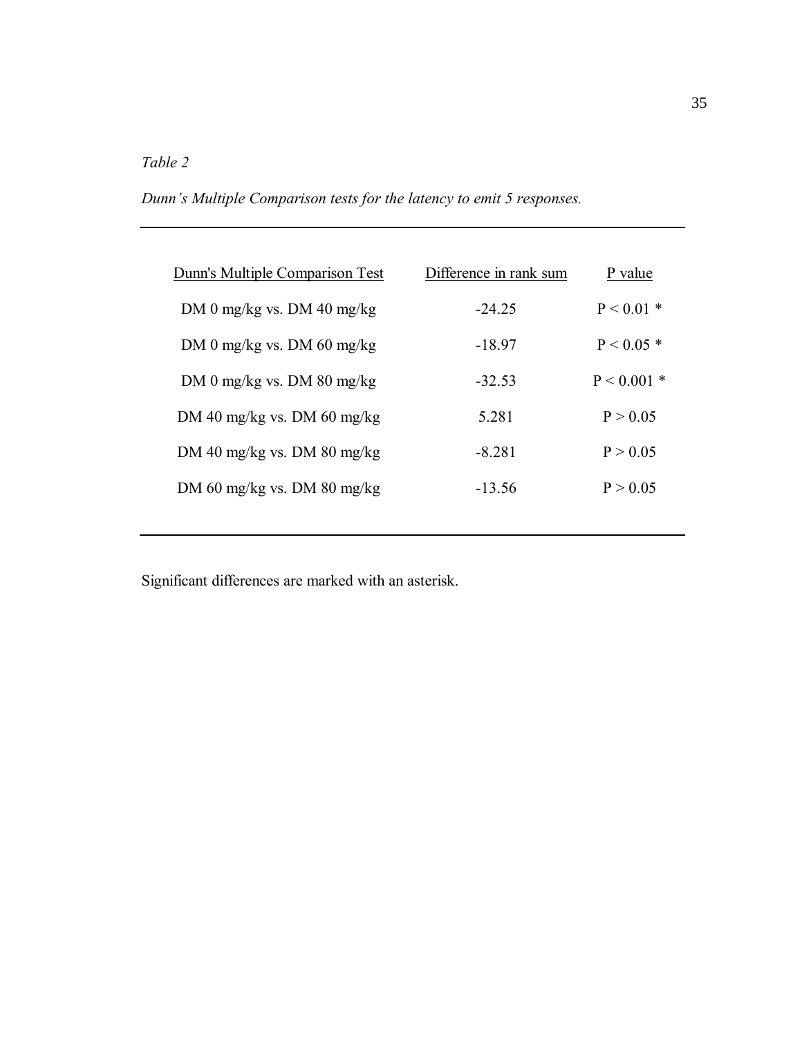*Table 2*

*Dunn's Multiple Comparison tests for the latency to emit 5 responses.*

| Dunn's Multiple Comparison Test | Difference in rank sum | P value |
|---|---|---|
| DM 0 mg/kg vs. DM 40 mg/kg | -24.25 | $P < 0.01$ * |
| DM 0 mg/kg vs. DM 60 mg/kg | -18.97 | $P < 0.05$ * |
| DM 0 mg/kg vs. DM 80 mg/kg | -32.53 | $P < 0.001$ * |
| DM 40 mg/kg vs. DM 60 mg/kg | 5.281 | $P > 0.05$ |
| DM 40 mg/kg vs. DM 80 mg/kg | -8.281 | $P > 0.05$ |
| DM 60 mg/kg vs. DM 80 mg/kg | -13.56 | $P > 0.05$ |

Significant differences are marked with an asterisk.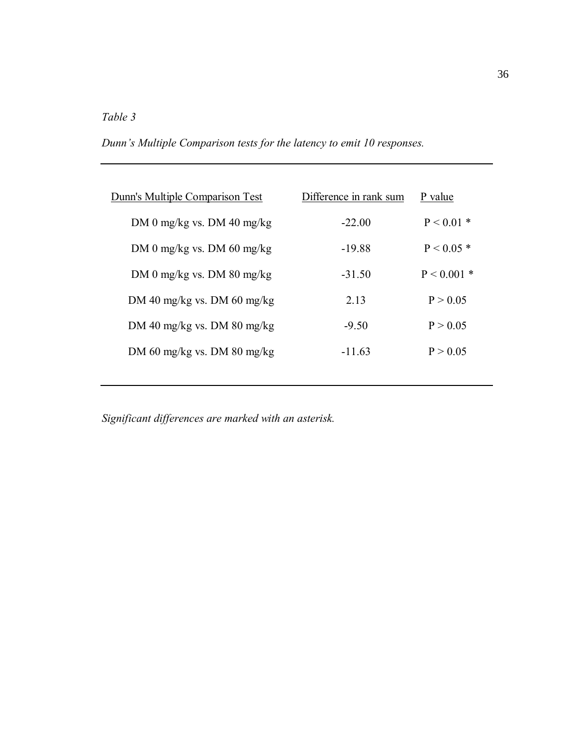*Table 3*

*Dunn's Multiple Comparison tests for the latency to emit 10 responses.*

| Dunn's Multiple Comparison Test | Difference in rank sum | P value |
|---|---|---|
| DM 0 mg/kg vs. DM 40 mg/kg | -22.00 | $P < 0.01$ * |
| DM 0 mg/kg vs. DM 60 mg/kg | -19.88 | $P < 0.05$ * |
| DM 0 mg/kg vs. DM 80 mg/kg | -31.50 | $P < 0.001$ * |
| DM 40 mg/kg vs. DM 60 mg/kg | 2.13 | $P > 0.05$ |
| DM 40 mg/kg vs. DM 80 mg/kg | -9.50 | $P > 0.05$ |
| DM 60 mg/kg vs. DM 80 mg/kg | -11.63 | $P > 0.05$ |

*Significant differences are marked with an asterisk.*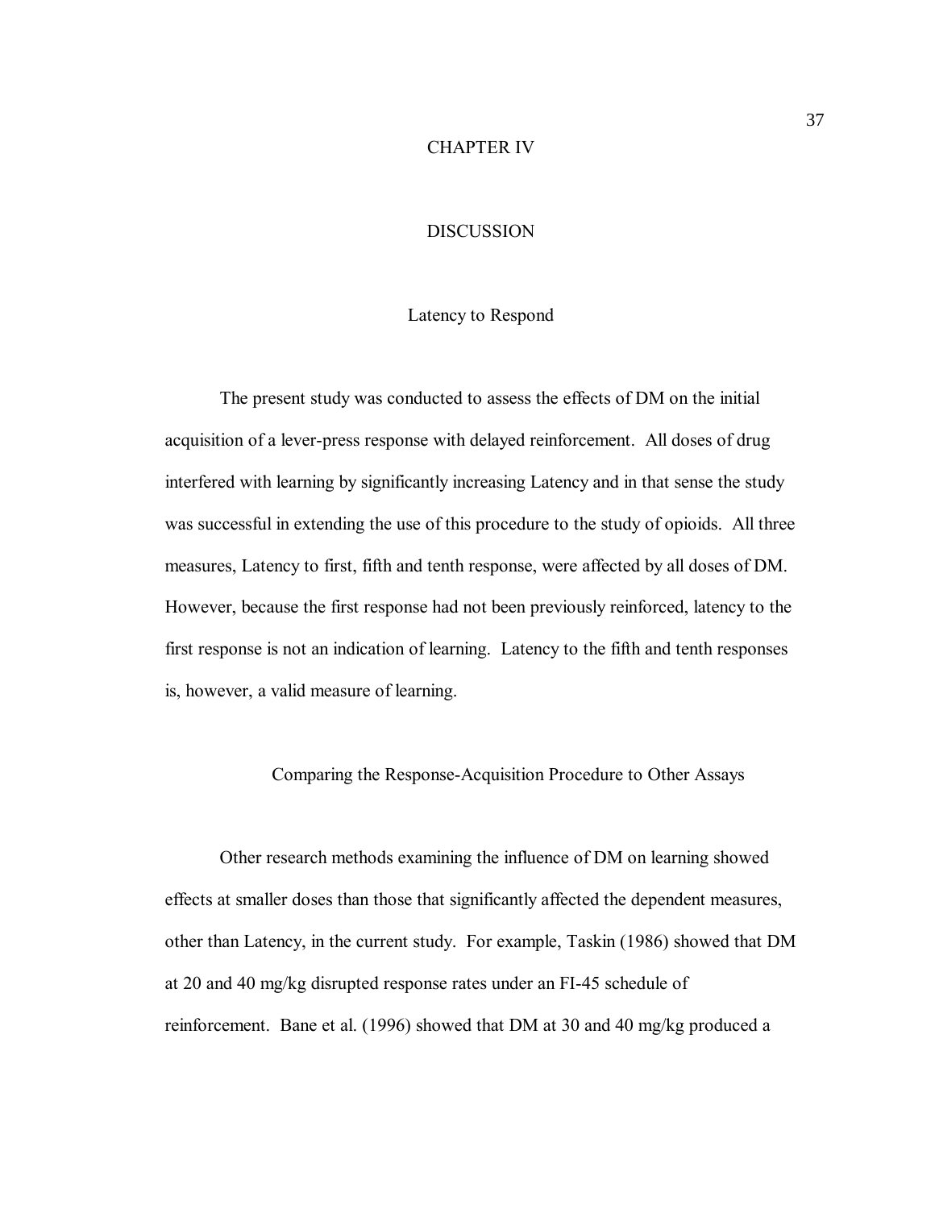# CHAPTER IV

# DISCUSSION

## Latency to Respond

The present study was conducted to assess the effects of DM on the initial acquisition of a lever-press response with delayed reinforcement. All doses of drug interfered with learning by significantly increasing Latency and in that sense the study was successful in extending the use of this procedure to the study of opioids. All three measures, Latency to first, fifth and tenth response, were affected by all doses of DM. However, because the first response had not been previously reinforced, latency to the first response is not an indication of learning. Latency to the fifth and tenth responses is, however, a valid measure of learning.

## Comparing the Response-Acquisition Procedure to Other Assays

Other research methods examining the influence of DM on learning showed effects at smaller doses than those that significantly affected the dependent measures, other than Latency, in the current study. For example, Taskin (1986) showed that DM at 20 and 40 mg/kg disrupted response rates under an FI-45 schedule of reinforcement. Bane et al. (1996) showed that DM at 30 and 40 mg/kg produced a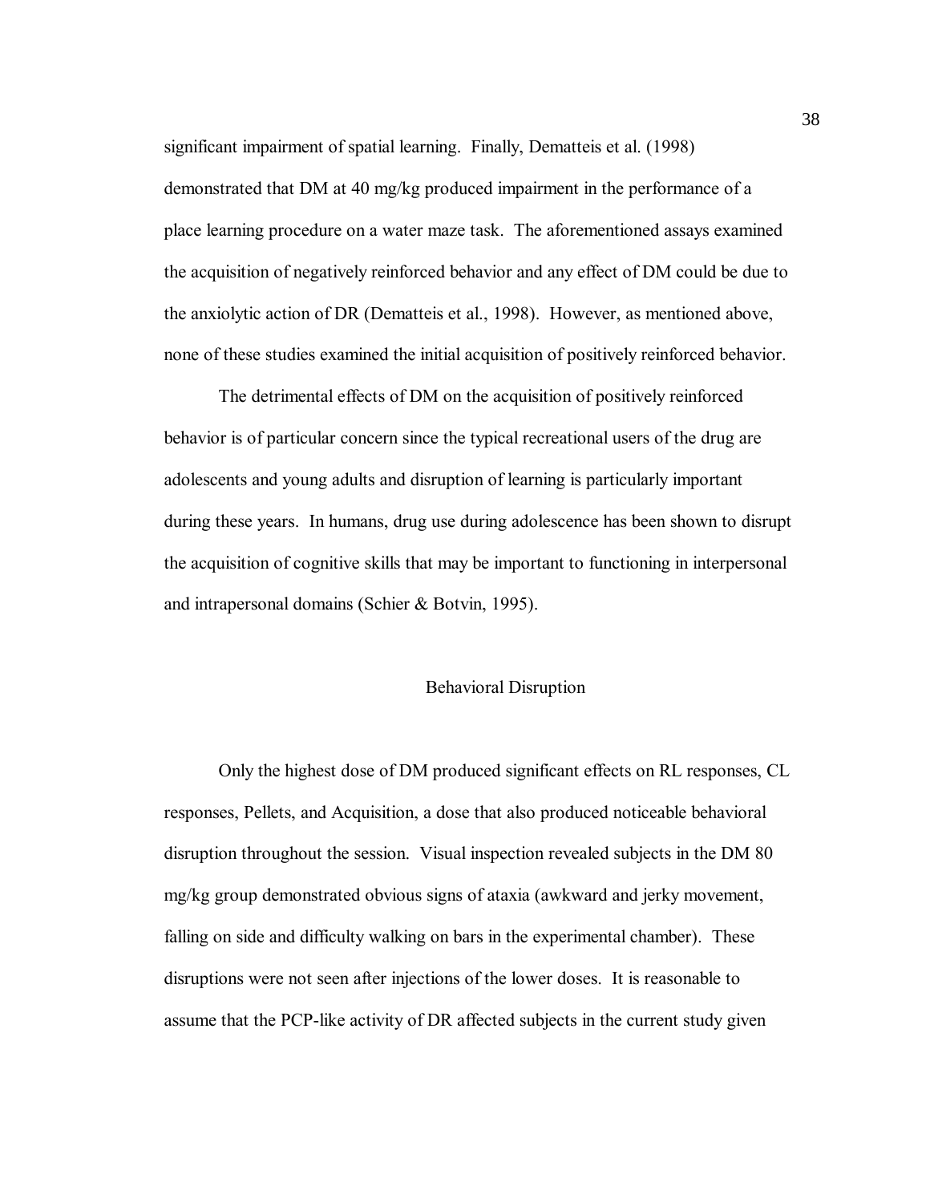significant impairment of spatial learning. Finally, Dematteis et al. (1998) demonstrated that DM at 40 mg/kg produced impairment in the performance of a place learning procedure on a water maze task. The aforementioned assays examined the acquisition of negatively reinforced behavior and any effect of DM could be due to the anxiolytic action of DR (Dematteis et al., 1998). However, as mentioned above, none of these studies examined the initial acquisition of positively reinforced behavior.

The detrimental effects of DM on the acquisition of positively reinforced behavior is of particular concern since the typical recreational users of the drug are adolescents and young adults and disruption of learning is particularly important during these years. In humans, drug use during adolescence has been shown to disrupt the acquisition of cognitive skills that may be important to functioning in interpersonal and intrapersonal domains (Schier & Botvin, 1995).

## Behavioral Disruption

Only the highest dose of DM produced significant effects on RL responses, CL responses, Pellets, and Acquisition, a dose that also produced noticeable behavioral disruption throughout the session. Visual inspection revealed subjects in the DM 80 mg/kg group demonstrated obvious signs of ataxia (awkward and jerky movement, falling on side and difficulty walking on bars in the experimental chamber). These disruptions were not seen after injections of the lower doses. It is reasonable to assume that the PCP-like activity of DR affected subjects in the current study given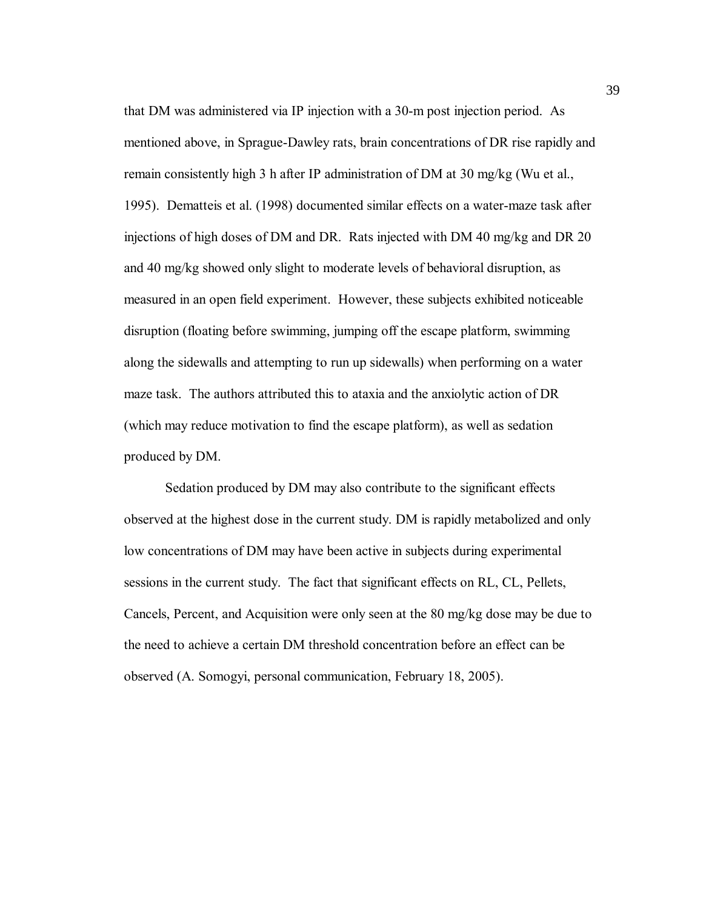that DM was administered via IP injection with a 30-m post injection period. As mentioned above, in Sprague-Dawley rats, brain concentrations of DR rise rapidly and remain consistently high 3 h after IP administration of DM at 30 mg/kg (Wu et al., 1995). Dematteis et al. (1998) documented similar effects on a water-maze task after injections of high doses of DM and DR. Rats injected with DM 40 mg/kg and DR 20 and 40 mg/kg showed only slight to moderate levels of behavioral disruption, as measured in an open field experiment. However, these subjects exhibited noticeable disruption (floating before swimming, jumping off the escape platform, swimming along the sidewalls and attempting to run up sidewalls) when performing on a water maze task. The authors attributed this to ataxia and the anxiolytic action of DR (which may reduce motivation to find the escape platform), as well as sedation produced by DM.

Sedation produced by DM may also contribute to the significant effects observed at the highest dose in the current study. DM is rapidly metabolized and only low concentrations of DM may have been active in subjects during experimental sessions in the current study. The fact that significant effects on RL, CL, Pellets, Cancels, Percent, and Acquisition were only seen at the 80 mg/kg dose may be due to the need to achieve a certain DM threshold concentration before an effect can be observed (A. Somogyi, personal communication, February 18, 2005).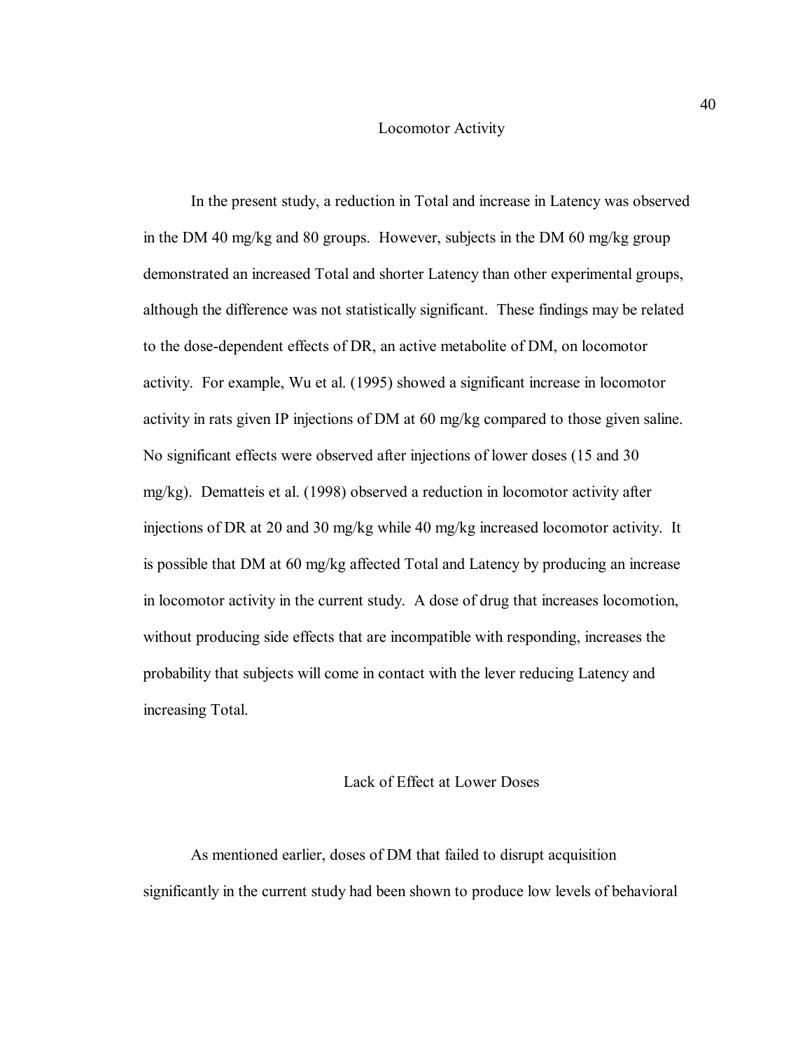## Locomotor Activity

In the present study, a reduction in Total and increase in Latency was observed in the DM 40 mg/kg and 80 groups. However, subjects in the DM 60 mg/kg group demonstrated an increased Total and shorter Latency than other experimental groups, although the difference was not statistically significant. These findings may be related to the dose-dependent effects of DR, an active metabolite of DM, on locomotor activity. For example, Wu et al. (1995) showed a significant increase in locomotor activity in rats given IP injections of DM at 60 mg/kg compared to those given saline. No significant effects were observed after injections of lower doses (15 and 30 mg/kg). Dematteis et al. (1998) observed a reduction in locomotor activity after injections of DR at 20 and 30 mg/kg while 40 mg/kg increased locomotor activity. It is possible that DM at 60 mg/kg affected Total and Latency by producing an increase in locomotor activity in the current study. A dose of drug that increases locomotion, without producing side effects that are incompatible with responding, increases the probability that subjects will come in contact with the lever reducing Latency and increasing Total.

## Lack of Effect at Lower Doses

As mentioned earlier, doses of DM that failed to disrupt acquisition significantly in the current study had been shown to produce low levels of behavioral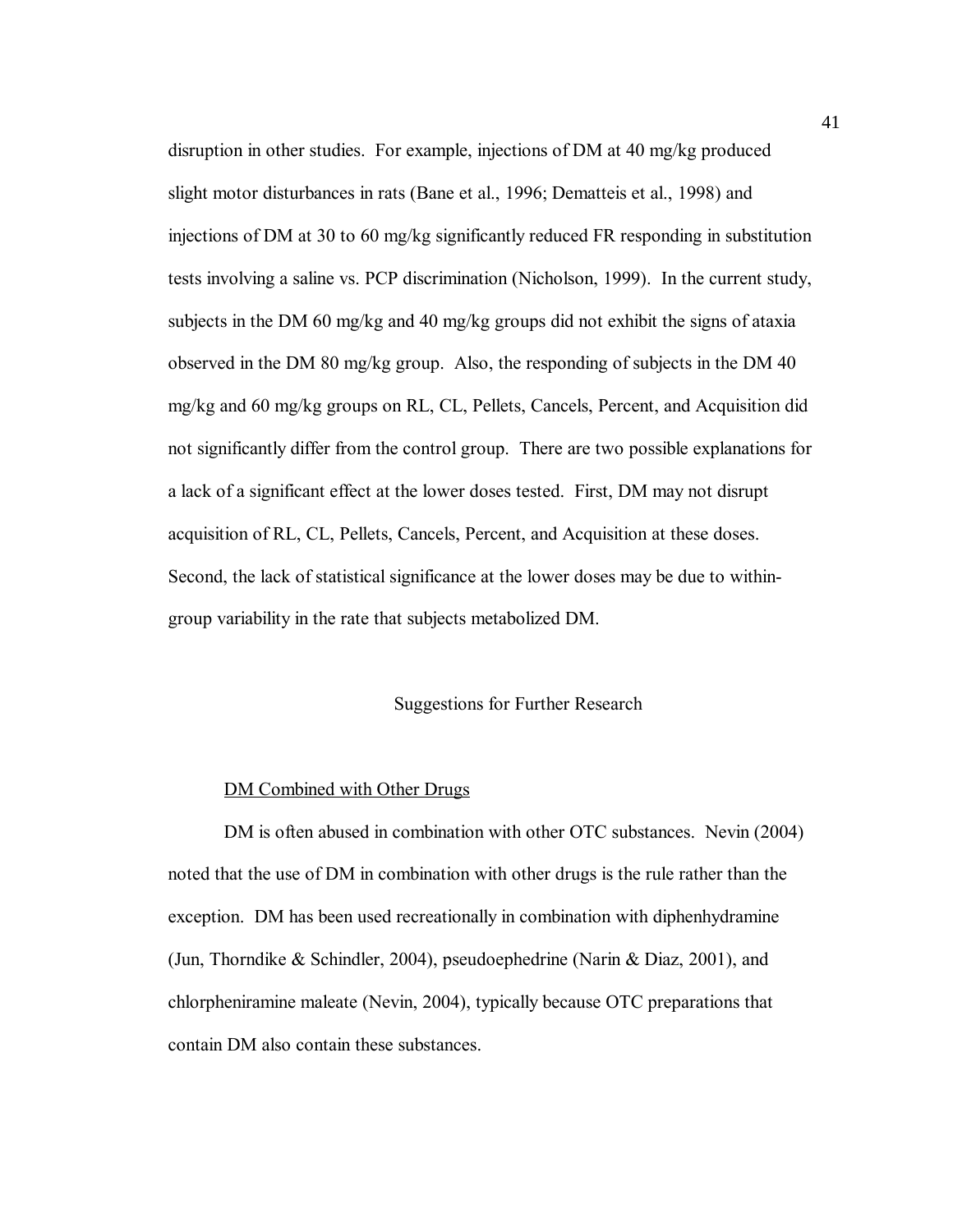disruption in other studies. For example, injections of DM at 40 mg/kg produced slight motor disturbances in rats (Bane et al., 1996; Dematteis et al., 1998) and injections of DM at 30 to 60 mg/kg significantly reduced FR responding in substitution tests involving a saline vs. PCP discrimination (Nicholson, 1999). In the current study, subjects in the DM 60 mg/kg and 40 mg/kg groups did not exhibit the signs of ataxia observed in the DM 80 mg/kg group. Also, the responding of subjects in the DM 40 mg/kg and 60 mg/kg groups on RL, CL, Pellets, Cancels, Percent, and Acquisition did not significantly differ from the control group. There are two possible explanations for a lack of a significant effect at the lower doses tested. First, DM may not disrupt acquisition of RL, CL, Pellets, Cancels, Percent, and Acquisition at these doses. Second, the lack of statistical significance at the lower doses may be due to within-group variability in the rate that subjects metabolized DM.

## Suggestions for Further Research

### DM Combined with Other Drugs

DM is often abused in combination with other OTC substances. Nevin (2004) noted that the use of DM in combination with other drugs is the rule rather than the exception. DM has been used recreationally in combination with diphenhydramine (Jun, Thorndike & Schindler, 2004), pseudoephedrine (Narin & Diaz, 2001), and chlorpheniramine maleate (Nevin, 2004), typically because OTC preparations that contain DM also contain these substances.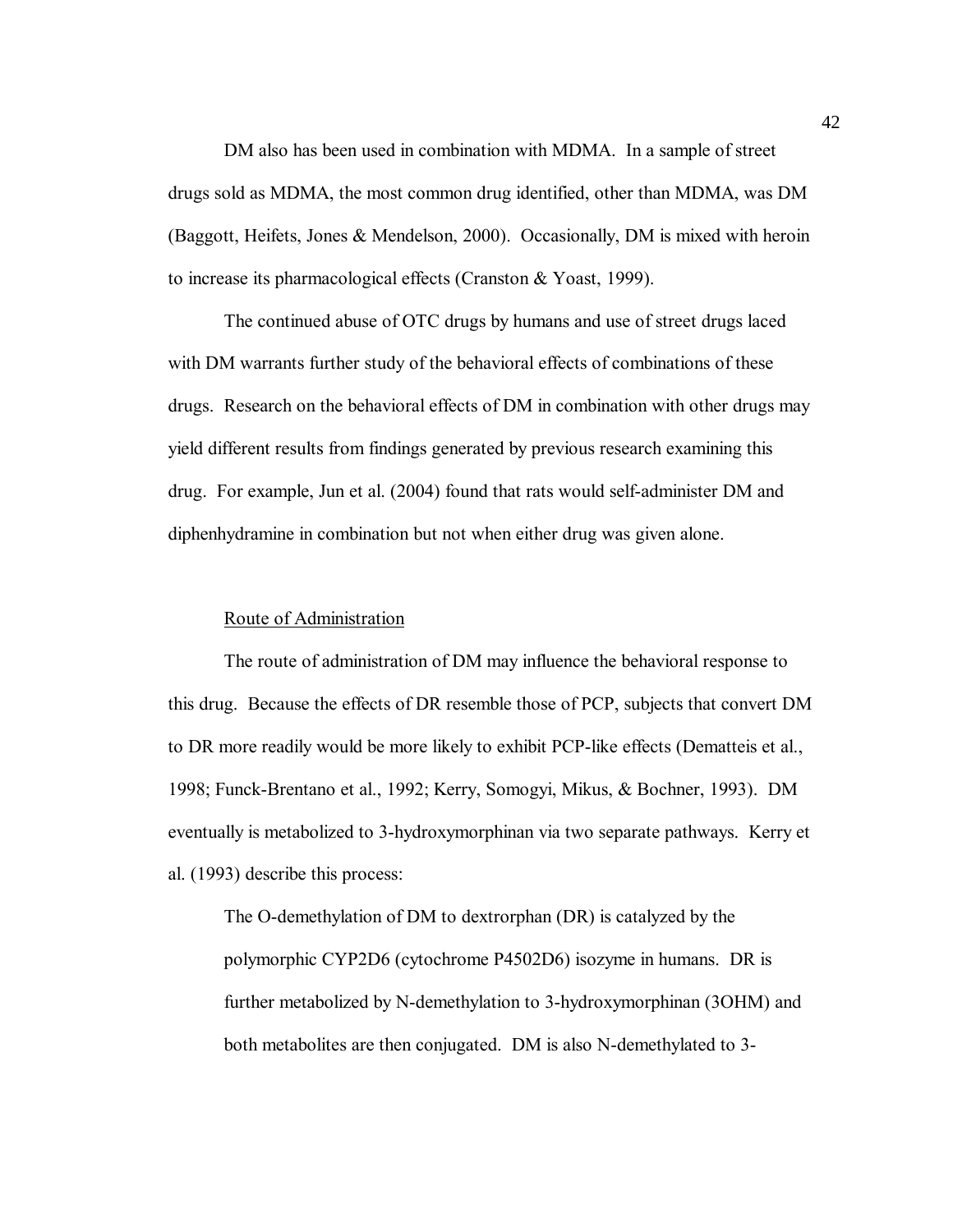DM also has been used in combination with MDMA. In a sample of street drugs sold as MDMA, the most common drug identified, other than MDMA, was DM (Baggott, Heifets, Jones & Mendelson, 2000). Occasionally, DM is mixed with heroin to increase its pharmacological effects (Cranston & Yoast, 1999).

The continued abuse of OTC drugs by humans and use of street drugs laced with DM warrants further study of the behavioral effects of combinations of these drugs. Research on the behavioral effects of DM in combination with other drugs may yield different results from findings generated by previous research examining this drug. For example, Jun et al. (2004) found that rats would self-administer DM and diphenhydramine in combination but not when either drug was given alone.

### Route of Administration

The route of administration of DM may influence the behavioral response to this drug. Because the effects of DR resemble those of PCP, subjects that convert DM to DR more readily would be more likely to exhibit PCP-like effects (Dematteis et al., 1998; Funck-Brentano et al., 1992; Kerry, Somogyi, Mikus, & Bochner, 1993). DM eventually is metabolized to 3-hydroxymorphinan via two separate pathways. Kerry et al. (1993) describe this process:

> The O-demethylation of DM to dextrorphan (DR) is catalyzed by the polymorphic CYP2D6 (cytochrome P4502D6) isozyme in humans. DR is further metabolized by N-demethylation to 3-hydroxymorphinan (3OHM) and both metabolites are then conjugated. DM is also N-demethylated to 3-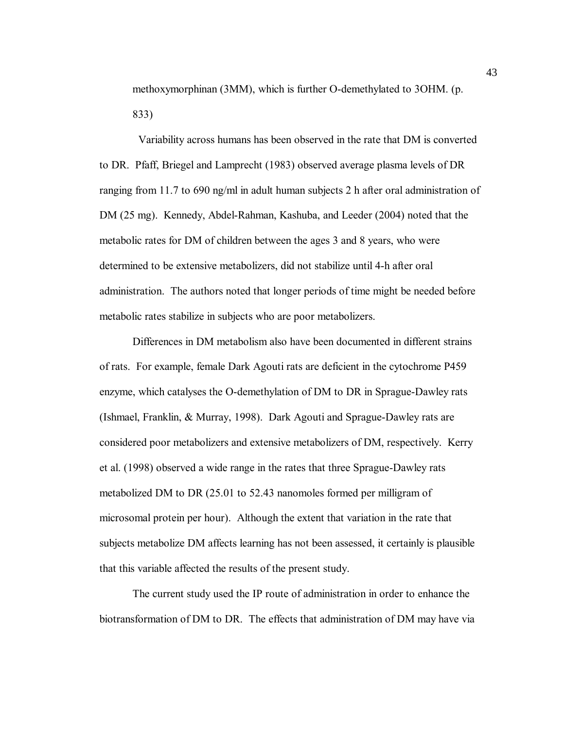methoxymorphinan (3MM), which is further O-demethylated to 3OHM. (p. 833)

Variability across humans has been observed in the rate that DM is converted to DR. Pfaff, Briegel and Lamprecht (1983) observed average plasma levels of DR ranging from 11.7 to 690 ng/ml in adult human subjects 2 h after oral administration of DM (25 mg). Kennedy, Abdel-Rahman, Kashuba, and Leeder (2004) noted that the metabolic rates for DM of children between the ages 3 and 8 years, who were determined to be extensive metabolizers, did not stabilize until 4-h after oral administration. The authors noted that longer periods of time might be needed before metabolic rates stabilize in subjects who are poor metabolizers.

Differences in DM metabolism also have been documented in different strains of rats. For example, female Dark Agouti rats are deficient in the cytochrome P459 enzyme, which catalyses the O-demethylation of DM to DR in Sprague-Dawley rats (Ishmael, Franklin, & Murray, 1998). Dark Agouti and Sprague-Dawley rats are considered poor metabolizers and extensive metabolizers of DM, respectively. Kerry et al. (1998) observed a wide range in the rates that three Sprague-Dawley rats metabolized DM to DR (25.01 to 52.43 nanomoles formed per milligram of microsomal protein per hour). Although the extent that variation in the rate that subjects metabolize DM affects learning has not been assessed, it certainly is plausible that this variable affected the results of the present study.

The current study used the IP route of administration in order to enhance the biotransformation of DM to DR. The effects that administration of DM may have via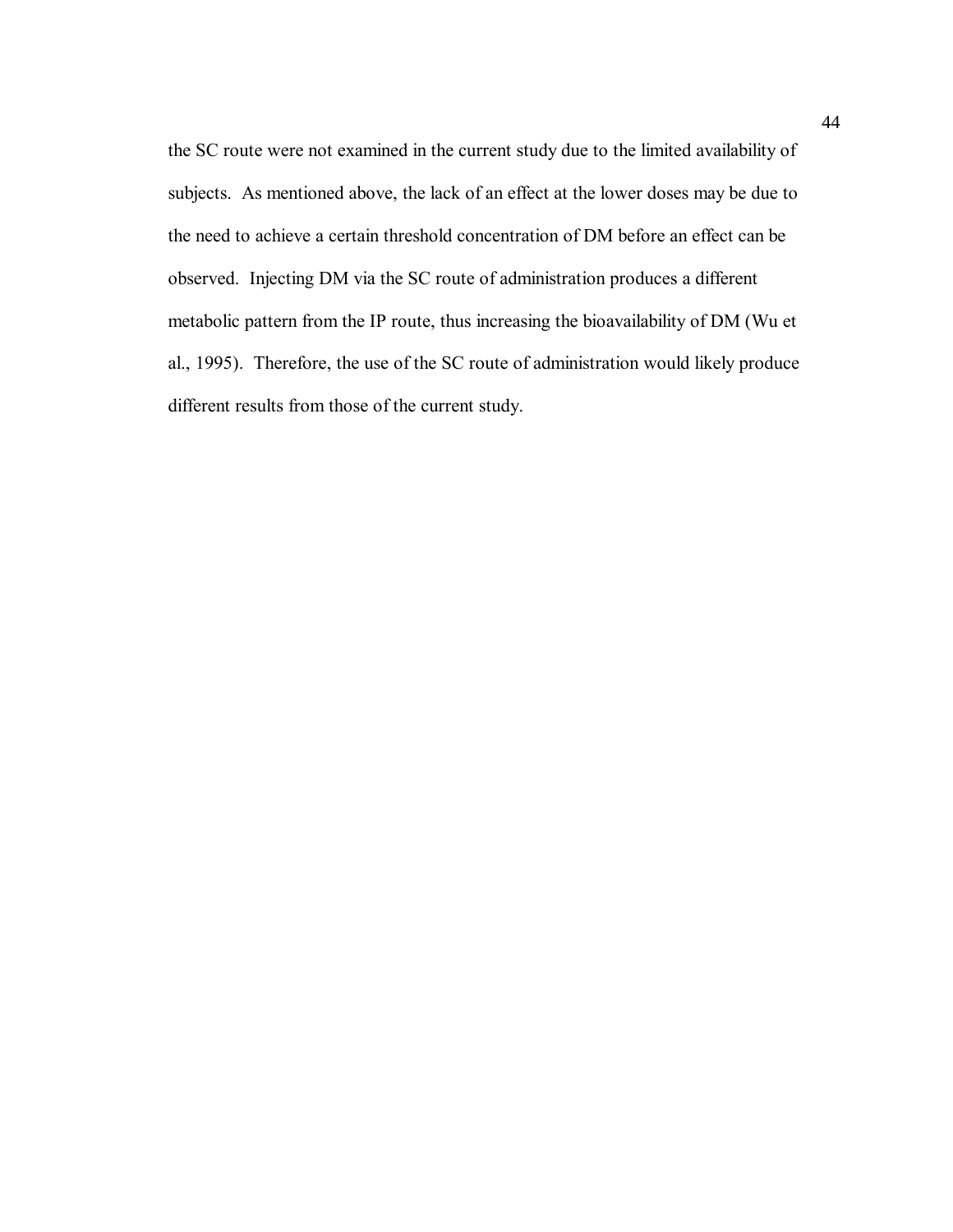the SC route were not examined in the current study due to the limited availability of subjects. As mentioned above, the lack of an effect at the lower doses may be due to the need to achieve a certain threshold concentration of DM before an effect can be observed. Injecting DM via the SC route of administration produces a different metabolic pattern from the IP route, thus increasing the bioavailability of DM (Wu et al., 1995). Therefore, the use of the SC route of administration would likely produce different results from those of the current study.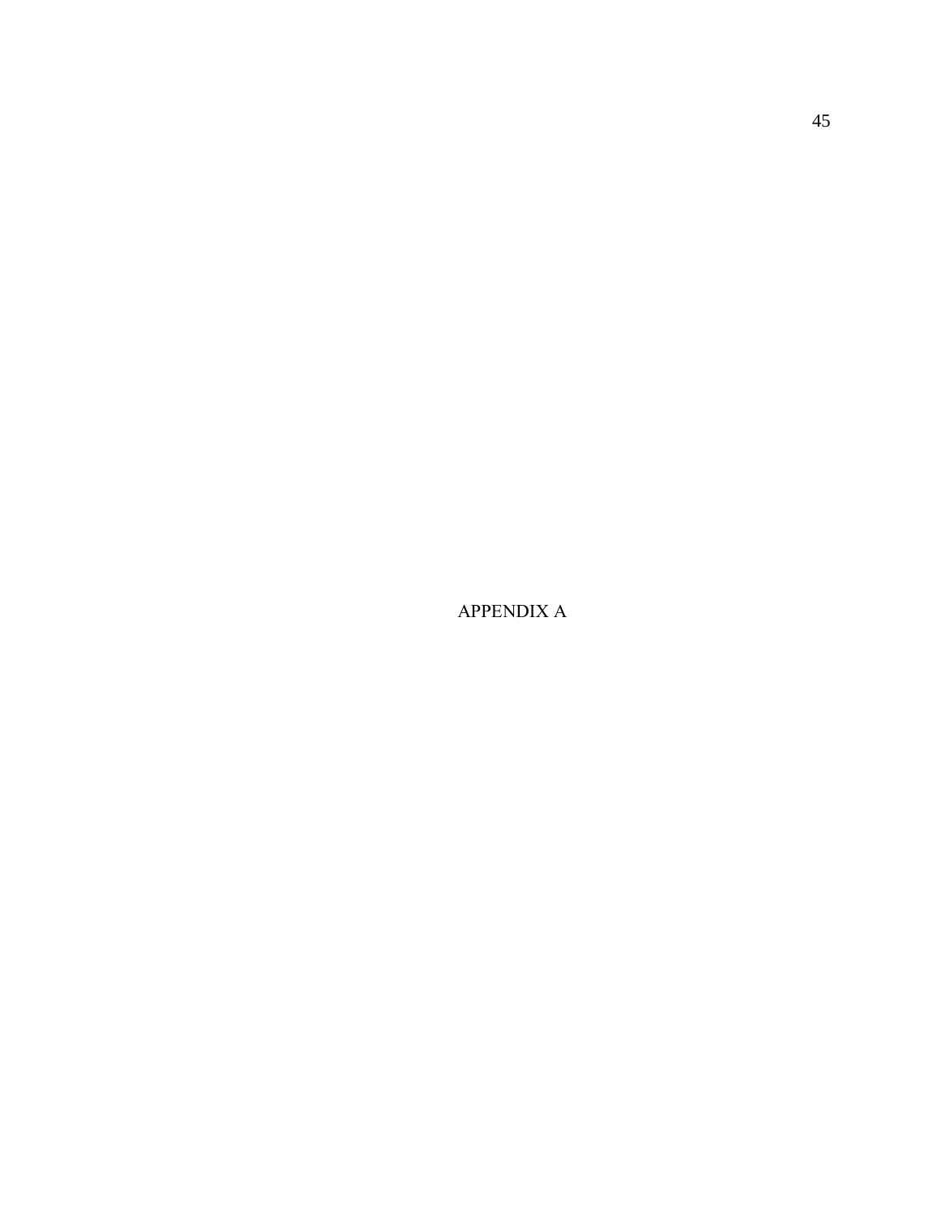# APPENDIX A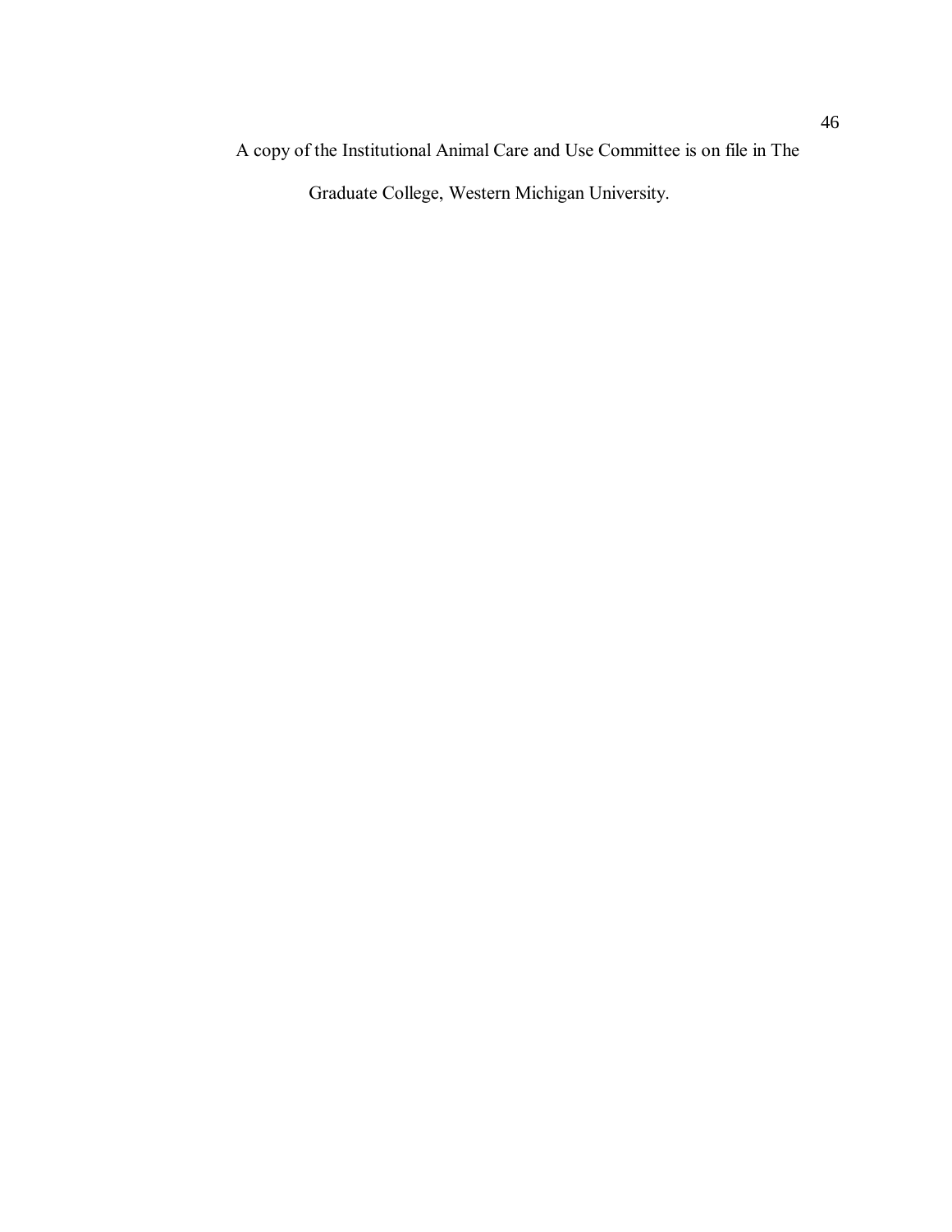A copy of the Institutional Animal Care and Use Committee is on file in The Graduate College, Western Michigan University.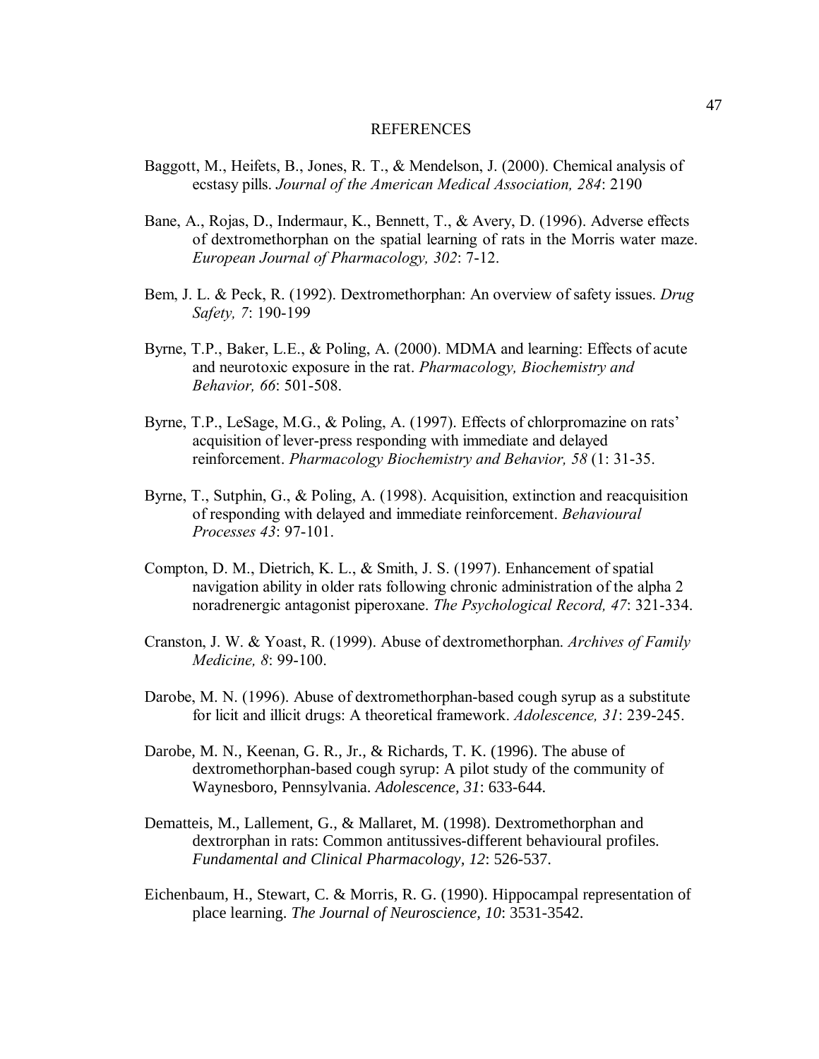# REFERENCES

Baggott, M., Heifets, B., Jones, R. T., & Mendelson, J. (2000). Chemical analysis of ecstasy pills. *Journal of the American Medical Association, 284*: 2190

Bane, A., Rojas, D., Indermaur, K., Bennett, T., & Avery, D. (1996). Adverse effects of dextromethorphan on the spatial learning of rats in the Morris water maze. *European Journal of Pharmacology, 302*: 7-12.

Bem, J. L. & Peck, R. (1992). Dextromethorphan: An overview of safety issues. *Drug Safety, 7*: 190-199

Byrne, T.P., Baker, L.E., & Poling, A. (2000). MDMA and learning: Effects of acute and neurotoxic exposure in the rat. *Pharmacology, Biochemistry and Behavior, 66*: 501-508.

Byrne, T.P., LeSage, M.G., & Poling, A. (1997). Effects of chlorpromazine on rats' acquisition of lever-press responding with immediate and delayed reinforcement. *Pharmacology Biochemistry and Behavior, 58* (1: 31-35.

Byrne, T., Sutphin, G., & Poling, A. (1998). Acquisition, extinction and reacquisition of responding with delayed and immediate reinforcement. *Behavioural Processes 43*: 97-101.

Compton, D. M., Dietrich, K. L., & Smith, J. S. (1997). Enhancement of spatial navigation ability in older rats following chronic administration of the alpha 2 noradrenergic antagonist piperoxane. *The Psychological Record, 47*: 321-334.

Cranston, J. W. & Yoast, R. (1999). Abuse of dextromethorphan. *Archives of Family Medicine, 8*: 99-100.

Darobe, M. N. (1996). Abuse of dextromethorphan-based cough syrup as a substitute for licit and illicit drugs: A theoretical framework. *Adolescence, 31*: 239-245.

Darobe, M. N., Keenan, G. R., Jr., & Richards, T. K. (1996). The abuse of dextromethorphan-based cough syrup: A pilot study of the community of Waynesboro, Pennsylvania. *Adolescence, 31*: 633-644.

Dematteis, M., Lallement, G., & Mallaret, M. (1998). Dextromethorphan and dextrorphan in rats: Common antitussives-different behavioural profiles. *Fundamental and Clinical Pharmacology, 12*: 526-537.

Eichenbaum, H., Stewart, C. & Morris, R. G. (1990). Hippocampal representation of place learning. *The Journal of Neuroscience, 10*: 3531-3542.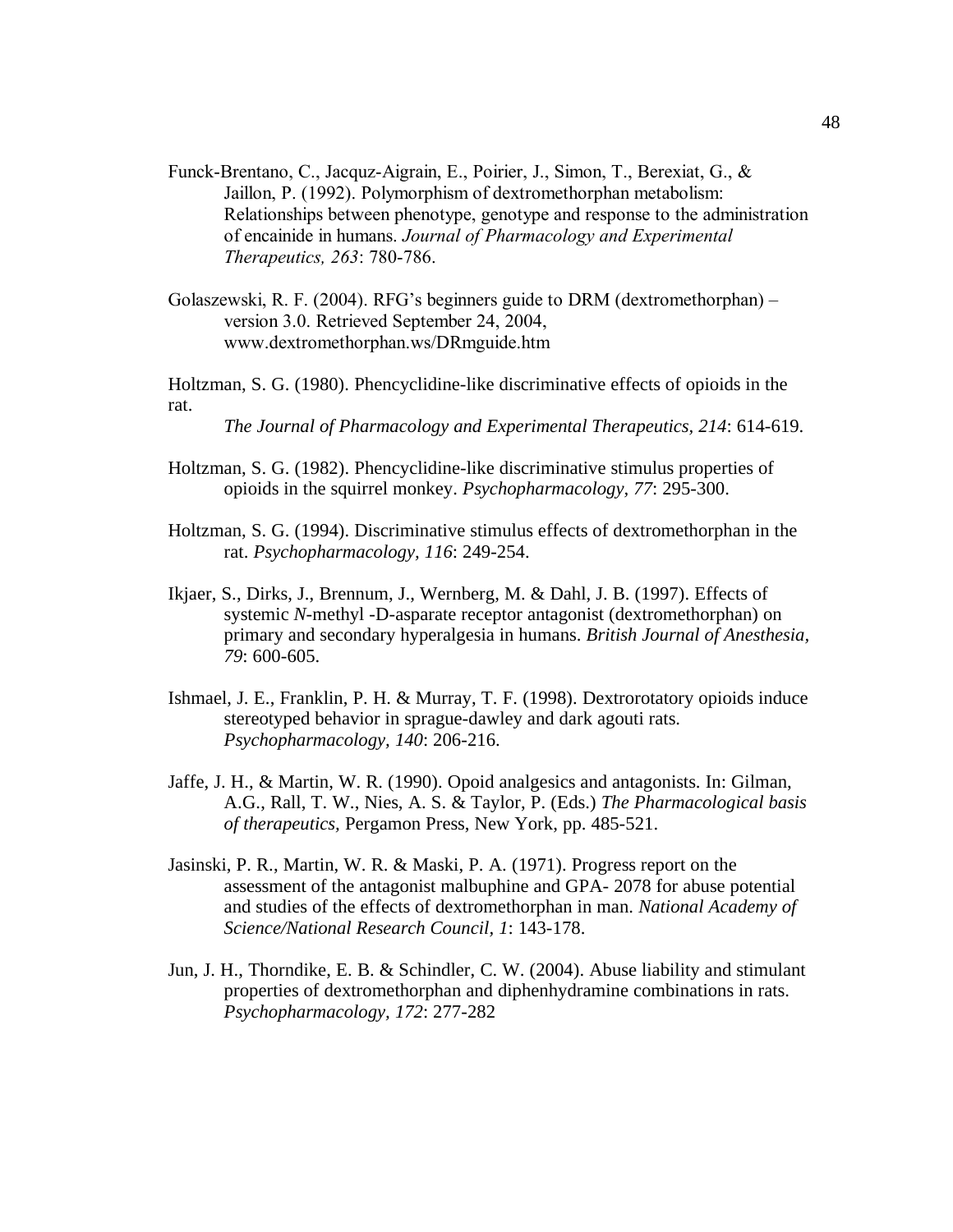Funck-Brentano, C., Jacquz-Aigrain, E., Poirier, J., Simon, T., Berexiat, G., & Jaillon, P. (1992). Polymorphism of dextromethorphan metabolism: Relationships between phenotype, genotype and response to the administration of encainide in humans. *Journal of Pharmacology and Experimental Therapeutics, 263*: 780-786.

Golaszewski, R. F. (2004). RFG's beginners guide to DRM (dextromethorphan) – version 3.0. Retrieved September 24, 2004, www.dextromethorphan.ws/DRmguide.htm

Holtzman, S. G. (1980). Phencyclidine-like discriminative effects of opioids in the rat. *The Journal of Pharmacology and Experimental Therapeutics, 214*: 614-619.

Holtzman, S. G. (1982). Phencyclidine-like discriminative stimulus properties of opioids in the squirrel monkey. *Psychopharmacology, 77*: 295-300.

Holtzman, S. G. (1994). Discriminative stimulus effects of dextromethorphan in the rat. *Psychopharmacology, 116*: 249-254.

Ikjaer, S., Dirks, J., Brennum, J., Wernberg, M. & Dahl, J. B. (1997). Effects of systemic *N*-methyl -D-asparate receptor antagonist (dextromethorphan) on primary and secondary hyperalgesia in humans. *British Journal of Anesthesia, 79*: 600-605.

Ishmael, J. E., Franklin, P. H. & Murray, T. F. (1998). Dextrorotatory opioids induce stereotyped behavior in sprague-dawley and dark agouti rats. *Psychopharmacology, 140*: 206-216.

Jaffe, J. H., & Martin, W. R. (1990). Opoid analgesics and antagonists. In: Gilman, A.G., Rall, T. W., Nies, A. S. & Taylor, P. (Eds.) *The Pharmacological basis of therapeutics,* Pergamon Press, New York, pp. 485-521.

Jasinski, P. R., Martin, W. R. & Maski, P. A. (1971). Progress report on the assessment of the antagonist malbuphine and GPA- 2078 for abuse potential and studies of the effects of dextromethorphan in man. *National Academy of Science/National Research Council, 1*: 143-178.

Jun, J. H., Thorndike, E. B. & Schindler, C. W. (2004). Abuse liability and stimulant properties of dextromethorphan and diphenhydramine combinations in rats. *Psychopharmacology, 172*: 277-282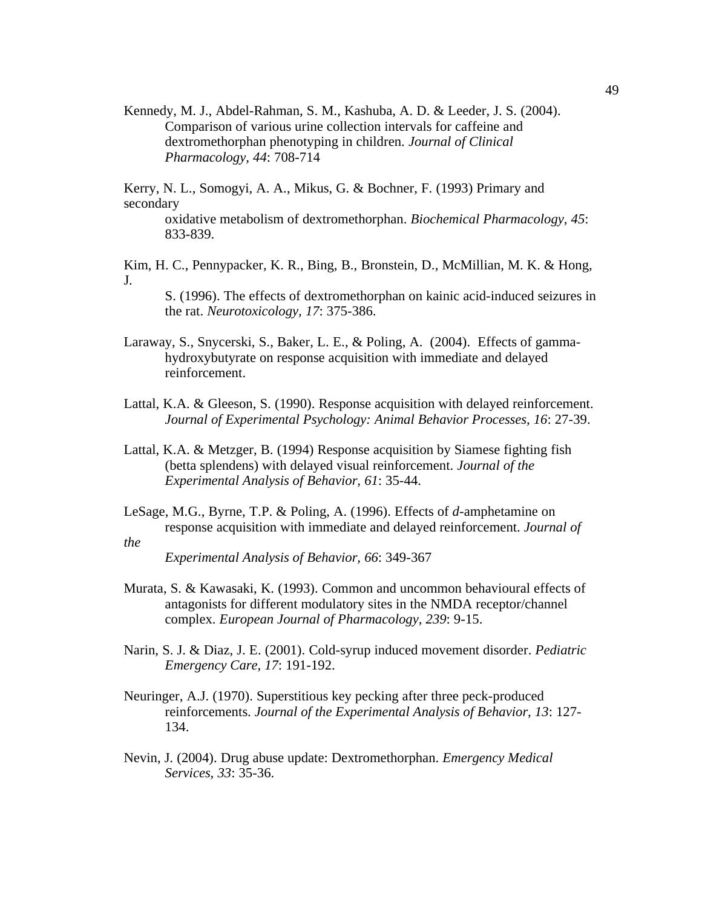Kennedy, M. J., Abdel-Rahman, S. M., Kashuba, A. D. & Leeder, J. S. (2004). Comparison of various urine collection intervals for caffeine and dextromethorphan phenotyping in children. *Journal of Clinical Pharmacology, 44*: 708-714

Kerry, N. L., Somogyi, A. A., Mikus, G. & Bochner, F. (1993) Primary and secondary oxidative metabolism of dextromethorphan. *Biochemical Pharmacology, 45*: 833-839.

Kim, H. C., Pennypacker, K. R., Bing, B., Bronstein, D., McMillian, M. K. & Hong, J. S. (1996). The effects of dextromethorphan on kainic acid-induced seizures in the rat. *Neurotoxicology, 17*: 375-386.

Laraway, S., Snycerski, S., Baker, L. E., & Poling, A. (2004). Effects of gamma-hydroxybutyrate on response acquisition with immediate and delayed reinforcement.

Lattal, K.A. & Gleeson, S. (1990). Response acquisition with delayed reinforcement. *Journal of Experimental Psychology: Animal Behavior Processes, 16*: 27-39.

Lattal, K.A. & Metzger, B. (1994) Response acquisition by Siamese fighting fish (betta splendens) with delayed visual reinforcement. *Journal of the Experimental Analysis of Behavior, 61*: 35-44.

LeSage, M.G., Byrne, T.P. & Poling, A. (1996). Effects of *d*-amphetamine on response acquisition with immediate and delayed reinforcement. *Journal of the Experimental Analysis of Behavior, 66*: 349-367

Murata, S. & Kawasaki, K. (1993). Common and uncommon behavioural effects of antagonists for different modulatory sites in the NMDA receptor/channel complex. *European Journal of Pharmacology, 239*: 9-15.

Narin, S. J. & Diaz, J. E. (2001). Cold-syrup induced movement disorder. *Pediatric Emergency Care, 17*: 191-192.

Neuringer, A.J. (1970). Superstitious key pecking after three peck-produced reinforcements. *Journal of the Experimental Analysis of Behavior, 13*: 127-134.

Nevin, J. (2004). Drug abuse update: Dextromethorphan. *Emergency Medical Services, 33*: 35-36.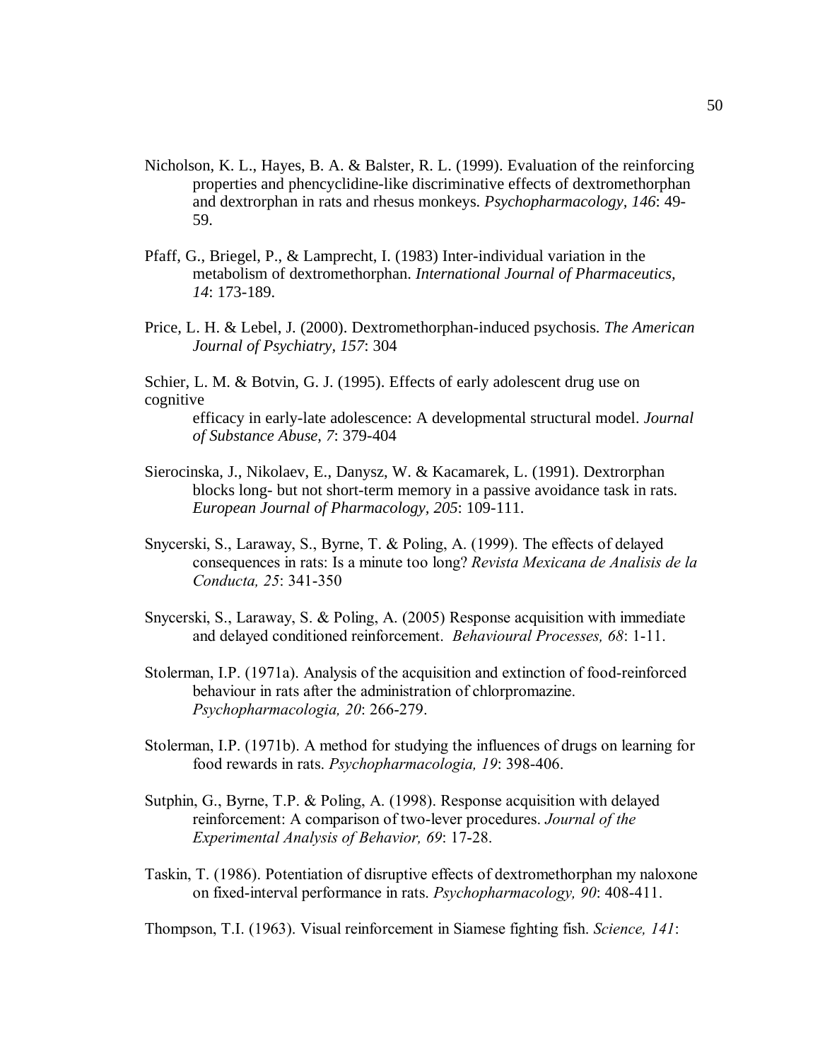Nicholson, K. L., Hayes, B. A. & Balster, R. L. (1999). Evaluation of the reinforcing properties and phencyclidine-like discriminative effects of dextromethorphan and dextrorphan in rats and rhesus monkeys. *Psychopharmacology, 146*: 49-59.

Pfaff, G., Briegel, P., & Lamprecht, I. (1983) Inter-individual variation in the metabolism of dextromethorphan. *International Journal of Pharmaceutics, 14*: 173-189.

Price, L. H. & Lebel, J. (2000). Dextromethorphan-induced psychosis. *The American Journal of Psychiatry, 157*: 304

Schier, L. M. & Botvin, G. J. (1995). Effects of early adolescent drug use on cognitive efficacy in early-late adolescence: A developmental structural model. *Journal of Substance Abuse, 7*: 379-404

Sierocinska, J., Nikolaev, E., Danysz, W. & Kacamarek, L. (1991). Dextrorphan blocks long- but not short-term memory in a passive avoidance task in rats. *European Journal of Pharmacology, 205*: 109-111.

Snycerski, S., Laraway, S., Byrne, T. & Poling, A. (1999). The effects of delayed consequences in rats: Is a minute too long? *Revista Mexicana de Analisis de la Conducta, 25*: 341-350

Snycerski, S., Laraway, S. & Poling, A. (2005) Response acquisition with immediate and delayed conditioned reinforcement. *Behavioural Processes, 68*: 1-11.

Stolerman, I.P. (1971a). Analysis of the acquisition and extinction of food-reinforced behaviour in rats after the administration of chlorpromazine. *Psychopharmacologia, 20*: 266-279.

Stolerman, I.P. (1971b). A method for studying the influences of drugs on learning for food rewards in rats. *Psychopharmacologia, 19*: 398-406.

Sutphin, G., Byrne, T.P. & Poling, A. (1998). Response acquisition with delayed reinforcement: A comparison of two-lever procedures. *Journal of the Experimental Analysis of Behavior, 69*: 17-28.

Taskin, T. (1986). Potentiation of disruptive effects of dextromethorphan my naloxone on fixed-interval performance in rats. *Psychopharmacology, 90*: 408-411.

Thompson, T.I. (1963). Visual reinforcement in Siamese fighting fish. *Science, 141*: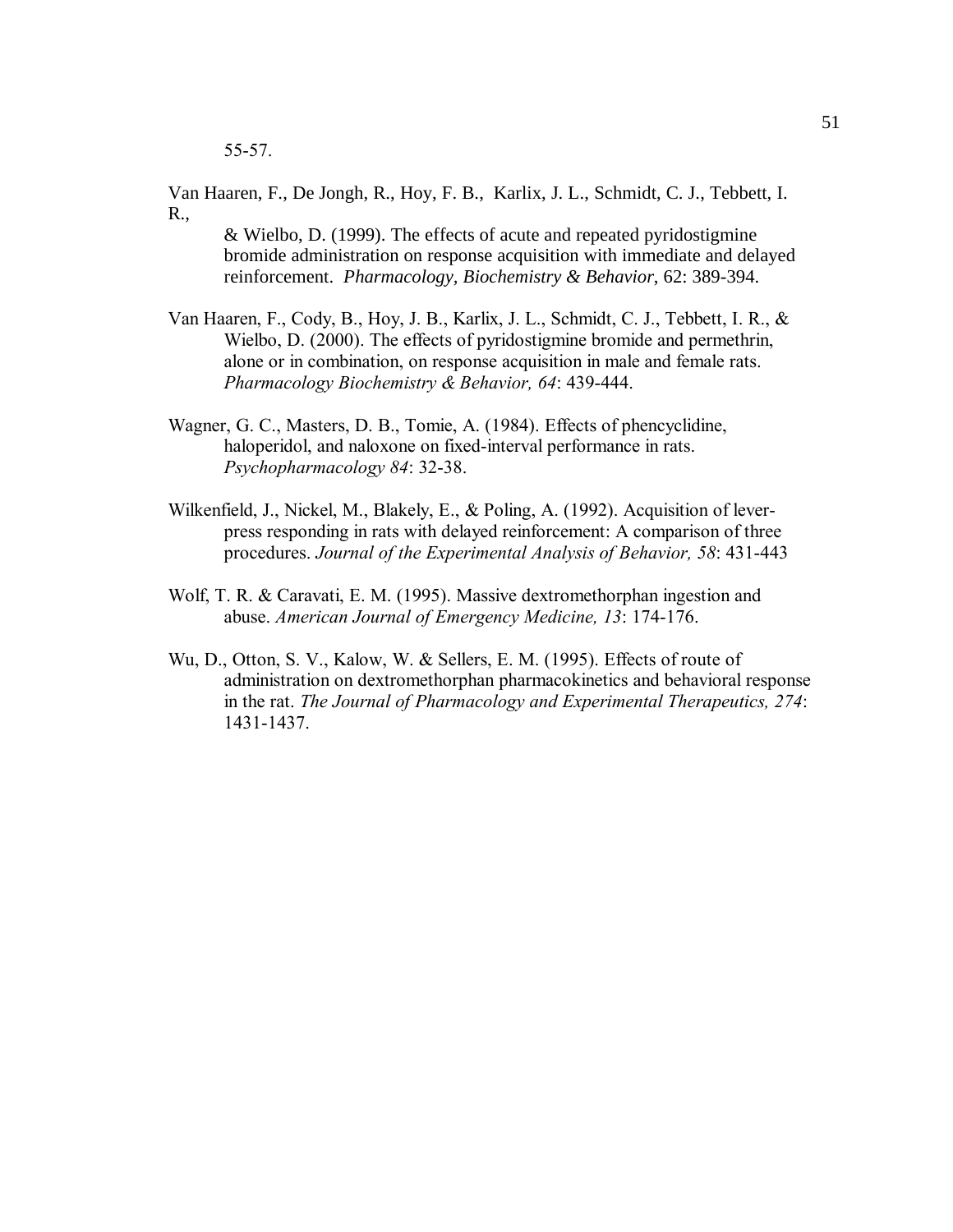55-57.

Van Haaren, F., De Jongh, R., Hoy, F. B., Karlix, J. L., Schmidt, C. J., Tebbett, I. R., & Wielbo, D. (1999). The effects of acute and repeated pyridostigmine bromide administration on response acquisition with immediate and delayed reinforcement. *Pharmacology, Biochemistry & Behavior*, 62: 389-394.

Van Haaren, F., Cody, B., Hoy, J. B., Karlix, J. L., Schmidt, C. J., Tebbett, I. R., & Wielbo, D. (2000). The effects of pyridostigmine bromide and permethrin, alone or in combination, on response acquisition in male and female rats. *Pharmacology Biochemistry & Behavior, 64*: 439-444.

Wagner, G. C., Masters, D. B., Tomie, A. (1984). Effects of phencyclidine, haloperidol, and naloxone on fixed-interval performance in rats. *Psychopharmacology 84*: 32-38.

Wilkenfield, J., Nickel, M., Blakely, E., & Poling, A. (1992). Acquisition of lever-press responding in rats with delayed reinforcement: A comparison of three procedures. *Journal of the Experimental Analysis of Behavior, 58*: 431-443

Wolf, T. R. & Caravati, E. M. (1995). Massive dextromethorphan ingestion and abuse. *American Journal of Emergency Medicine, 13*: 174-176.

Wu, D., Otton, S. V., Kalow, W. & Sellers, E. M. (1995). Effects of route of administration on dextromethorphan pharmacokinetics and behavioral response in the rat. *The Journal of Pharmacology and Experimental Therapeutics, 274*: 1431-1437.